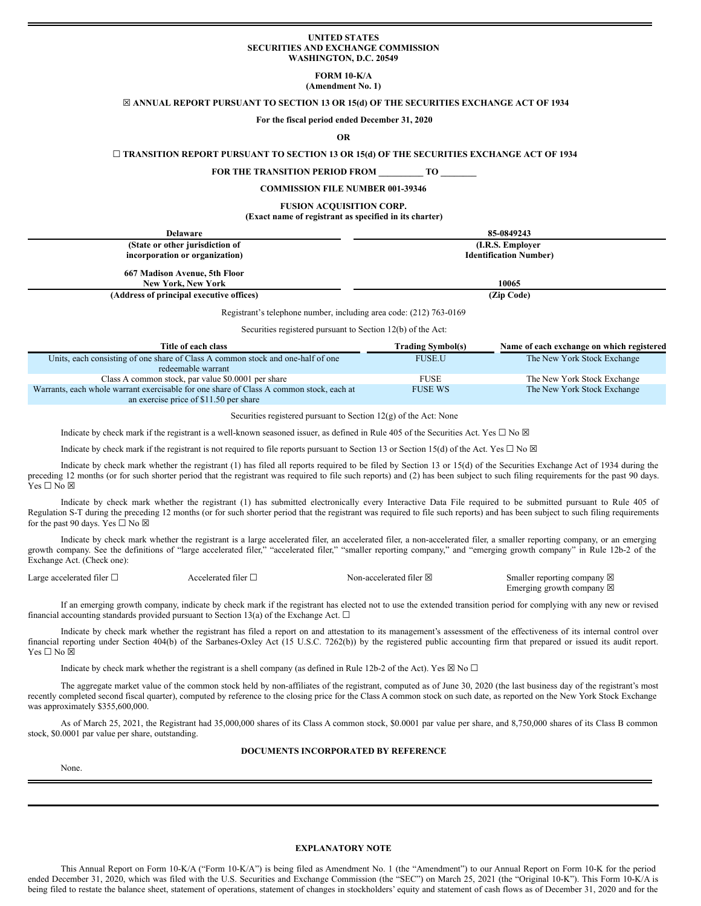**UNITED STATES**
**SECURITIES AND EXCHANGE COMMISSION**
**WASHINGTON, D.C. 20549**

**FORM 10-K/A**
**(Amendment No. 1)**

☒ **ANNUAL REPORT PURSUANT TO SECTION 13 OR 15(d) OF THE SECURITIES EXCHANGE ACT OF 1934**

**For the fiscal period ended December 31, 2020**

**OR**

☐ **TRANSITION REPORT PURSUANT TO SECTION 13 OR 15(d) OF THE SECURITIES EXCHANGE ACT OF 1934**

**FOR THE TRANSITION PERIOD FROM \_\_\_\_\_\_\_\_\_ TO \_\_\_\_\_\_\_**

**COMMISSION FILE NUMBER 001-39346**

**FUSION ACQUISITION CORP.**
**(Exact name of registrant as specified in its charter)**

| Delaware | 85-0849243 |
|---|---|
| **(State or other jurisdiction of incorporation or organization)** | **(I.R.S. Employer Identification Number)** |
| **667 Madison Avenue, 5th Floor New York, New York** | **10065** |
| **(Address of principal executive offices)** | **(Zip Code)** |

Registrant's telephone number, including area code: (212) 763-0169

Securities registered pursuant to Section 12(b) of the Act:

| Title of each class | Trading Symbol(s) | Name of each exchange on which registered |
|---|---|---|
| Units, each consisting of one share of Class A common stock and one-half of one redeemable warrant | FUSE.U | The New York Stock Exchange |
| Class A common stock, par value $0.0001 per share | FUSE | The New York Stock Exchange |
| Warrants, each whole warrant exercisable for one share of Class A common stock, each at an exercise price of $11.50 per share | FUSE WS | The New York Stock Exchange |

Securities registered pursuant to Section 12(g) of the Act: None

Indicate by check mark if the registrant is a well-known seasoned issuer, as defined in Rule 405 of the Securities Act. Yes ☐ No ☒

Indicate by check mark if the registrant is not required to file reports pursuant to Section 13 or Section 15(d) of the Act. Yes ☐ No ☒

Indicate by check mark whether the registrant (1) has filed all reports required to be filed by Section 13 or 15(d) of the Securities Exchange Act of 1934 during the preceding 12 months (or for such shorter period that the registrant was required to file such reports) and (2) has been subject to such filing requirements for the past 90 days. Yes ☐ No ☒

Indicate by check mark whether the registrant (1) has submitted electronically every Interactive Data File required to be submitted pursuant to Rule 405 of Regulation S-T during the preceding 12 months (or for such shorter period that the registrant was required to file such reports) and has been subject to such filing requirements for the past 90 days. Yes ☐ No ☒

Indicate by check mark whether the registrant is a large accelerated filer, an accelerated filer, a non-accelerated filer, a smaller reporting company, or an emerging growth company. See the definitions of "large accelerated filer," "accelerated filer," "smaller reporting company," and "emerging growth company" in Rule 12b-2 of the Exchange Act. (Check one):

| | | | |
|---|---|---|---|
| Large accelerated filer ☐ | Accelerated filer ☐ | Non-accelerated filer ☒ | Smaller reporting company ☒ |
| | | | Emerging growth company ☒ |

If an emerging growth company, indicate by check mark if the registrant has elected not to use the extended transition period for complying with any new or revised financial accounting standards provided pursuant to Section 13(a) of the Exchange Act. ☐

Indicate by check mark whether the registrant has filed a report on and attestation to its management's assessment of the effectiveness of its internal control over financial reporting under Section 404(b) of the Sarbanes-Oxley Act (15 U.S.C. 7262(b)) by the registered public accounting firm that prepared or issued its audit report. Yes ☐ No ☒

Indicate by check mark whether the registrant is a shell company (as defined in Rule 12b-2 of the Act). Yes ☒ No ☐

The aggregate market value of the common stock held by non-affiliates of the registrant, computed as of June 30, 2020 (the last business day of the registrant's most recently completed second fiscal quarter), computed by reference to the closing price for the Class A common stock on such date, as reported on the New York Stock Exchange was approximately $355,600,000.

As of March 25, 2021, the Registrant had 35,000,000 shares of its Class A common stock, $0.0001 par value per share, and 8,750,000 shares of its Class B common stock, $0.0001 par value per share, outstanding.

**DOCUMENTS INCORPORATED BY REFERENCE**

None.

**EXPLANATORY NOTE**

This Annual Report on Form 10-K/A ("Form 10-K/A") is being filed as Amendment No. 1 (the "Amendment") to our Annual Report on Form 10-K for the period ended December 31, 2020, which was filed with the U.S. Securities and Exchange Commission (the "SEC") on March 25, 2021 (the "Original 10-K"). This Form 10-K/A is being filed to restate the balance sheet, statement of operations, statement of changes in stockholders' equity and statement of cash flows as of December 31, 2020 and for the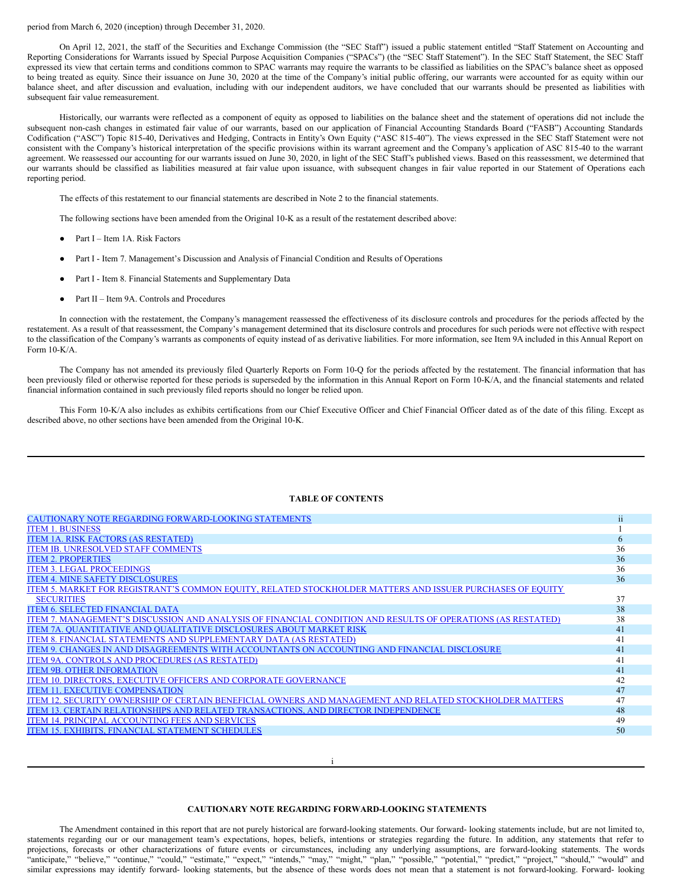period from March 6, 2020 (inception) through December 31, 2020.

On April 12, 2021, the staff of the Securities and Exchange Commission (the "SEC Staff") issued a public statement entitled "Staff Statement on Accounting and Reporting Considerations for Warrants issued by Special Purpose Acquisition Companies ("SPACs") (the "SEC Staff Statement"). In the SEC Staff Statement, the SEC Staff expressed its view that certain terms and conditions common to SPAC warrants may require the warrants to be classified as liabilities on the SPAC's balance sheet as opposed to being treated as equity. Since their issuance on June 30, 2020 at the time of the Company's initial public offering, our warrants were accounted for as equity within our balance sheet, and after discussion and evaluation, including with our independent auditors, we have concluded that our warrants should be presented as liabilities with subsequent fair value remeasurement.

Historically, our warrants were reflected as a component of equity as opposed to liabilities on the balance sheet and the statement of operations did not include the subsequent non-cash changes in estimated fair value of our warrants, based on our application of Financial Accounting Standards Board ("FASB") Accounting Standards Codification ("ASC") Topic 815-40, Derivatives and Hedging, Contracts in Entity's Own Equity ("ASC 815-40"). The views expressed in the SEC Staff Statement were not consistent with the Company's historical interpretation of the specific provisions within its warrant agreement and the Company's application of ASC 815-40 to the warrant agreement. We reassessed our accounting for our warrants issued on June 30, 2020, in light of the SEC Staff's published views. Based on this reassessment, we determined that our warrants should be classified as liabilities measured at fair value upon issuance, with subsequent changes in fair value reported in our Statement of Operations each reporting period.

The effects of this restatement to our financial statements are described in Note 2 to the financial statements.

The following sections have been amended from the Original 10-K as a result of the restatement described above:

- Part I – Item 1A. Risk Factors
- Part I - Item 7. Management's Discussion and Analysis of Financial Condition and Results of Operations
- Part I - Item 8. Financial Statements and Supplementary Data
- Part II – Item 9A. Controls and Procedures

In connection with the restatement, the Company's management reassessed the effectiveness of its disclosure controls and procedures for the periods affected by the restatement. As a result of that reassessment, the Company's management determined that its disclosure controls and procedures for such periods were not effective with respect to the classification of the Company's warrants as components of equity instead of as derivative liabilities. For more information, see Item 9A included in this Annual Report on Form 10-K/A.

The Company has not amended its previously filed Quarterly Reports on Form 10-Q for the periods affected by the restatement. The financial information that has been previously filed or otherwise reported for these periods is superseded by the information in this Annual Report on Form 10-K/A, and the financial statements and related financial information contained in such previously filed reports should no longer be relied upon.

This Form 10-K/A also includes as exhibits certifications from our Chief Executive Officer and Chief Financial Officer dated as of the date of this filing. Except as described above, no other sections have been amended from the Original 10-K.

## TABLE OF CONTENTS

| | |
|---|---|
| CAUTIONARY NOTE REGARDING FORWARD-LOOKING STATEMENTS | ii |
| ITEM 1. BUSINESS | 1 |
| ITEM 1A. RISK FACTORS (AS RESTATED) | 6 |
| ITEM IB. UNRESOLVED STAFF COMMENTS | 36 |
| ITEM 2. PROPERTIES | 36 |
| ITEM 3. LEGAL PROCEEDINGS | 36 |
| ITEM 4. MINE SAFETY DISCLOSURES | 36 |
| ITEM 5. MARKET FOR REGISTRANT'S COMMON EQUITY, RELATED STOCKHOLDER MATTERS AND ISSUER PURCHASES OF EQUITY SECURITIES | 37 |
| ITEM 6. SELECTED FINANCIAL DATA | 38 |
| ITEM 7. MANAGEMENT'S DISCUSSION AND ANALYSIS OF FINANCIAL CONDITION AND RESULTS OF OPERATIONS (AS RESTATED) | 38 |
| ITEM 7A. QUANTITATIVE AND QUALITATIVE DISCLOSURES ABOUT MARKET RISK | 41 |
| ITEM 8. FINANCIAL STATEMENTS AND SUPPLEMENTARY DATA (AS RESTATED) | 41 |
| ITEM 9. CHANGES IN AND DISAGREEMENTS WITH ACCOUNTANTS ON ACCOUNTING AND FINANCIAL DISCLOSURE | 41 |
| ITEM 9A. CONTROLS AND PROCEDURES (AS RESTATED) | 41 |
| ITEM 9B. OTHER INFORMATION | 41 |
| ITEM 10. DIRECTORS, EXECUTIVE OFFICERS AND CORPORATE GOVERNANCE | 42 |
| ITEM 11. EXECUTIVE COMPENSATION | 47 |
| ITEM 12. SECURITY OWNERSHIP OF CERTAIN BENEFICIAL OWNERS AND MANAGEMENT AND RELATED STOCKHOLDER MATTERS | 47 |
| ITEM 13. CERTAIN RELATIONSHIPS AND RELATED TRANSACTIONS, AND DIRECTOR INDEPENDENCE | 48 |
| ITEM 14. PRINCIPAL ACCOUNTING FEES AND SERVICES | 49 |
| ITEM 15. EXHIBITS, FINANCIAL STATEMENT SCHEDULES | 50 |

## CAUTIONARY NOTE REGARDING FORWARD-LOOKING STATEMENTS

The Amendment contained in this report that are not purely historical are forward-looking statements. Our forward- looking statements include, but are not limited to, statements regarding our or our management team's expectations, hopes, beliefs, intentions or strategies regarding the future. In addition, any statements that refer to projections, forecasts or other characterizations of future events or circumstances, including any underlying assumptions, are forward-looking statements. The words "anticipate," "believe," "continue," "could," "estimate," "expect," "intends," "may," "might," "plan," "possible," "potential," "predict," "project," "should," "would" and similar expressions may identify forward- looking statements, but the absence of these words does not mean that a statement is not forward-looking. Forward- looking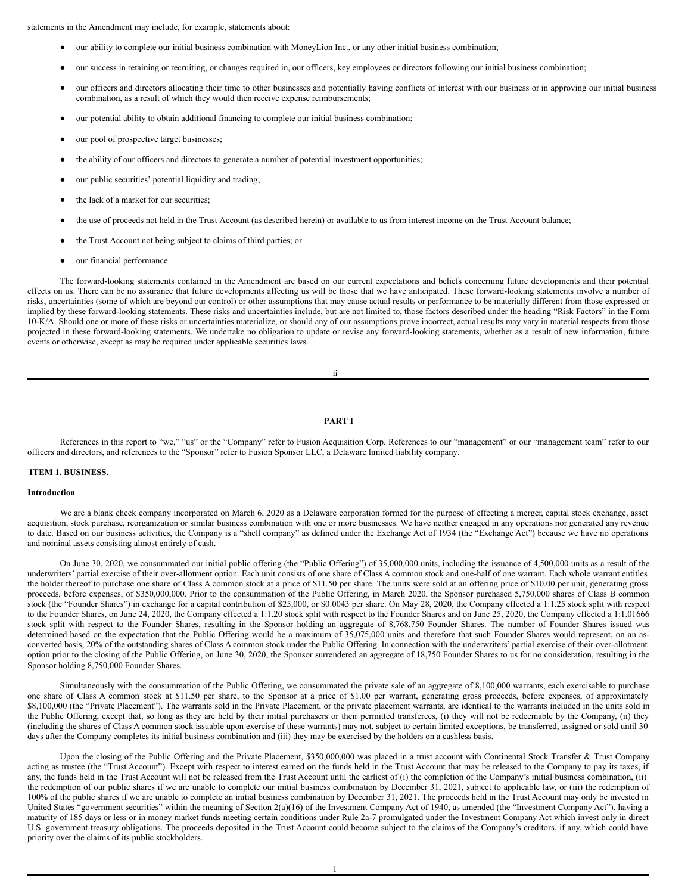statements in the Amendment may include, for example, statements about:

- our ability to complete our initial business combination with MoneyLion Inc., or any other initial business combination;
- our success in retaining or recruiting, or changes required in, our officers, key employees or directors following our initial business combination;
- our officers and directors allocating their time to other businesses and potentially having conflicts of interest with our business or in approving our initial business combination, as a result of which they would then receive expense reimbursements;
- our potential ability to obtain additional financing to complete our initial business combination;
- our pool of prospective target businesses;
- the ability of our officers and directors to generate a number of potential investment opportunities;
- our public securities' potential liquidity and trading;
- the lack of a market for our securities;
- the use of proceeds not held in the Trust Account (as described herein) or available to us from interest income on the Trust Account balance;
- the Trust Account not being subject to claims of third parties; or
- our financial performance.

The forward-looking statements contained in the Amendment are based on our current expectations and beliefs concerning future developments and their potential effects on us. There can be no assurance that future developments affecting us will be those that we have anticipated. These forward-looking statements involve a number of risks, uncertainties (some of which are beyond our control) or other assumptions that may cause actual results or performance to be materially different from those expressed or implied by these forward-looking statements. These risks and uncertainties include, but are not limited to, those factors described under the heading "Risk Factors" in the Form 10-K/A. Should one or more of these risks or uncertainties materialize, or should any of our assumptions prove incorrect, actual results may vary in material respects from those projected in these forward-looking statements. We undertake no obligation to update or revise any forward-looking statements, whether as a result of new information, future events or otherwise, except as may be required under applicable securities laws.

# PART I

References in this report to "we," "us" or the "Company" refer to Fusion Acquisition Corp. References to our "management" or our "management team" refer to our officers and directors, and references to the "Sponsor" refer to Fusion Sponsor LLC, a Delaware limited liability company.

## ITEM 1. BUSINESS.

### Introduction

We are a blank check company incorporated on March 6, 2020 as a Delaware corporation formed for the purpose of effecting a merger, capital stock exchange, asset acquisition, stock purchase, reorganization or similar business combination with one or more businesses. We have neither engaged in any operations nor generated any revenue to date. Based on our business activities, the Company is a "shell company" as defined under the Exchange Act of 1934 (the "Exchange Act") because we have no operations and nominal assets consisting almost entirely of cash.

On June 30, 2020, we consummated our initial public offering (the "Public Offering") of 35,000,000 units, including the issuance of 4,500,000 units as a result of the underwriters' partial exercise of their over-allotment option. Each unit consists of one share of Class A common stock and one-half of one warrant. Each whole warrant entitles the holder thereof to purchase one share of Class A common stock at a price of \$11.50 per share. The units were sold at an offering price of \$10.00 per unit, generating gross proceeds, before expenses, of \$350,000,000. Prior to the consummation of the Public Offering, in March 2020, the Sponsor purchased 5,750,000 shares of Class B common stock (the "Founder Shares") in exchange for a capital contribution of \$25,000, or \$0.0043 per share. On May 28, 2020, the Company effected a 1:1.25 stock split with respect to the Founder Shares, on June 24, 2020, the Company effected a 1:1.20 stock split with respect to the Founder Shares and on June 25, 2020, the Company effected a 1:1.01666 stock split with respect to the Founder Shares, resulting in the Sponsor holding an aggregate of 8,768,750 Founder Shares. The number of Founder Shares issued was determined based on the expectation that the Public Offering would be a maximum of 35,075,000 units and therefore that such Founder Shares would represent, on an as-converted basis, 20% of the outstanding shares of Class A common stock under the Public Offering. In connection with the underwriters' partial exercise of their over-allotment option prior to the closing of the Public Offering, on June 30, 2020, the Sponsor surrendered an aggregate of 18,750 Founder Shares to us for no consideration, resulting in the Sponsor holding 8,750,000 Founder Shares.

Simultaneously with the consummation of the Public Offering, we consummated the private sale of an aggregate of 8,100,000 warrants, each exercisable to purchase one share of Class A common stock at \$11.50 per share, to the Sponsor at a price of \$1.00 per warrant, generating gross proceeds, before expenses, of approximately \$8,100,000 (the "Private Placement"). The warrants sold in the Private Placement, or the private placement warrants, are identical to the warrants included in the units sold in the Public Offering, except that, so long as they are held by their initial purchasers or their permitted transferees, (i) they will not be redeemable by the Company, (ii) they (including the shares of Class A common stock issuable upon exercise of these warrants) may not, subject to certain limited exceptions, be transferred, assigned or sold until 30 days after the Company completes its initial business combination and (iii) they may be exercised by the holders on a cashless basis.

Upon the closing of the Public Offering and the Private Placement, \$350,000,000 was placed in a trust account with Continental Stock Transfer & Trust Company acting as trustee (the "Trust Account"). Except with respect to interest earned on the funds held in the Trust Account that may be released to the Company to pay its taxes, if any, the funds held in the Trust Account will not be released from the Trust Account until the earliest of (i) the completion of the Company's initial business combination, (ii) the redemption of our public shares if we are unable to complete our initial business combination by December 31, 2021, subject to applicable law, or (iii) the redemption of 100% of the public shares if we are unable to complete an initial business combination by December 31, 2021. The proceeds held in the Trust Account may only be invested in United States "government securities" within the meaning of Section 2(a)(16) of the Investment Company Act of 1940, as amended (the "Investment Company Act"), having a maturity of 185 days or less or in money market funds meeting certain conditions under Rule 2a-7 promulgated under the Investment Company Act which invest only in direct U.S. government treasury obligations. The proceeds deposited in the Trust Account could become subject to the claims of the Company's creditors, if any, which could have priority over the claims of its public stockholders.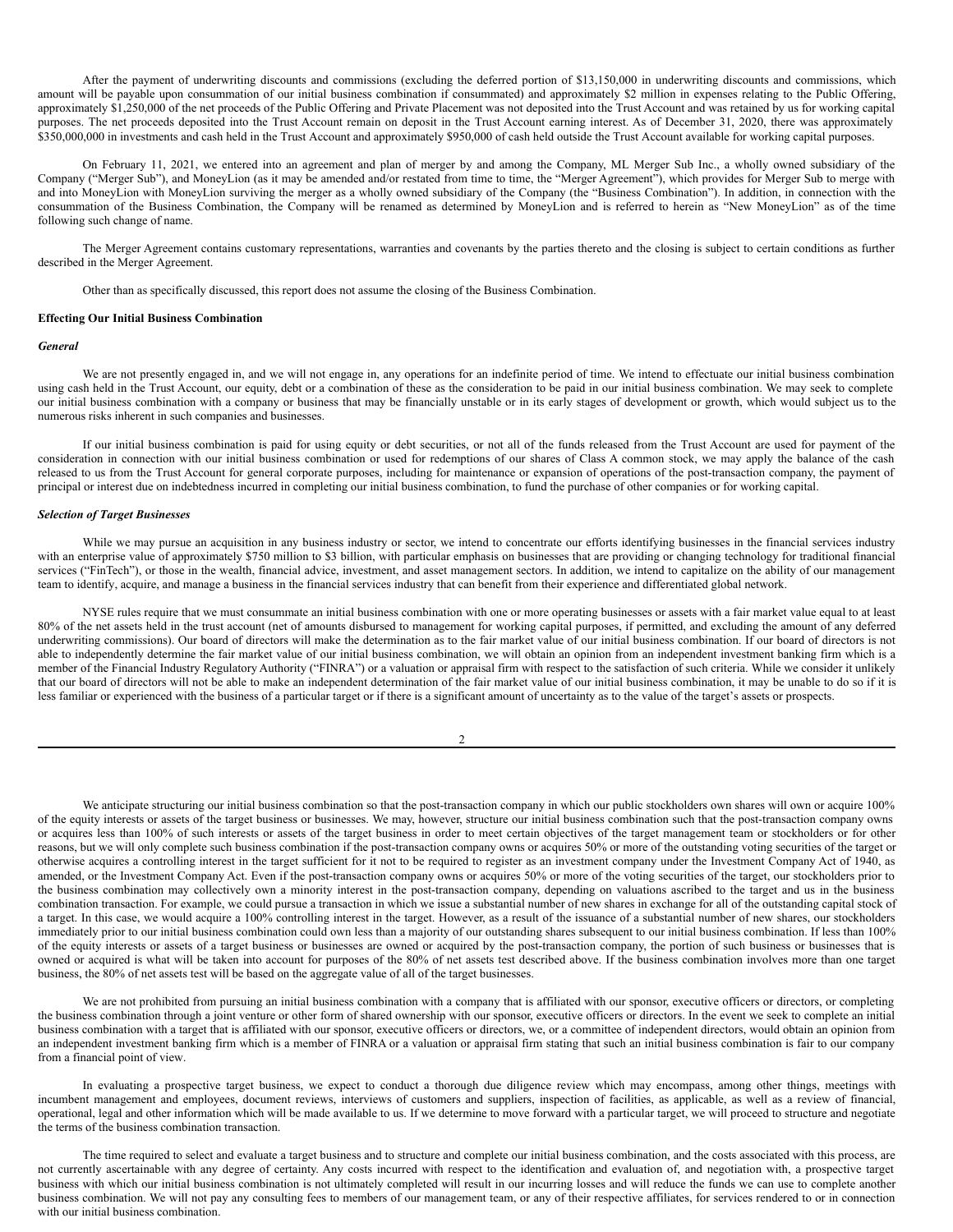After the payment of underwriting discounts and commissions (excluding the deferred portion of $13,150,000 in underwriting discounts and commissions, which amount will be payable upon consummation of our initial business combination if consummated) and approximately $2 million in expenses relating to the Public Offering, approximately $1,250,000 of the net proceeds of the Public Offering and Private Placement was not deposited into the Trust Account and was retained by us for working capital purposes. The net proceeds deposited into the Trust Account remain on deposit in the Trust Account earning interest. As of December 31, 2020, there was approximately $350,000,000 in investments and cash held in the Trust Account and approximately $950,000 of cash held outside the Trust Account available for working capital purposes.

On February 11, 2021, we entered into an agreement and plan of merger by and among the Company, ML Merger Sub Inc., a wholly owned subsidiary of the Company ("Merger Sub"), and MoneyLion (as it may be amended and/or restated from time to time, the "Merger Agreement"), which provides for Merger Sub to merge with and into MoneyLion with MoneyLion surviving the merger as a wholly owned subsidiary of the Company (the "Business Combination"). In addition, in connection with the consummation of the Business Combination, the Company will be renamed as determined by MoneyLion and is referred to herein as "New MoneyLion" as of the time following such change of name.

The Merger Agreement contains customary representations, warranties and covenants by the parties thereto and the closing is subject to certain conditions as further described in the Merger Agreement.

Other than as specifically discussed, this report does not assume the closing of the Business Combination.

**Effecting Our Initial Business Combination**

***General***

We are not presently engaged in, and we will not engage in, any operations for an indefinite period of time. We intend to effectuate our initial business combination using cash held in the Trust Account, our equity, debt or a combination of these as the consideration to be paid in our initial business combination. We may seek to complete our initial business combination with a company or business that may be financially unstable or in its early stages of development or growth, which would subject us to the numerous risks inherent in such companies and businesses.

If our initial business combination is paid for using equity or debt securities, or not all of the funds released from the Trust Account are used for payment of the consideration in connection with our initial business combination or used for redemptions of our shares of Class A common stock, we may apply the balance of the cash released to us from the Trust Account for general corporate purposes, including for maintenance or expansion of operations of the post-transaction company, the payment of principal or interest due on indebtedness incurred in completing our initial business combination, to fund the purchase of other companies or for working capital.

***Selection of Target Businesses***

While we may pursue an acquisition in any business industry or sector, we intend to concentrate our efforts identifying businesses in the financial services industry with an enterprise value of approximately $750 million to $3 billion, with particular emphasis on businesses that are providing or changing technology for traditional financial services ("FinTech"), or those in the wealth, financial advice, investment, and asset management sectors. In addition, we intend to capitalize on the ability of our management team to identify, acquire, and manage a business in the financial services industry that can benefit from their experience and differentiated global network.

NYSE rules require that we must consummate an initial business combination with one or more operating businesses or assets with a fair market value equal to at least 80% of the net assets held in the trust account (net of amounts disbursed to management for working capital purposes, if permitted, and excluding the amount of any deferred underwriting commissions). Our board of directors will make the determination as to the fair market value of our initial business combination. If our board of directors is not able to independently determine the fair market value of our initial business combination, we will obtain an opinion from an independent investment banking firm which is a member of the Financial Industry Regulatory Authority ("FINRA") or a valuation or appraisal firm with respect to the satisfaction of such criteria. While we consider it unlikely that our board of directors will not be able to make an independent determination of the fair market value of our initial business combination, it may be unable to do so if it is less familiar or experienced with the business of a particular target or if there is a significant amount of uncertainty as to the value of the target's assets or prospects.

We anticipate structuring our initial business combination so that the post-transaction company in which our public stockholders own shares will own or acquire 100% of the equity interests or assets of the target business or businesses. We may, however, structure our initial business combination such that the post-transaction company owns or acquires less than 100% of such interests or assets of the target business in order to meet certain objectives of the target management team or stockholders or for other reasons, but we will only complete such business combination if the post-transaction company owns or acquires 50% or more of the outstanding voting securities of the target or otherwise acquires a controlling interest in the target sufficient for it not to be required to register as an investment company under the Investment Company Act of 1940, as amended, or the Investment Company Act. Even if the post-transaction company owns or acquires 50% or more of the voting securities of the target, our stockholders prior to the business combination may collectively own a minority interest in the post-transaction company, depending on valuations ascribed to the target and us in the business combination transaction. For example, we could pursue a transaction in which we issue a substantial number of new shares in exchange for all of the outstanding capital stock of a target. In this case, we would acquire a 100% controlling interest in the target. However, as a result of the issuance of a substantial number of new shares, our stockholders immediately prior to our initial business combination could own less than a majority of our outstanding shares subsequent to our initial business combination. If less than 100% of the equity interests or assets of a target business or businesses are owned or acquired by the post-transaction company, the portion of such business or businesses that is owned or acquired is what will be taken into account for purposes of the 80% of net assets test described above. If the business combination involves more than one target business, the 80% of net assets test will be based on the aggregate value of all of the target businesses.

We are not prohibited from pursuing an initial business combination with a company that is affiliated with our sponsor, executive officers or directors, or completing the business combination through a joint venture or other form of shared ownership with our sponsor, executive officers or directors. In the event we seek to complete an initial business combination with a target that is affiliated with our sponsor, executive officers or directors, we, or a committee of independent directors, would obtain an opinion from an independent investment banking firm which is a member of FINRA or a valuation or appraisal firm stating that such an initial business combination is fair to our company from a financial point of view.

In evaluating a prospective target business, we expect to conduct a thorough due diligence review which may encompass, among other things, meetings with incumbent management and employees, document reviews, interviews of customers and suppliers, inspection of facilities, as applicable, as well as a review of financial, operational, legal and other information which will be made available to us. If we determine to move forward with a particular target, we will proceed to structure and negotiate the terms of the business combination transaction.

The time required to select and evaluate a target business and to structure and complete our initial business combination, and the costs associated with this process, are not currently ascertainable with any degree of certainty. Any costs incurred with respect to the identification and evaluation of, and negotiation with, a prospective target business with which our initial business combination is not ultimately completed will result in our incurring losses and will reduce the funds we can use to complete another business combination. We will not pay any consulting fees to members of our management team, or any of their respective affiliates, for services rendered to or in connection with our initial business combination.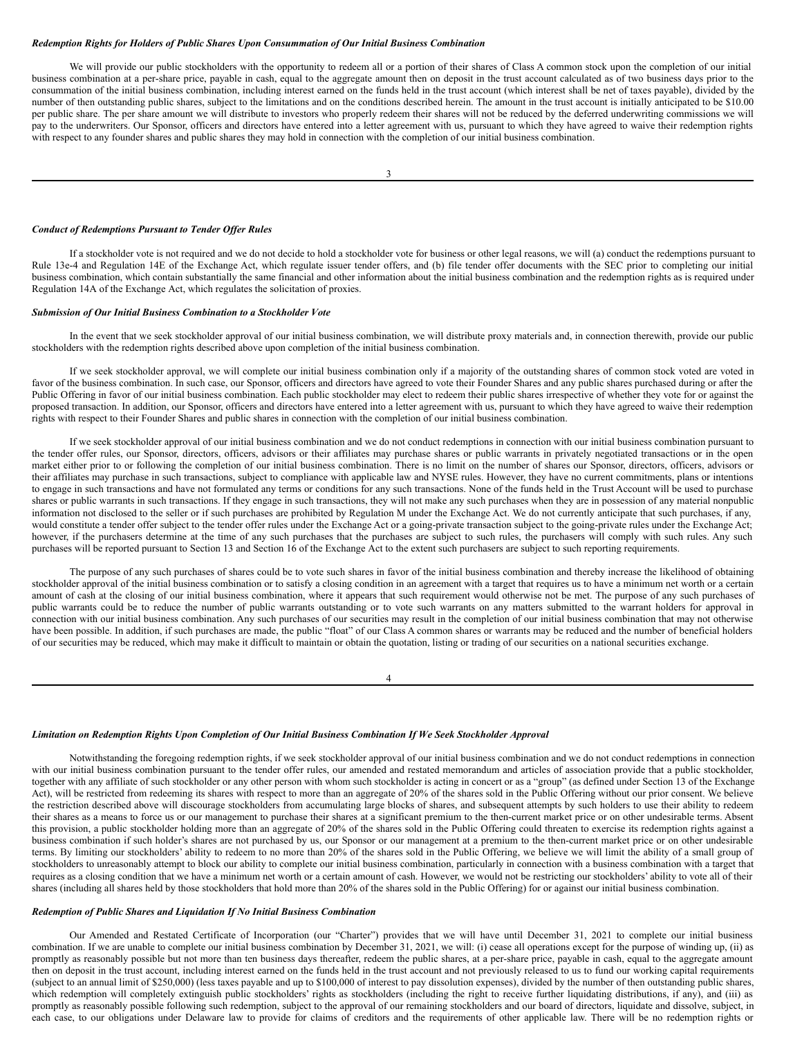### *Redemption Rights for Holders of Public Shares Upon Consummation of Our Initial Business Combination*

We will provide our public stockholders with the opportunity to redeem all or a portion of their shares of Class A common stock upon the completion of our initial business combination at a per-share price, payable in cash, equal to the aggregate amount then on deposit in the trust account calculated as of two business days prior to the consummation of the initial business combination, including interest earned on the funds held in the trust account (which interest shall be net of taxes payable), divided by the number of then outstanding public shares, subject to the limitations and on the conditions described herein. The amount in the trust account is initially anticipated to be $10.00 per public share. The per share amount we will distribute to investors who properly redeem their shares will not be reduced by the deferred underwriting commissions we will pay to the underwriters. Our Sponsor, officers and directors have entered into a letter agreement with us, pursuant to which they have agreed to waive their redemption rights with respect to any founder shares and public shares they may hold in connection with the completion of our initial business combination.

### *Conduct of Redemptions Pursuant to Tender Offer Rules*

If a stockholder vote is not required and we do not decide to hold a stockholder vote for business or other legal reasons, we will (a) conduct the redemptions pursuant to Rule 13e-4 and Regulation 14E of the Exchange Act, which regulate issuer tender offers, and (b) file tender offer documents with the SEC prior to completing our initial business combination, which contain substantially the same financial and other information about the initial business combination and the redemption rights as is required under Regulation 14A of the Exchange Act, which regulates the solicitation of proxies.

### *Submission of Our Initial Business Combination to a Stockholder Vote*

In the event that we seek stockholder approval of our initial business combination, we will distribute proxy materials and, in connection therewith, provide our public stockholders with the redemption rights described above upon completion of the initial business combination.

If we seek stockholder approval, we will complete our initial business combination only if a majority of the outstanding shares of common stock voted are voted in favor of the business combination. In such case, our Sponsor, officers and directors have agreed to vote their Founder Shares and any public shares purchased during or after the Public Offering in favor of our initial business combination. Each public stockholder may elect to redeem their public shares irrespective of whether they vote for or against the proposed transaction. In addition, our Sponsor, officers and directors have entered into a letter agreement with us, pursuant to which they have agreed to waive their redemption rights with respect to their Founder Shares and public shares in connection with the completion of our initial business combination.

If we seek stockholder approval of our initial business combination and we do not conduct redemptions in connection with our initial business combination pursuant to the tender offer rules, our Sponsor, directors, officers, advisors or their affiliates may purchase shares or public warrants in privately negotiated transactions or in the open market either prior to or following the completion of our initial business combination. There is no limit on the number of shares our Sponsor, directors, officers, advisors or their affiliates may purchase in such transactions, subject to compliance with applicable law and NYSE rules. However, they have no current commitments, plans or intentions to engage in such transactions and have not formulated any terms or conditions for any such transactions. None of the funds held in the Trust Account will be used to purchase shares or public warrants in such transactions. If they engage in such transactions, they will not make any such purchases when they are in possession of any material nonpublic information not disclosed to the seller or if such purchases are prohibited by Regulation M under the Exchange Act. We do not currently anticipate that such purchases, if any, would constitute a tender offer subject to the tender offer rules under the Exchange Act or a going-private transaction subject to the going-private rules under the Exchange Act; however, if the purchasers determine at the time of any such purchases that the purchases are subject to such rules, the purchasers will comply with such rules. Any such purchases will be reported pursuant to Section 13 and Section 16 of the Exchange Act to the extent such purchasers are subject to such reporting requirements.

The purpose of any such purchases of shares could be to vote such shares in favor of the initial business combination and thereby increase the likelihood of obtaining stockholder approval of the initial business combination or to satisfy a closing condition in an agreement with a target that requires us to have a minimum net worth or a certain amount of cash at the closing of our initial business combination, where it appears that such requirement would otherwise not be met. The purpose of any such purchases of public warrants could be to reduce the number of public warrants outstanding or to vote such warrants on any matters submitted to the warrant holders for approval in connection with our initial business combination. Any such purchases of our securities may result in the completion of our initial business combination that may not otherwise have been possible. In addition, if such purchases are made, the public "float" of our Class A common shares or warrants may be reduced and the number of beneficial holders of our securities may be reduced, which may make it difficult to maintain or obtain the quotation, listing or trading of our securities on a national securities exchange.

### *Limitation on Redemption Rights Upon Completion of Our Initial Business Combination If We Seek Stockholder Approval*

Notwithstanding the foregoing redemption rights, if we seek stockholder approval of our initial business combination and we do not conduct redemptions in connection with our initial business combination pursuant to the tender offer rules, our amended and restated memorandum and articles of association provide that a public stockholder, together with any affiliate of such stockholder or any other person with whom such stockholder is acting in concert or as a "group" (as defined under Section 13 of the Exchange Act), will be restricted from redeeming its shares with respect to more than an aggregate of 20% of the shares sold in the Public Offering without our prior consent. We believe the restriction described above will discourage stockholders from accumulating large blocks of shares, and subsequent attempts by such holders to use their ability to redeem their shares as a means to force us or our management to purchase their shares at a significant premium to the then-current market price or on other undesirable terms. Absent this provision, a public stockholder holding more than an aggregate of 20% of the shares sold in the Public Offering could threaten to exercise its redemption rights against a business combination if such holder's shares are not purchased by us, our Sponsor or our management at a premium to the then-current market price or on other undesirable terms. By limiting our stockholders' ability to redeem to no more than 20% of the shares sold in the Public Offering, we believe we will limit the ability of a small group of stockholders to unreasonably attempt to block our ability to complete our initial business combination, particularly in connection with a business combination with a target that requires as a closing condition that we have a minimum net worth or a certain amount of cash. However, we would not be restricting our stockholders' ability to vote all of their shares (including all shares held by those stockholders that hold more than 20% of the shares sold in the Public Offering) for or against our initial business combination.

### *Redemption of Public Shares and Liquidation If No Initial Business Combination*

Our Amended and Restated Certificate of Incorporation (our "Charter") provides that we will have until December 31, 2021 to complete our initial business combination. If we are unable to complete our initial business combination by December 31, 2021, we will: (i) cease all operations except for the purpose of winding up, (ii) as promptly as reasonably possible but not more than ten business days thereafter, redeem the public shares, at a per-share price, payable in cash, equal to the aggregate amount then on deposit in the trust account, including interest earned on the funds held in the trust account and not previously released to us to fund our working capital requirements (subject to an annual limit of $250,000) (less taxes payable and up to $100,000 of interest to pay dissolution expenses), divided by the number of then outstanding public shares, which redemption will completely extinguish public stockholders' rights as stockholders (including the right to receive further liquidating distributions, if any), and (iii) as promptly as reasonably possible following such redemption, subject to the approval of our remaining stockholders and our board of directors, liquidate and dissolve, subject, in each case, to our obligations under Delaware law to provide for claims of creditors and the requirements of other applicable law. There will be no redemption rights or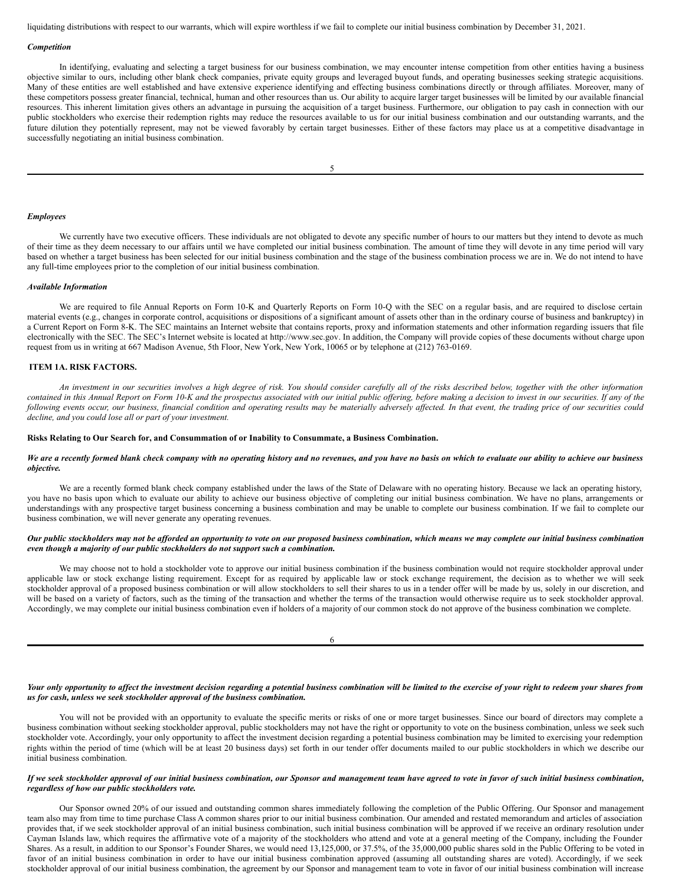liquidating distributions with respect to our warrants, which will expire worthless if we fail to complete our initial business combination by December 31, 2021.

### *Competition*

In identifying, evaluating and selecting a target business for our business combination, we may encounter intense competition from other entities having a business objective similar to ours, including other blank check companies, private equity groups and leveraged buyout funds, and operating businesses seeking strategic acquisitions. Many of these entities are well established and have extensive experience identifying and effecting business combinations directly or through affiliates. Moreover, many of these competitors possess greater financial, technical, human and other resources than us. Our ability to acquire larger target businesses will be limited by our available financial resources. This inherent limitation gives others an advantage in pursuing the acquisition of a target business. Furthermore, our obligation to pay cash in connection with our public stockholders who exercise their redemption rights may reduce the resources available to us for our initial business combination and our outstanding warrants, and the future dilution they potentially represent, may not be viewed favorably by certain target businesses. Either of these factors may place us at a competitive disadvantage in successfully negotiating an initial business combination.

### *Employees*

We currently have two executive officers. These individuals are not obligated to devote any specific number of hours to our matters but they intend to devote as much of their time as they deem necessary to our affairs until we have completed our initial business combination. The amount of time they will devote in any time period will vary based on whether a target business has been selected for our initial business combination and the stage of the business combination process we are in. We do not intend to have any full-time employees prior to the completion of our initial business combination.

### *Available Information*

We are required to file Annual Reports on Form 10-K and Quarterly Reports on Form 10-Q with the SEC on a regular basis, and are required to disclose certain material events (e.g., changes in corporate control, acquisitions or dispositions of a significant amount of assets other than in the ordinary course of business and bankruptcy) in a Current Report on Form 8-K. The SEC maintains an Internet website that contains reports, proxy and information statements and other information regarding issuers that file electronically with the SEC. The SEC's Internet website is located at http://www.sec.gov. In addition, the Company will provide copies of these documents without charge upon request from us in writing at 667 Madison Avenue, 5th Floor, New York, New York, 10065 or by telephone at (212) 763-0169.

## ITEM 1A. RISK FACTORS.

*An investment in our securities involves a high degree of risk. You should consider carefully all of the risks described below, together with the other information contained in this Annual Report on Form 10-K and the prospectus associated with our initial public offering, before making a decision to invest in our securities. If any of the following events occur, our business, financial condition and operating results may be materially adversely affected. In that event, the trading price of our securities could decline, and you could lose all or part of your investment.*

### Risks Relating to Our Search for, and Consummation of or Inability to Consummate, a Business Combination.

***We are a recently formed blank check company with no operating history and no revenues, and you have no basis on which to evaluate our ability to achieve our business objective.***

We are a recently formed blank check company established under the laws of the State of Delaware with no operating history. Because we lack an operating history, you have no basis upon which to evaluate our ability to achieve our business objective of completing our initial business combination. We have no plans, arrangements or understandings with any prospective target business concerning a business combination and may be unable to complete our business combination. If we fail to complete our business combination, we will never generate any operating revenues.

***Our public stockholders may not be afforded an opportunity to vote on our proposed business combination, which means we may complete our initial business combination even though a majority of our public stockholders do not support such a combination.***

We may choose not to hold a stockholder vote to approve our initial business combination if the business combination would not require stockholder approval under applicable law or stock exchange listing requirement. Except for as required by applicable law or stock exchange requirement, the decision as to whether we will seek stockholder approval of a proposed business combination or will allow stockholders to sell their shares to us in a tender offer will be made by us, solely in our discretion, and will be based on a variety of factors, such as the timing of the transaction and whether the terms of the transaction would otherwise require us to seek stockholder approval. Accordingly, we may complete our initial business combination even if holders of a majority of our common stock do not approve of the business combination we complete.

***Your only opportunity to affect the investment decision regarding a potential business combination will be limited to the exercise of your right to redeem your shares from us for cash, unless we seek stockholder approval of the business combination.***

You will not be provided with an opportunity to evaluate the specific merits or risks of one or more target businesses. Since our board of directors may complete a business combination without seeking stockholder approval, public stockholders may not have the right or opportunity to vote on the business combination, unless we seek such stockholder vote. Accordingly, your only opportunity to affect the investment decision regarding a potential business combination may be limited to exercising your redemption rights within the period of time (which will be at least 20 business days) set forth in our tender offer documents mailed to our public stockholders in which we describe our initial business combination.

***If we seek stockholder approval of our initial business combination, our Sponsor and management team have agreed to vote in favor of such initial business combination, regardless of how our public stockholders vote.***

Our Sponsor owned 20% of our issued and outstanding common shares immediately following the completion of the Public Offering. Our Sponsor and management team also may from time to time purchase Class A common shares prior to our initial business combination. Our amended and restated memorandum and articles of association provides that, if we seek stockholder approval of an initial business combination, such initial business combination will be approved if we receive an ordinary resolution under Cayman Islands law, which requires the affirmative vote of a majority of the stockholders who attend and vote at a general meeting of the Company, including the Founder Shares. As a result, in addition to our Sponsor's Founder Shares, we would need 13,125,000, or 37.5%, of the 35,000,000 public shares sold in the Public Offering to be voted in favor of an initial business combination in order to have our initial business combination approved (assuming all outstanding shares are voted). Accordingly, if we seek stockholder approval of our initial business combination, the agreement by our Sponsor and management team to vote in favor of our initial business combination will increase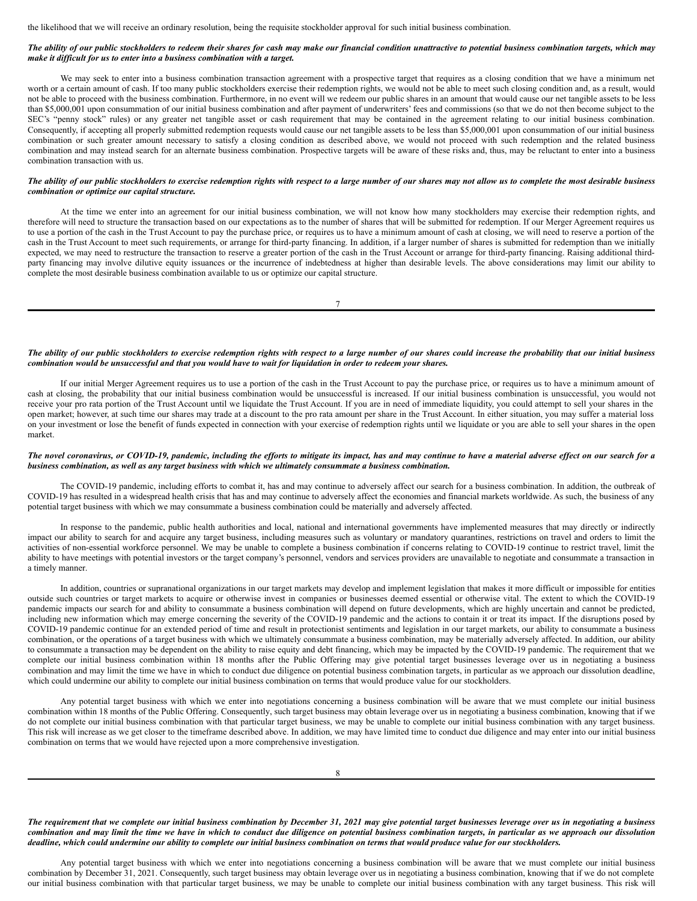the likelihood that we will receive an ordinary resolution, being the requisite stockholder approval for such initial business combination.

***The ability of our public stockholders to redeem their shares for cash may make our financial condition unattractive to potential business combination targets, which may make it difficult for us to enter into a business combination with a target.***

We may seek to enter into a business combination transaction agreement with a prospective target that requires as a closing condition that we have a minimum net worth or a certain amount of cash. If too many public stockholders exercise their redemption rights, we would not be able to meet such closing condition and, as a result, would not be able to proceed with the business combination. Furthermore, in no event will we redeem our public shares in an amount that would cause our net tangible assets to be less than $5,000,001 upon consummation of our initial business combination and after payment of underwriters' fees and commissions (so that we do not then become subject to the SEC's "penny stock" rules) or any greater net tangible asset or cash requirement that may be contained in the agreement relating to our initial business combination. Consequently, if accepting all properly submitted redemption requests would cause our net tangible assets to be less than $5,000,001 upon consummation of our initial business combination or such greater amount necessary to satisfy a closing condition as described above, we would not proceed with such redemption and the related business combination and may instead search for an alternate business combination. Prospective targets will be aware of these risks and, thus, may be reluctant to enter into a business combination transaction with us.

***The ability of our public stockholders to exercise redemption rights with respect to a large number of our shares may not allow us to complete the most desirable business combination or optimize our capital structure.***

At the time we enter into an agreement for our initial business combination, we will not know how many stockholders may exercise their redemption rights, and therefore will need to structure the transaction based on our expectations as to the number of shares that will be submitted for redemption. If our Merger Agreement requires us to use a portion of the cash in the Trust Account to pay the purchase price, or requires us to have a minimum amount of cash at closing, we will need to reserve a portion of the cash in the Trust Account to meet such requirements, or arrange for third-party financing. In addition, if a larger number of shares is submitted for redemption than we initially expected, we may need to restructure the transaction to reserve a greater portion of the cash in the Trust Account or arrange for third-party financing. Raising additional third-party financing may involve dilutive equity issuances or the incurrence of indebtedness at higher than desirable levels. The above considerations may limit our ability to complete the most desirable business combination available to us or optimize our capital structure.

***The ability of our public stockholders to exercise redemption rights with respect to a large number of our shares could increase the probability that our initial business combination would be unsuccessful and that you would have to wait for liquidation in order to redeem your shares.***

If our initial Merger Agreement requires us to use a portion of the cash in the Trust Account to pay the purchase price, or requires us to have a minimum amount of cash at closing, the probability that our initial business combination would be unsuccessful is increased. If our initial business combination is unsuccessful, you would not receive your pro rata portion of the Trust Account until we liquidate the Trust Account. If you are in need of immediate liquidity, you could attempt to sell your shares in the open market; however, at such time our shares may trade at a discount to the pro rata amount per share in the Trust Account. In either situation, you may suffer a material loss on your investment or lose the benefit of funds expected in connection with your exercise of redemption rights until we liquidate or you are able to sell your shares in the open market.

***The novel coronavirus, or COVID-19, pandemic, including the efforts to mitigate its impact, has and may continue to have a material adverse effect on our search for a business combination, as well as any target business with which we ultimately consummate a business combination.***

The COVID-19 pandemic, including efforts to combat it, has and may continue to adversely affect our search for a business combination. In addition, the outbreak of COVID-19 has resulted in a widespread health crisis that has and may continue to adversely affect the economies and financial markets worldwide. As such, the business of any potential target business with which we may consummate a business combination could be materially and adversely affected.

In response to the pandemic, public health authorities and local, national and international governments have implemented measures that may directly or indirectly impact our ability to search for and acquire any target business, including measures such as voluntary or mandatory quarantines, restrictions on travel and orders to limit the activities of non-essential workforce personnel. We may be unable to complete a business combination if concerns relating to COVID-19 continue to restrict travel, limit the ability to have meetings with potential investors or the target company's personnel, vendors and services providers are unavailable to negotiate and consummate a transaction in a timely manner.

In addition, countries or supranational organizations in our target markets may develop and implement legislation that makes it more difficult or impossible for entities outside such countries or target markets to acquire or otherwise invest in companies or businesses deemed essential or otherwise vital. The extent to which the COVID-19 pandemic impacts our search for and ability to consummate a business combination will depend on future developments, which are highly uncertain and cannot be predicted, including new information which may emerge concerning the severity of the COVID-19 pandemic and the actions to contain it or treat its impact. If the disruptions posed by COVID-19 pandemic continue for an extended period of time and result in protectionist sentiments and legislation in our target markets, our ability to consummate a business combination, or the operations of a target business with which we ultimately consummate a business combination, may be materially adversely affected. In addition, our ability to consummate a transaction may be dependent on the ability to raise equity and debt financing, which may be impacted by the COVID-19 pandemic. The requirement that we complete our initial business combination within 18 months after the Public Offering may give potential target businesses leverage over us in negotiating a business combination and may limit the time we have in which to conduct due diligence on potential business combination targets, in particular as we approach our dissolution deadline, which could undermine our ability to complete our initial business combination on terms that would produce value for our stockholders.

Any potential target business with which we enter into negotiations concerning a business combination will be aware that we must complete our initial business combination within 18 months of the Public Offering. Consequently, such target business may obtain leverage over us in negotiating a business combination, knowing that if we do not complete our initial business combination with that particular target business, we may be unable to complete our initial business combination with any target business. This risk will increase as we get closer to the timeframe described above. In addition, we may have limited time to conduct due diligence and may enter into our initial business combination on terms that we would have rejected upon a more comprehensive investigation.

***The requirement that we complete our initial business combination by December 31, 2021 may give potential target businesses leverage over us in negotiating a business combination and may limit the time we have in which to conduct due diligence on potential business combination targets, in particular as we approach our dissolution deadline, which could undermine our ability to complete our initial business combination on terms that would produce value for our stockholders.***

Any potential target business with which we enter into negotiations concerning a business combination will be aware that we must complete our initial business combination by December 31, 2021. Consequently, such target business may obtain leverage over us in negotiating a business combination, knowing that if we do not complete our initial business combination with that particular target business, we may be unable to complete our initial business combination with any target business. This risk will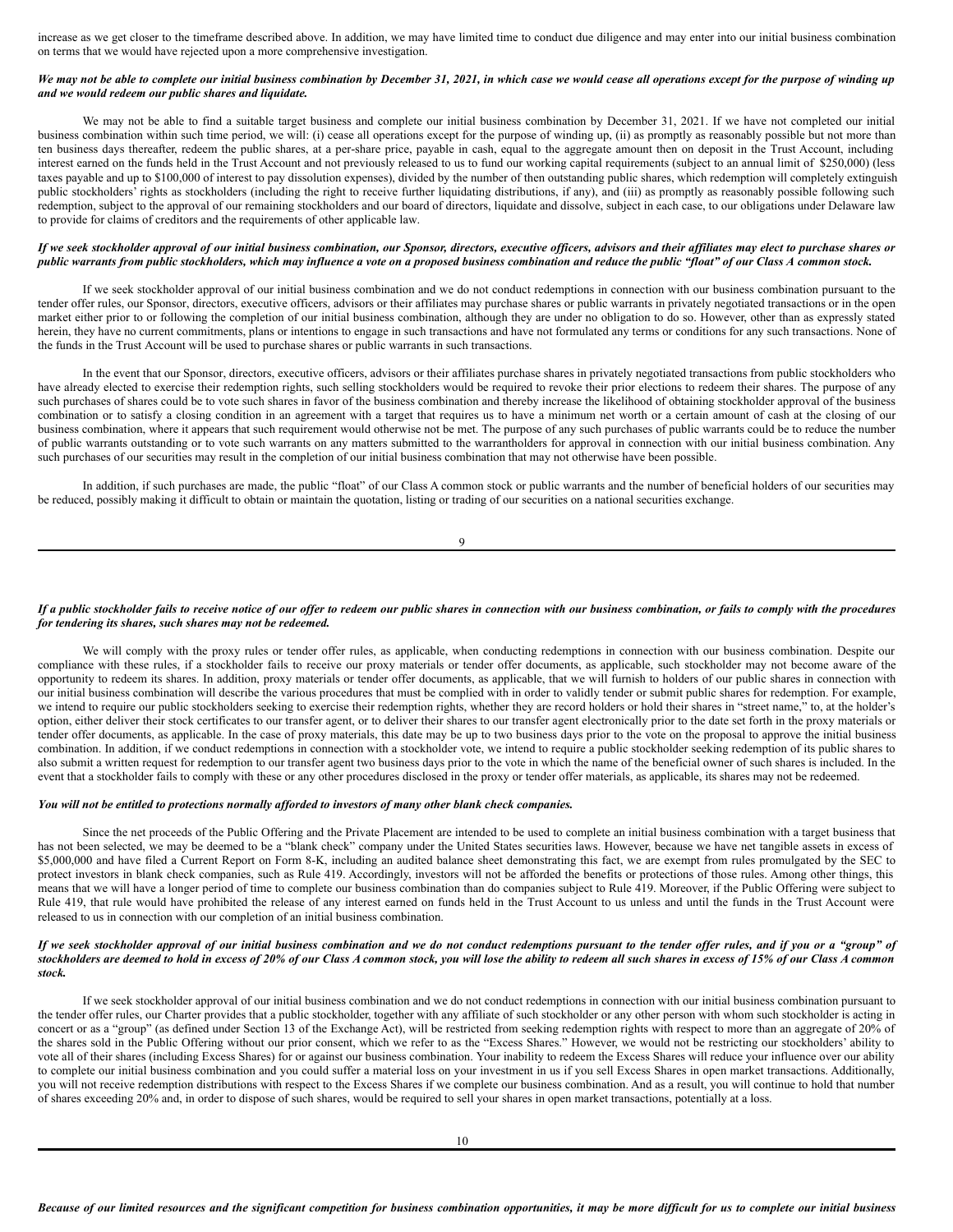increase as we get closer to the timeframe described above. In addition, we may have limited time to conduct due diligence and may enter into our initial business combination on terms that we would have rejected upon a more comprehensive investigation.

***We may not be able to complete our initial business combination by December 31, 2021, in which case we would cease all operations except for the purpose of winding up and we would redeem our public shares and liquidate.***

We may not be able to find a suitable target business and complete our initial business combination by December 31, 2021. If we have not completed our initial business combination within such time period, we will: (i) cease all operations except for the purpose of winding up, (ii) as promptly as reasonably possible but not more than ten business days thereafter, redeem the public shares, at a per-share price, payable in cash, equal to the aggregate amount then on deposit in the Trust Account, including interest earned on the funds held in the Trust Account and not previously released to us to fund our working capital requirements (subject to an annual limit of $250,000) (less taxes payable and up to $100,000 of interest to pay dissolution expenses), divided by the number of then outstanding public shares, which redemption will completely extinguish public stockholders' rights as stockholders (including the right to receive further liquidating distributions, if any), and (iii) as promptly as reasonably possible following such redemption, subject to the approval of our remaining stockholders and our board of directors, liquidate and dissolve, subject in each case, to our obligations under Delaware law to provide for claims of creditors and the requirements of other applicable law.

***If we seek stockholder approval of our initial business combination, our Sponsor, directors, executive officers, advisors and their affiliates may elect to purchase shares or public warrants from public stockholders, which may influence a vote on a proposed business combination and reduce the public "float" of our Class A common stock.***

If we seek stockholder approval of our initial business combination and we do not conduct redemptions in connection with our business combination pursuant to the tender offer rules, our Sponsor, directors, executive officers, advisors or their affiliates may purchase shares or public warrants in privately negotiated transactions or in the open market either prior to or following the completion of our initial business combination, although they are under no obligation to do so. However, other than as expressly stated herein, they have no current commitments, plans or intentions to engage in such transactions and have not formulated any terms or conditions for any such transactions. None of the funds in the Trust Account will be used to purchase shares or public warrants in such transactions.

In the event that our Sponsor, directors, executive officers, advisors or their affiliates purchase shares in privately negotiated transactions from public stockholders who have already elected to exercise their redemption rights, such selling stockholders would be required to revoke their prior elections to redeem their shares. The purpose of any such purchases of shares could be to vote such shares in favor of the business combination and thereby increase the likelihood of obtaining stockholder approval of the business combination or to satisfy a closing condition in an agreement with a target that requires us to have a minimum net worth or a certain amount of cash at the closing of our business combination, where it appears that such requirement would otherwise not be met. The purpose of any such purchases of public warrants could be to reduce the number of public warrants outstanding or to vote such warrants on any matters submitted to the warrantholders for approval in connection with our initial business combination. Any such purchases of our securities may result in the completion of our initial business combination that may not otherwise have been possible.

In addition, if such purchases are made, the public "float" of our Class A common stock or public warrants and the number of beneficial holders of our securities may be reduced, possibly making it difficult to obtain or maintain the quotation, listing or trading of our securities on a national securities exchange.

***If a public stockholder fails to receive notice of our offer to redeem our public shares in connection with our business combination, or fails to comply with the procedures for tendering its shares, such shares may not be redeemed.***

We will comply with the proxy rules or tender offer rules, as applicable, when conducting redemptions in connection with our business combination. Despite our compliance with these rules, if a stockholder fails to receive our proxy materials or tender offer documents, as applicable, such stockholder may not become aware of the opportunity to redeem its shares. In addition, proxy materials or tender offer documents, as applicable, that we will furnish to holders of our public shares in connection with our initial business combination will describe the various procedures that must be complied with in order to validly tender or submit public shares for redemption. For example, we intend to require our public stockholders seeking to exercise their redemption rights, whether they are record holders or hold their shares in "street name," to, at the holder's option, either deliver their stock certificates to our transfer agent, or to deliver their shares to our transfer agent electronically prior to the date set forth in the proxy materials or tender offer documents, as applicable. In the case of proxy materials, this date may be up to two business days prior to the vote on the proposal to approve the initial business combination. In addition, if we conduct redemptions in connection with a stockholder vote, we intend to require a public stockholder seeking redemption of its public shares to also submit a written request for redemption to our transfer agent two business days prior to the vote in which the name of the beneficial owner of such shares is included. In the event that a stockholder fails to comply with these or any other procedures disclosed in the proxy or tender offer materials, as applicable, its shares may not be redeemed.

***You will not be entitled to protections normally afforded to investors of many other blank check companies.***

Since the net proceeds of the Public Offering and the Private Placement are intended to be used to complete an initial business combination with a target business that has not been selected, we may be deemed to be a "blank check" company under the United States securities laws. However, because we have net tangible assets in excess of $5,000,000 and have filed a Current Report on Form 8-K, including an audited balance sheet demonstrating this fact, we are exempt from rules promulgated by the SEC to protect investors in blank check companies, such as Rule 419. Accordingly, investors will not be afforded the benefits or protections of those rules. Among other things, this means that we will have a longer period of time to complete our business combination than do companies subject to Rule 419. Moreover, if the Public Offering were subject to Rule 419, that rule would have prohibited the release of any interest earned on funds held in the Trust Account to us unless and until the funds in the Trust Account were released to us in connection with our completion of an initial business combination.

***If we seek stockholder approval of our initial business combination and we do not conduct redemptions pursuant to the tender offer rules, and if you or a "group" of stockholders are deemed to hold in excess of 20% of our Class A common stock, you will lose the ability to redeem all such shares in excess of 15% of our Class A common stock.***

If we seek stockholder approval of our initial business combination and we do not conduct redemptions in connection with our initial business combination pursuant to the tender offer rules, our Charter provides that a public stockholder, together with any affiliate of such stockholder or any other person with whom such stockholder is acting in concert or as a "group" (as defined under Section 13 of the Exchange Act), will be restricted from seeking redemption rights with respect to more than an aggregate of 20% of the shares sold in the Public Offering without our prior consent, which we refer to as the "Excess Shares." However, we would not be restricting our stockholders' ability to vote all of their shares (including Excess Shares) for or against our business combination. Your inability to redeem the Excess Shares will reduce your influence over our ability to complete our initial business combination and you could suffer a material loss on your investment in us if you sell Excess Shares in open market transactions. Additionally, you will not receive redemption distributions with respect to the Excess Shares if we complete our business combination. And as a result, you will continue to hold that number of shares exceeding 20% and, in order to dispose of such shares, would be required to sell your shares in open market transactions, potentially at a loss.

***Because of our limited resources and the significant competition for business combination opportunities, it may be more difficult for us to complete our initial business***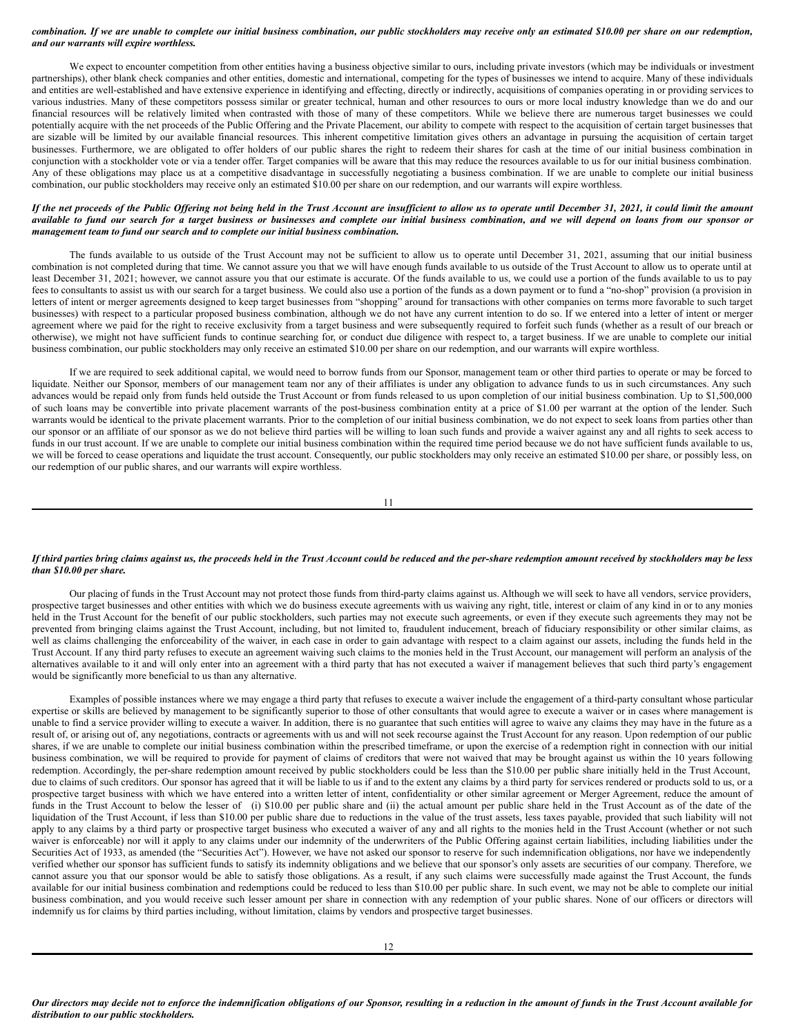***combination. If we are unable to complete our initial business combination, our public stockholders may receive only an estimated $10.00 per share on our redemption, and our warrants will expire worthless.***

We expect to encounter competition from other entities having a business objective similar to ours, including private investors (which may be individuals or investment partnerships), other blank check companies and other entities, domestic and international, competing for the types of businesses we intend to acquire. Many of these individuals and entities are well-established and have extensive experience in identifying and effecting, directly or indirectly, acquisitions of companies operating in or providing services to various industries. Many of these competitors possess similar or greater technical, human and other resources to ours or more local industry knowledge than we do and our financial resources will be relatively limited when contrasted with those of many of these competitors. While we believe there are numerous target businesses we could potentially acquire with the net proceeds of the Public Offering and the Private Placement, our ability to compete with respect to the acquisition of certain target businesses that are sizable will be limited by our available financial resources. This inherent competitive limitation gives others an advantage in pursuing the acquisition of certain target businesses. Furthermore, we are obligated to offer holders of our public shares the right to redeem their shares for cash at the time of our initial business combination in conjunction with a stockholder vote or via a tender offer. Target companies will be aware that this may reduce the resources available to us for our initial business combination. Any of these obligations may place us at a competitive disadvantage in successfully negotiating a business combination. If we are unable to complete our initial business combination, our public stockholders may receive only an estimated $10.00 per share on our redemption, and our warrants will expire worthless.

***If the net proceeds of the Public Offering not being held in the Trust Account are insufficient to allow us to operate until December 31, 2021, it could limit the amount available to fund our search for a target business or businesses and complete our initial business combination, and we will depend on loans from our sponsor or management team to fund our search and to complete our initial business combination.***

The funds available to us outside of the Trust Account may not be sufficient to allow us to operate until December 31, 2021, assuming that our initial business combination is not completed during that time. We cannot assure you that we will have enough funds available to us outside of the Trust Account to allow us to operate until at least December 31, 2021; however, we cannot assure you that our estimate is accurate. Of the funds available to us, we could use a portion of the funds available to us to pay fees to consultants to assist us with our search for a target business. We could also use a portion of the funds as a down payment or to fund a "no-shop" provision (a provision in letters of intent or merger agreements designed to keep target businesses from "shopping" around for transactions with other companies on terms more favorable to such target businesses) with respect to a particular proposed business combination, although we do not have any current intention to do so. If we entered into a letter of intent or merger agreement where we paid for the right to receive exclusivity from a target business and were subsequently required to forfeit such funds (whether as a result of our breach or otherwise), we might not have sufficient funds to continue searching for, or conduct due diligence with respect to, a target business. If we are unable to complete our initial business combination, our public stockholders may only receive an estimated $10.00 per share on our redemption, and our warrants will expire worthless.

If we are required to seek additional capital, we would need to borrow funds from our Sponsor, management team or other third parties to operate or may be forced to liquidate. Neither our Sponsor, members of our management team nor any of their affiliates is under any obligation to advance funds to us in such circumstances. Any such advances would be repaid only from funds held outside the Trust Account or from funds released to us upon completion of our initial business combination. Up to $1,500,000 of such loans may be convertible into private placement warrants of the post-business combination entity at a price of $1.00 per warrant at the option of the lender. Such warrants would be identical to the private placement warrants. Prior to the completion of our initial business combination, we do not expect to seek loans from parties other than our sponsor or an affiliate of our sponsor as we do not believe third parties will be willing to loan such funds and provide a waiver against any and all rights to seek access to funds in our trust account. If we are unable to complete our initial business combination within the required time period because we do not have sufficient funds available to us, we will be forced to cease operations and liquidate the trust account. Consequently, our public stockholders may only receive an estimated $10.00 per share, or possibly less, on our redemption of our public shares, and our warrants will expire worthless.

***If third parties bring claims against us, the proceeds held in the Trust Account could be reduced and the per-share redemption amount received by stockholders may be less than $10.00 per share.***

Our placing of funds in the Trust Account may not protect those funds from third-party claims against us. Although we will seek to have all vendors, service providers, prospective target businesses and other entities with which we do business execute agreements with us waiving any right, title, interest or claim of any kind in or to any monies held in the Trust Account for the benefit of our public stockholders, such parties may not execute such agreements, or even if they execute such agreements they may not be prevented from bringing claims against the Trust Account, including, but not limited to, fraudulent inducement, breach of fiduciary responsibility or other similar claims, as well as claims challenging the enforceability of the waiver, in each case in order to gain advantage with respect to a claim against our assets, including the funds held in the Trust Account. If any third party refuses to execute an agreement waiving such claims to the monies held in the Trust Account, our management will perform an analysis of the alternatives available to it and will only enter into an agreement with a third party that has not executed a waiver if management believes that such third party's engagement would be significantly more beneficial to us than any alternative.

Examples of possible instances where we may engage a third party that refuses to execute a waiver include the engagement of a third-party consultant whose particular expertise or skills are believed by management to be significantly superior to those of other consultants that would agree to execute a waiver or in cases where management is unable to find a service provider willing to execute a waiver. In addition, there is no guarantee that such entities will agree to waive any claims they may have in the future as a result of, or arising out of, any negotiations, contracts or agreements with us and will not seek recourse against the Trust Account for any reason. Upon redemption of our public shares, if we are unable to complete our initial business combination within the prescribed timeframe, or upon the exercise of a redemption right in connection with our initial business combination, we will be required to provide for payment of claims of creditors that were not waived that may be brought against us within the 10 years following redemption. Accordingly, the per-share redemption amount received by public stockholders could be less than the $10.00 per public share initially held in the Trust Account, due to claims of such creditors. Our sponsor has agreed that it will be liable to us if and to the extent any claims by a third party for services rendered or products sold to us, or a prospective target business with which we have entered into a written letter of intent, confidentiality or other similar agreement or Merger Agreement, reduce the amount of funds in the Trust Account to below the lesser of (i) $10.00 per public share and (ii) the actual amount per public share held in the Trust Account as of the date of the liquidation of the Trust Account, if less than $10.00 per public share due to reductions in the value of the trust assets, less taxes payable, provided that such liability will not apply to any claims by a third party or prospective target business who executed a waiver of any and all rights to the monies held in the Trust Account (whether or not such waiver is enforceable) nor will it apply to any claims under our indemnity of the underwriters of the Public Offering against certain liabilities, including liabilities under the Securities Act of 1933, as amended (the "Securities Act"). However, we have not asked our sponsor to reserve for such indemnification obligations, nor have we independently verified whether our sponsor has sufficient funds to satisfy its indemnity obligations and we believe that our sponsor's only assets are securities of our company. Therefore, we cannot assure you that our sponsor would be able to satisfy those obligations. As a result, if any such claims were successfully made against the Trust Account, the funds available for our initial business combination and redemptions could be reduced to less than $10.00 per public share. In such event, we may not be able to complete our initial business combination, and you would receive such lesser amount per share in connection with any redemption of your public shares. None of our officers or directors will indemnify us for claims by third parties including, without limitation, claims by vendors and prospective target businesses.

***Our directors may decide not to enforce the indemnification obligations of our Sponsor, resulting in a reduction in the amount of funds in the Trust Account available for distribution to our public stockholders.***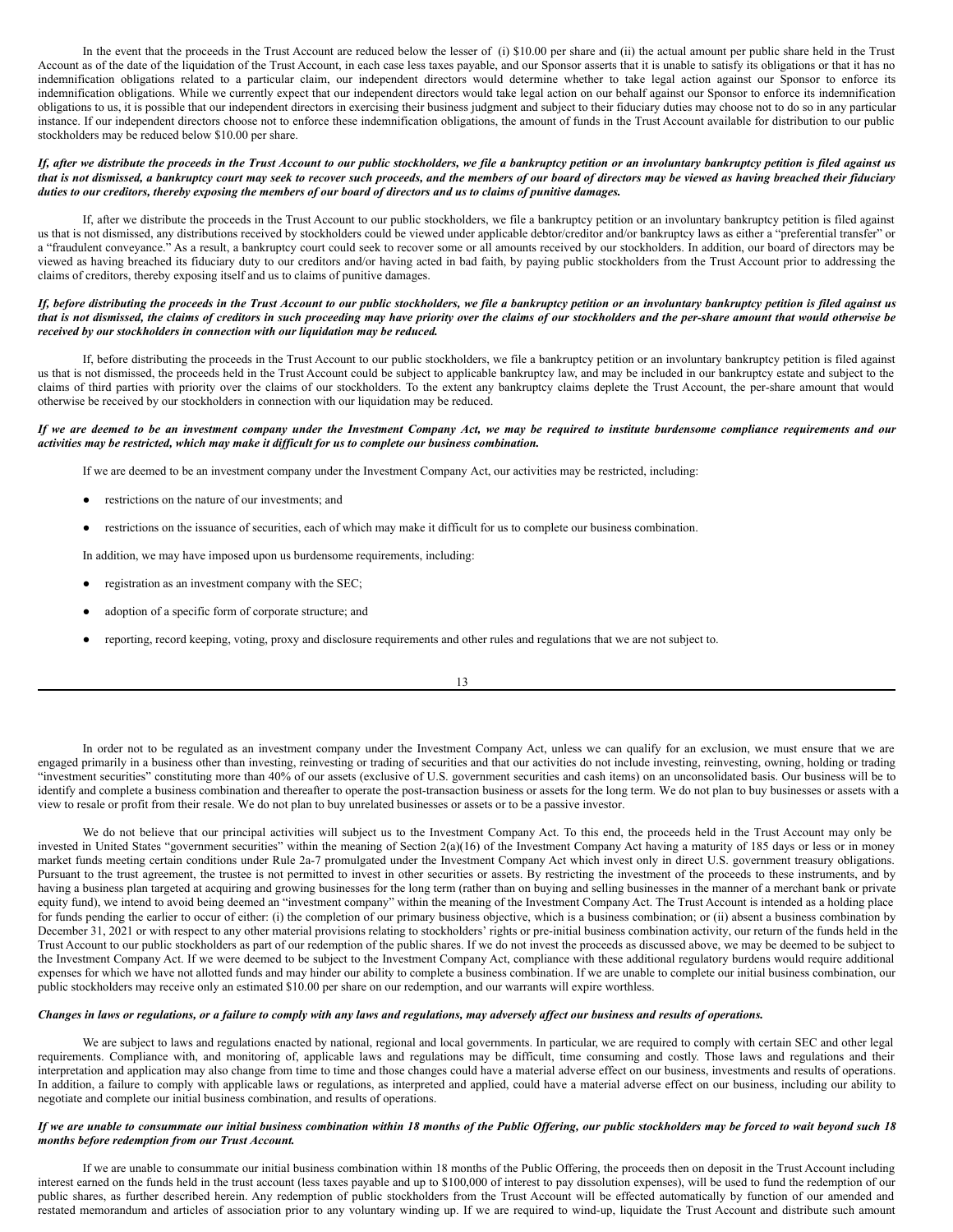In the event that the proceeds in the Trust Account are reduced below the lesser of (i) $10.00 per share and (ii) the actual amount per public share held in the Trust Account as of the date of the liquidation of the Trust Account, in each case less taxes payable, and our Sponsor asserts that it is unable to satisfy its obligations or that it has no indemnification obligations related to a particular claim, our independent directors would determine whether to take legal action against our Sponsor to enforce its indemnification obligations. While we currently expect that our independent directors would take legal action on our behalf against our Sponsor to enforce its indemnification obligations to us, it is possible that our independent directors in exercising their business judgment and subject to their fiduciary duties may choose not to do so in any particular instance. If our independent directors choose not to enforce these indemnification obligations, the amount of funds in the Trust Account available for distribution to our public stockholders may be reduced below $10.00 per share.

***If, after we distribute the proceeds in the Trust Account to our public stockholders, we file a bankruptcy petition or an involuntary bankruptcy petition is filed against us that is not dismissed, a bankruptcy court may seek to recover such proceeds, and the members of our board of directors may be viewed as having breached their fiduciary duties to our creditors, thereby exposing the members of our board of directors and us to claims of punitive damages.***

If, after we distribute the proceeds in the Trust Account to our public stockholders, we file a bankruptcy petition or an involuntary bankruptcy petition is filed against us that is not dismissed, any distributions received by stockholders could be viewed under applicable debtor/creditor and/or bankruptcy laws as either a "preferential transfer" or a "fraudulent conveyance." As a result, a bankruptcy court could seek to recover some or all amounts received by our stockholders. In addition, our board of directors may be viewed as having breached its fiduciary duty to our creditors and/or having acted in bad faith, by paying public stockholders from the Trust Account prior to addressing the claims of creditors, thereby exposing itself and us to claims of punitive damages.

***If, before distributing the proceeds in the Trust Account to our public stockholders, we file a bankruptcy petition or an involuntary bankruptcy petition is filed against us that is not dismissed, the claims of creditors in such proceeding may have priority over the claims of our stockholders and the per-share amount that would otherwise be received by our stockholders in connection with our liquidation may be reduced.***

If, before distributing the proceeds in the Trust Account to our public stockholders, we file a bankruptcy petition or an involuntary bankruptcy petition is filed against us that is not dismissed, the proceeds held in the Trust Account could be subject to applicable bankruptcy law, and may be included in our bankruptcy estate and subject to the claims of third parties with priority over the claims of our stockholders. To the extent any bankruptcy claims deplete the Trust Account, the per-share amount that would otherwise be received by our stockholders in connection with our liquidation may be reduced.

***If we are deemed to be an investment company under the Investment Company Act, we may be required to institute burdensome compliance requirements and our activities may be restricted, which may make it difficult for us to complete our business combination.***

If we are deemed to be an investment company under the Investment Company Act, our activities may be restricted, including:

- restrictions on the nature of our investments; and
- restrictions on the issuance of securities, each of which may make it difficult for us to complete our business combination.

In addition, we may have imposed upon us burdensome requirements, including:

- registration as an investment company with the SEC;
- adoption of a specific form of corporate structure; and
- reporting, record keeping, voting, proxy and disclosure requirements and other rules and regulations that we are not subject to.

In order not to be regulated as an investment company under the Investment Company Act, unless we can qualify for an exclusion, we must ensure that we are engaged primarily in a business other than investing, reinvesting or trading of securities and that our activities do not include investing, reinvesting, owning, holding or trading "investment securities" constituting more than 40% of our assets (exclusive of U.S. government securities and cash items) on an unconsolidated basis. Our business will be to identify and complete a business combination and thereafter to operate the post-transaction business or assets for the long term. We do not plan to buy businesses or assets with a view to resale or profit from their resale. We do not plan to buy unrelated businesses or assets or to be a passive investor.

We do not believe that our principal activities will subject us to the Investment Company Act. To this end, the proceeds held in the Trust Account may only be invested in United States "government securities" within the meaning of Section 2(a)(16) of the Investment Company Act having a maturity of 185 days or less or in money market funds meeting certain conditions under Rule 2a-7 promulgated under the Investment Company Act which invest only in direct U.S. government treasury obligations. Pursuant to the trust agreement, the trustee is not permitted to invest in other securities or assets. By restricting the investment of the proceeds to these instruments, and by having a business plan targeted at acquiring and growing businesses for the long term (rather than on buying and selling businesses in the manner of a merchant bank or private equity fund), we intend to avoid being deemed an "investment company" within the meaning of the Investment Company Act. The Trust Account is intended as a holding place for funds pending the earlier to occur of either: (i) the completion of our primary business objective, which is a business combination; or (ii) absent a business combination by December 31, 2021 or with respect to any other material provisions relating to stockholders' rights or pre-initial business combination activity, our return of the funds held in the Trust Account to our public stockholders as part of our redemption of the public shares. If we do not invest the proceeds as discussed above, we may be deemed to be subject to the Investment Company Act. If we were deemed to be subject to the Investment Company Act, compliance with these additional regulatory burdens would require additional expenses for which we have not allotted funds and may hinder our ability to complete a business combination. If we are unable to complete our initial business combination, our public stockholders may receive only an estimated $10.00 per share on our redemption, and our warrants will expire worthless.

***Changes in laws or regulations, or a failure to comply with any laws and regulations, may adversely affect our business and results of operations.***

We are subject to laws and regulations enacted by national, regional and local governments. In particular, we are required to comply with certain SEC and other legal requirements. Compliance with, and monitoring of, applicable laws and regulations may be difficult, time consuming and costly. Those laws and regulations and their interpretation and application may also change from time to time and those changes could have a material adverse effect on our business, investments and results of operations. In addition, a failure to comply with applicable laws or regulations, as interpreted and applied, could have a material adverse effect on our business, including our ability to negotiate and complete our initial business combination, and results of operations.

***If we are unable to consummate our initial business combination within 18 months of the Public Offering, our public stockholders may be forced to wait beyond such 18 months before redemption from our Trust Account.***

If we are unable to consummate our initial business combination within 18 months of the Public Offering, the proceeds then on deposit in the Trust Account including interest earned on the funds held in the trust account (less taxes payable and up to $100,000 of interest to pay dissolution expenses), will be used to fund the redemption of our public shares, as further described herein. Any redemption of public stockholders from the Trust Account will be effected automatically by function of our amended and restated memorandum and articles of association prior to any voluntary winding up. If we are required to wind-up, liquidate the Trust Account and distribute such amount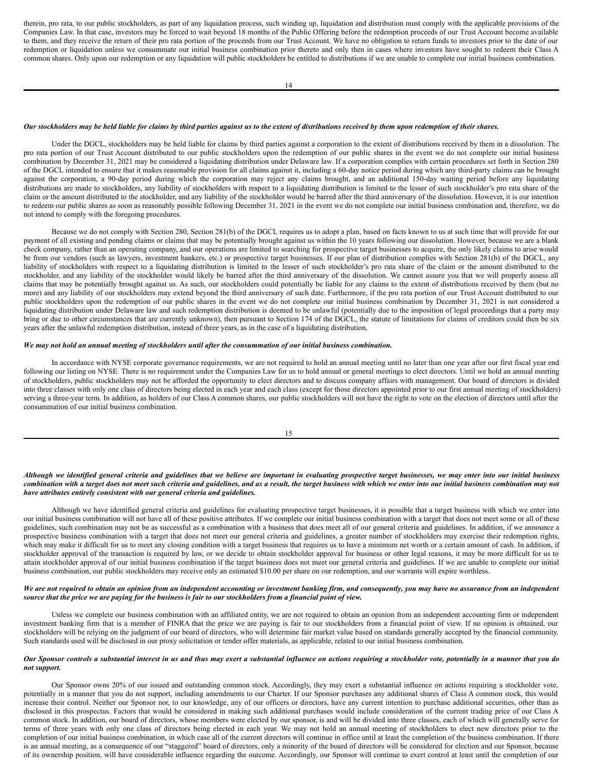therein, pro rata, to our public stockholders, as part of any liquidation process, such winding up, liquidation and distribution must comply with the applicable provisions of the Companies Law. In that case, investors may be forced to wait beyond 18 months of the Public Offering before the redemption proceeds of our Trust Account become available to them, and they receive the return of their pro rata portion of the proceeds from our Trust Account. We have no obligation to return funds to investors prior to the date of our redemption or liquidation unless we consummate our initial business combination prior thereto and only then in cases where investors have sought to redeem their Class A common shares. Only upon our redemption or any liquidation will public stockholders be entitled to distributions if we are unable to complete our initial business combination.

***Our stockholders may be held liable for claims by third parties against us to the extent of distributions received by them upon redemption of their shares.***

Under the DGCL, stockholders may be held liable for claims by third parties against a corporation to the extent of distributions received by them in a dissolution. The pro rata portion of our Trust Account distributed to our public stockholders upon the redemption of our public shares in the event we do not complete our initial business combination by December 31, 2021 may be considered a liquidating distribution under Delaware law. If a corporation complies with certain procedures set forth in Section 280 of the DGCL intended to ensure that it makes reasonable provision for all claims against it, including a 60-day notice period during which any third-party claims can be brought against the corporation, a 90-day period during which the corporation may reject any claims brought, and an additional 150-day waiting period before any liquidating distributions are made to stockholders, any liability of stockholders with respect to a liquidating distribution is limited to the lesser of such stockholder's pro rata share of the claim or the amount distributed to the stockholder, and any liability of the stockholder would be barred after the third anniversary of the dissolution. However, it is our intention to redeem our public shares as soon as reasonably possible following December 31, 2021 in the event we do not complete our initial business combination and, therefore, we do not intend to comply with the foregoing procedures.

Because we do not comply with Section 280, Section 281(b) of the DGCL requires us to adopt a plan, based on facts known to us at such time that will provide for our payment of all existing and pending claims or claims that may be potentially brought against us within the 10 years following our dissolution. However, because we are a blank check company, rather than an operating company, and our operations are limited to searching for prospective target businesses to acquire, the only likely claims to arise would be from our vendors (such as lawyers, investment bankers, etc.) or prospective target businesses. If our plan of distribution complies with Section 281(b) of the DGCL, any liability of stockholders with respect to a liquidating distribution is limited to the lesser of such stockholder's pro rata share of the claim or the amount distributed to the stockholder, and any liability of the stockholder would likely be barred after the third anniversary of the dissolution. We cannot assure you that we will properly assess all claims that may be potentially brought against us. As such, our stockholders could potentially be liable for any claims to the extent of distributions received by them (but no more) and any liability of our stockholders may extend beyond the third anniversary of such date. Furthermore, if the pro rata portion of our Trust Account distributed to our public stockholders upon the redemption of our public shares in the event we do not complete our initial business combination by December 31, 2021 is not considered a liquidating distribution under Delaware law and such redemption distribution is deemed to be unlawful (potentially due to the imposition of legal proceedings that a party may bring or due to other circumstances that are currently unknown), then pursuant to Section 174 of the DGCL, the statute of limitations for claims of creditors could then be six years after the unlawful redemption distribution, instead of three years, as in the case of a liquidating distribution.

***We may not hold an annual meeting of stockholders until after the consummation of our initial business combination.***

In accordance with NYSE corporate governance requirements, we are not required to hold an annual meeting until no later than one year after our first fiscal year end following our listing on NYSE. There is no requirement under the Companies Law for us to hold annual or general meetings to elect directors. Until we hold an annual meeting of stockholders, public stockholders may not be afforded the opportunity to elect directors and to discuss company affairs with management. Our board of directors is divided into three classes with only one class of directors being elected in each year and each class (except for those directors appointed prior to our first annual meeting of stockholders) serving a three-year term. In addition, as holders of our Class A common shares, our public stockholders will not have the right to vote on the election of directors until after the consummation of our initial business combination.

***Although we identified general criteria and guidelines that we believe are important in evaluating prospective target businesses, we may enter into our initial business combination with a target does not meet such criteria and guidelines, and as a result, the target business with which we enter into our initial business combination may not have attributes entirely consistent with our general criteria and guidelines.***

Although we have identified general criteria and guidelines for evaluating prospective target businesses, it is possible that a target business with which we enter into our initial business combination will not have all of these positive attributes. If we complete our initial business combination with a target that does not meet some or all of these guidelines, such combination may not be as successful as a combination with a business that does meet all of our general criteria and guidelines. In addition, if we announce a prospective business combination with a target that does not meet our general criteria and guidelines, a greater number of stockholders may exercise their redemption rights, which may make it difficult for us to meet any closing condition with a target business that requires us to have a minimum net worth or a certain amount of cash. In addition, if stockholder approval of the transaction is required by law, or we decide to obtain stockholder approval for business or other legal reasons, it may be more difficult for us to attain stockholder approval of our initial business combination if the target business does not meet our general criteria and guidelines. If we are unable to complete our initial business combination, our public stockholders may receive only an estimated $10.00 per share on our redemption, and our warrants will expire worthless.

***We are not required to obtain an opinion from an independent accounting or investment banking firm, and consequently, you may have no assurance from an independent source that the price we are paying for the business is fair to our stockholders from a financial point of view.***

Unless we complete our business combination with an affiliated entity, we are not required to obtain an opinion from an independent accounting firm or independent investment banking firm that is a member of FINRA that the price we are paying is fair to our stockholders from a financial point of view. If no opinion is obtained, our stockholders will be relying on the judgment of our board of directors, who will determine fair market value based on standards generally accepted by the financial community. Such standards used will be disclosed in our proxy solicitation or tender offer materials, as applicable, related to our initial business combination.

***Our Sponsor controls a substantial interest in us and thus may exert a substantial influence on actions requiring a stockholder vote, potentially in a manner that you do not support.***

Our Sponsor owns 20% of our issued and outstanding common stock. Accordingly, they may exert a substantial influence on actions requiring a stockholder vote, potentially in a manner that you do not support, including amendments to our Charter. If our Sponsor purchases any additional shares of Class A common stock, this would increase their control. Neither our Sponsor nor, to our knowledge, any of our officers or directors, have any current intention to purchase additional securities, other than as disclosed in this prospectus. Factors that would be considered in making such additional purchases would include consideration of the current trading price of our Class A common stock. In addition, our board of directors, whose members were elected by our sponsor, is and will be divided into three classes, each of which will generally serve for terms of three years with only one class of directors being elected in each year. We may not hold an annual meeting of stockholders to elect new directors prior to the completion of our initial business combination, in which case all of the current directors will continue in office until at least the completion of the business combination. If there is an annual meeting, as a consequence of our "staggered" board of directors, only a minority of the board of directors will be considered for election and our Sponsor, because of its ownership position, will have considerable influence regarding the outcome. Accordingly, our Sponsor will continue to exert control at least until the completion of our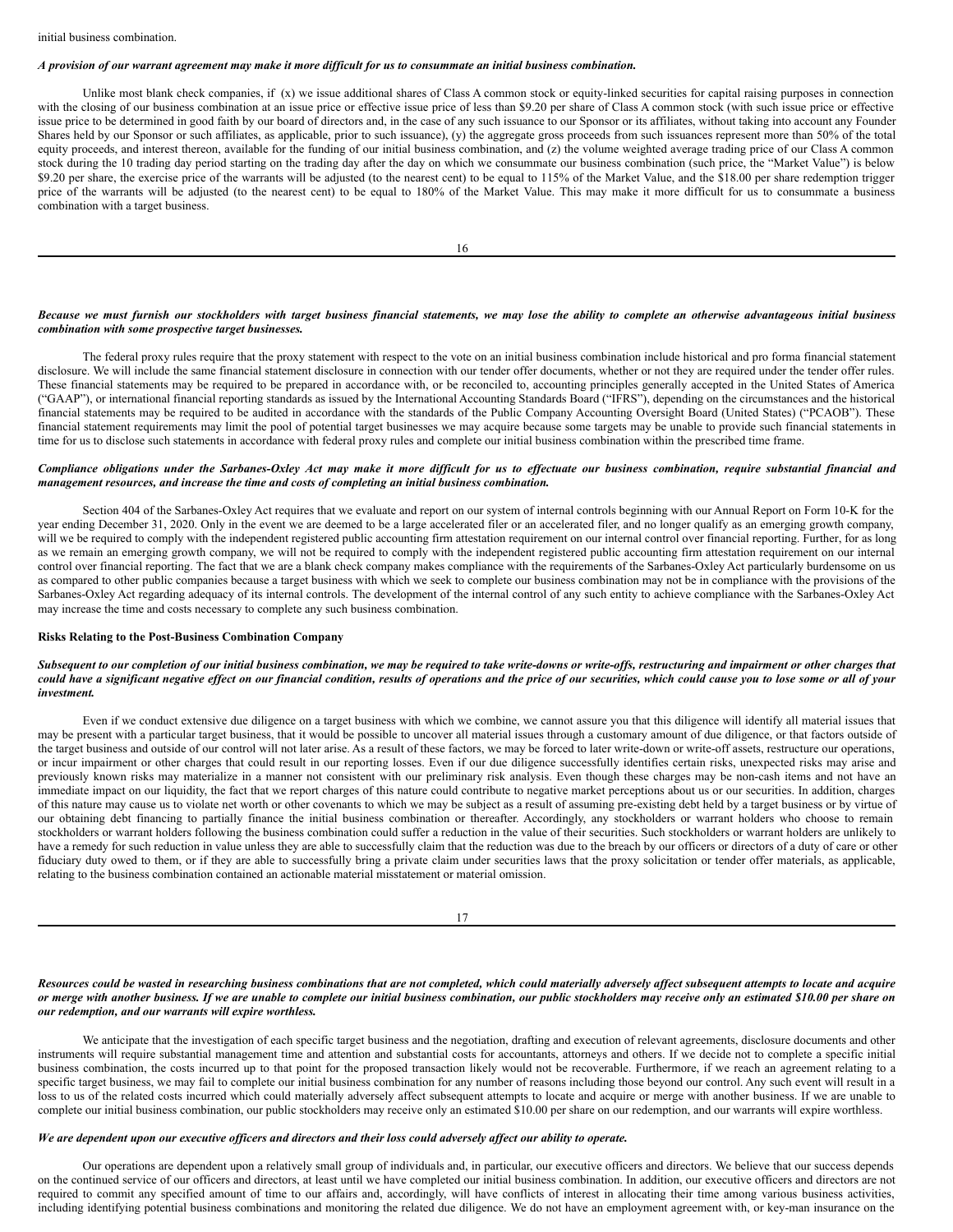initial business combination.

***A provision of our warrant agreement may make it more difficult for us to consummate an initial business combination.***

Unlike most blank check companies, if (x) we issue additional shares of Class A common stock or equity-linked securities for capital raising purposes in connection with the closing of our business combination at an issue price or effective issue price of less than $9.20 per share of Class A common stock (with such issue price or effective issue price to be determined in good faith by our board of directors and, in the case of any such issuance to our Sponsor or its affiliates, without taking into account any Founder Shares held by our Sponsor or such affiliates, as applicable, prior to such issuance), (y) the aggregate gross proceeds from such issuances represent more than 50% of the total equity proceeds, and interest thereon, available for the funding of our initial business combination, and (z) the volume weighted average trading price of our Class A common stock during the 10 trading day period starting on the trading day after the day on which we consummate our business combination (such price, the "Market Value") is below $9.20 per share, the exercise price of the warrants will be adjusted (to the nearest cent) to be equal to 115% of the Market Value, and the $18.00 per share redemption trigger price of the warrants will be adjusted (to the nearest cent) to be equal to 180% of the Market Value. This may make it more difficult for us to consummate a business combination with a target business.

***Because we must furnish our stockholders with target business financial statements, we may lose the ability to complete an otherwise advantageous initial business combination with some prospective target businesses.***

The federal proxy rules require that the proxy statement with respect to the vote on an initial business combination include historical and pro forma financial statement disclosure. We will include the same financial statement disclosure in connection with our tender offer documents, whether or not they are required under the tender offer rules. These financial statements may be required to be prepared in accordance with, or be reconciled to, accounting principles generally accepted in the United States of America ("GAAP"), or international financial reporting standards as issued by the International Accounting Standards Board ("IFRS"), depending on the circumstances and the historical financial statements may be required to be audited in accordance with the standards of the Public Company Accounting Oversight Board (United States) ("PCAOB"). These financial statement requirements may limit the pool of potential target businesses we may acquire because some targets may be unable to provide such financial statements in time for us to disclose such statements in accordance with federal proxy rules and complete our initial business combination within the prescribed time frame.

***Compliance obligations under the Sarbanes-Oxley Act may make it more difficult for us to effectuate our business combination, require substantial financial and management resources, and increase the time and costs of completing an initial business combination.***

Section 404 of the Sarbanes-Oxley Act requires that we evaluate and report on our system of internal controls beginning with our Annual Report on Form 10-K for the year ending December 31, 2020. Only in the event we are deemed to be a large accelerated filer or an accelerated filer, and no longer qualify as an emerging growth company, will we be required to comply with the independent registered public accounting firm attestation requirement on our internal control over financial reporting. Further, for as long as we remain an emerging growth company, we will not be required to comply with the independent registered public accounting firm attestation requirement on our internal control over financial reporting. The fact that we are a blank check company makes compliance with the requirements of the Sarbanes-Oxley Act particularly burdensome on us as compared to other public companies because a target business with which we seek to complete our business combination may not be in compliance with the provisions of the Sarbanes-Oxley Act regarding adequacy of its internal controls. The development of the internal control of any such entity to achieve compliance with the Sarbanes-Oxley Act may increase the time and costs necessary to complete any such business combination.

**Risks Relating to the Post-Business Combination Company**

***Subsequent to our completion of our initial business combination, we may be required to take write-downs or write-offs, restructuring and impairment or other charges that could have a significant negative effect on our financial condition, results of operations and the price of our securities, which could cause you to lose some or all of your investment.***

Even if we conduct extensive due diligence on a target business with which we combine, we cannot assure you that this diligence will identify all material issues that may be present with a particular target business, that it would be possible to uncover all material issues through a customary amount of due diligence, or that factors outside of the target business and outside of our control will not later arise. As a result of these factors, we may be forced to later write-down or write-off assets, restructure our operations, or incur impairment or other charges that could result in our reporting losses. Even if our due diligence successfully identifies certain risks, unexpected risks may arise and previously known risks may materialize in a manner not consistent with our preliminary risk analysis. Even though these charges may be non-cash items and not have an immediate impact on our liquidity, the fact that we report charges of this nature could contribute to negative market perceptions about us or our securities. In addition, charges of this nature may cause us to violate net worth or other covenants to which we may be subject as a result of assuming pre-existing debt held by a target business or by virtue of our obtaining debt financing to partially finance the initial business combination or thereafter. Accordingly, any stockholders or warrant holders who choose to remain stockholders or warrant holders following the business combination could suffer a reduction in the value of their securities. Such stockholders or warrant holders are unlikely to have a remedy for such reduction in value unless they are able to successfully claim that the reduction was due to the breach by our officers or directors of a duty of care or other fiduciary duty owed to them, or if they are able to successfully bring a private claim under securities laws that the proxy solicitation or tender offer materials, as applicable, relating to the business combination contained an actionable material misstatement or material omission.

***Resources could be wasted in researching business combinations that are not completed, which could materially adversely affect subsequent attempts to locate and acquire or merge with another business. If we are unable to complete our initial business combination, our public stockholders may receive only an estimated $10.00 per share on our redemption, and our warrants will expire worthless.***

We anticipate that the investigation of each specific target business and the negotiation, drafting and execution of relevant agreements, disclosure documents and other instruments will require substantial management time and attention and substantial costs for accountants, attorneys and others. If we decide not to complete a specific initial business combination, the costs incurred up to that point for the proposed transaction likely would not be recoverable. Furthermore, if we reach an agreement relating to a specific target business, we may fail to complete our initial business combination for any number of reasons including those beyond our control. Any such event will result in a loss to us of the related costs incurred which could materially adversely affect subsequent attempts to locate and acquire or merge with another business. If we are unable to complete our initial business combination, our public stockholders may receive only an estimated $10.00 per share on our redemption, and our warrants will expire worthless.

***We are dependent upon our executive officers and directors and their loss could adversely affect our ability to operate.***

Our operations are dependent upon a relatively small group of individuals and, in particular, our executive officers and directors. We believe that our success depends on the continued service of our officers and directors, at least until we have completed our initial business combination. In addition, our executive officers and directors are not required to commit any specified amount of time to our affairs and, accordingly, will have conflicts of interest in allocating their time among various business activities, including identifying potential business combinations and monitoring the related due diligence. We do not have an employment agreement with, or key-man insurance on the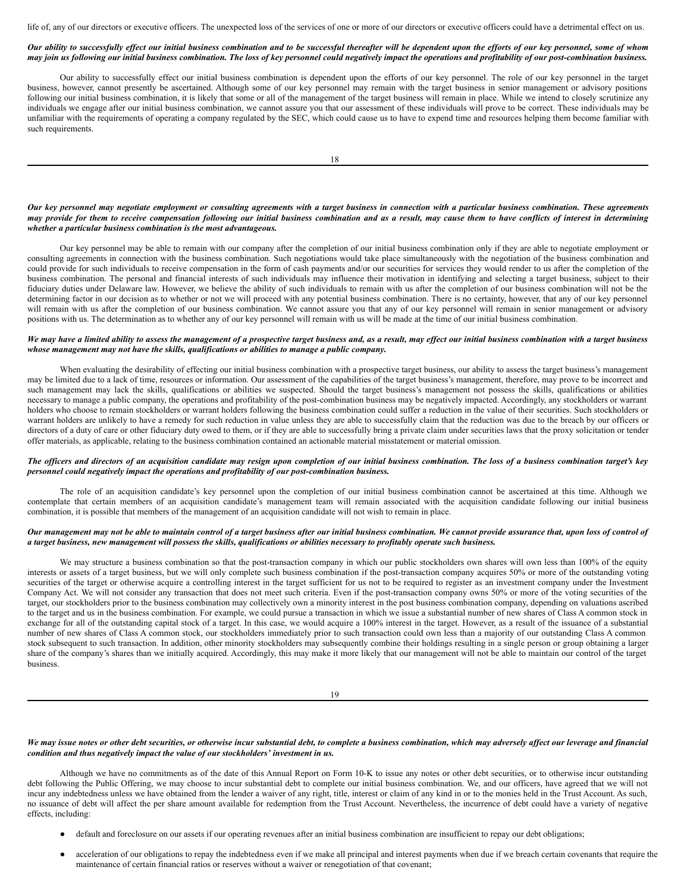life of, any of our directors or executive officers. The unexpected loss of the services of one or more of our directors or executive officers could have a detrimental effect on us.

***Our ability to successfully effect our initial business combination and to be successful thereafter will be dependent upon the efforts of our key personnel, some of whom may join us following our initial business combination. The loss of key personnel could negatively impact the operations and profitability of our post-combination business.***

Our ability to successfully effect our initial business combination is dependent upon the efforts of our key personnel. The role of our key personnel in the target business, however, cannot presently be ascertained. Although some of our key personnel may remain with the target business in senior management or advisory positions following our initial business combination, it is likely that some or all of the management of the target business will remain in place. While we intend to closely scrutinize any individuals we engage after our initial business combination, we cannot assure you that our assessment of these individuals will prove to be correct. These individuals may be unfamiliar with the requirements of operating a company regulated by the SEC, which could cause us to have to expend time and resources helping them become familiar with such requirements.

***Our key personnel may negotiate employment or consulting agreements with a target business in connection with a particular business combination. These agreements may provide for them to receive compensation following our initial business combination and as a result, may cause them to have conflicts of interest in determining whether a particular business combination is the most advantageous.***

Our key personnel may be able to remain with our company after the completion of our initial business combination only if they are able to negotiate employment or consulting agreements in connection with the business combination. Such negotiations would take place simultaneously with the negotiation of the business combination and could provide for such individuals to receive compensation in the form of cash payments and/or our securities for services they would render to us after the completion of the business combination. The personal and financial interests of such individuals may influence their motivation in identifying and selecting a target business, subject to their fiduciary duties under Delaware law. However, we believe the ability of such individuals to remain with us after the completion of our business combination will not be the determining factor in our decision as to whether or not we will proceed with any potential business combination. There is no certainty, however, that any of our key personnel will remain with us after the completion of our business combination. We cannot assure you that any of our key personnel will remain in senior management or advisory positions with us. The determination as to whether any of our key personnel will remain with us will be made at the time of our initial business combination.

***We may have a limited ability to assess the management of a prospective target business and, as a result, may effect our initial business combination with a target business whose management may not have the skills, qualifications or abilities to manage a public company.***

When evaluating the desirability of effecting our initial business combination with a prospective target business, our ability to assess the target business's management may be limited due to a lack of time, resources or information. Our assessment of the capabilities of the target business's management, therefore, may prove to be incorrect and such management may lack the skills, qualifications or abilities we suspected. Should the target business's management not possess the skills, qualifications or abilities necessary to manage a public company, the operations and profitability of the post-combination business may be negatively impacted. Accordingly, any stockholders or warrant holders who choose to remain stockholders or warrant holders following the business combination could suffer a reduction in the value of their securities. Such stockholders or warrant holders are unlikely to have a remedy for such reduction in value unless they are able to successfully claim that the reduction was due to the breach by our officers or directors of a duty of care or other fiduciary duty owed to them, or if they are able to successfully bring a private claim under securities laws that the proxy solicitation or tender offer materials, as applicable, relating to the business combination contained an actionable material misstatement or material omission.

***The officers and directors of an acquisition candidate may resign upon completion of our initial business combination. The loss of a business combination target's key personnel could negatively impact the operations and profitability of our post-combination business.***

The role of an acquisition candidate's key personnel upon the completion of our initial business combination cannot be ascertained at this time. Although we contemplate that certain members of an acquisition candidate's management team will remain associated with the acquisition candidate following our initial business combination, it is possible that members of the management of an acquisition candidate will not wish to remain in place.

***Our management may not be able to maintain control of a target business after our initial business combination. We cannot provide assurance that, upon loss of control of a target business, new management will possess the skills, qualifications or abilities necessary to profitably operate such business.***

We may structure a business combination so that the post-transaction company in which our public stockholders own shares will own less than 100% of the equity interests or assets of a target business, but we will only complete such business combination if the post-transaction company acquires 50% or more of the outstanding voting securities of the target or otherwise acquire a controlling interest in the target sufficient for us not to be required to register as an investment company under the Investment Company Act. We will not consider any transaction that does not meet such criteria. Even if the post-transaction company owns 50% or more of the voting securities of the target, our stockholders prior to the business combination may collectively own a minority interest in the post business combination company, depending on valuations ascribed to the target and us in the business combination. For example, we could pursue a transaction in which we issue a substantial number of new shares of Class A common stock in exchange for all of the outstanding capital stock of a target. In this case, we would acquire a 100% interest in the target. However, as a result of the issuance of a substantial number of new shares of Class A common stock, our stockholders immediately prior to such transaction could own less than a majority of our outstanding Class A common stock subsequent to such transaction. In addition, other minority stockholders may subsequently combine their holdings resulting in a single person or group obtaining a larger share of the company's shares than we initially acquired. Accordingly, this may make it more likely that our management will not be able to maintain our control of the target business.

***We may issue notes or other debt securities, or otherwise incur substantial debt, to complete a business combination, which may adversely affect our leverage and financial condition and thus negatively impact the value of our stockholders' investment in us.***

Although we have no commitments as of the date of this Annual Report on Form 10-K to issue any notes or other debt securities, or to otherwise incur outstanding debt following the Public Offering, we may choose to incur substantial debt to complete our initial business combination. We, and our officers, have agreed that we will not incur any indebtedness unless we have obtained from the lender a waiver of any right, title, interest or claim of any kind in or to the monies held in the Trust Account. As such, no issuance of debt will affect the per share amount available for redemption from the Trust Account. Nevertheless, the incurrence of debt could have a variety of negative effects, including:

- default and foreclosure on our assets if our operating revenues after an initial business combination are insufficient to repay our debt obligations;
- acceleration of our obligations to repay the indebtedness even if we make all principal and interest payments when due if we breach certain covenants that require the maintenance of certain financial ratios or reserves without a waiver or renegotiation of that covenant;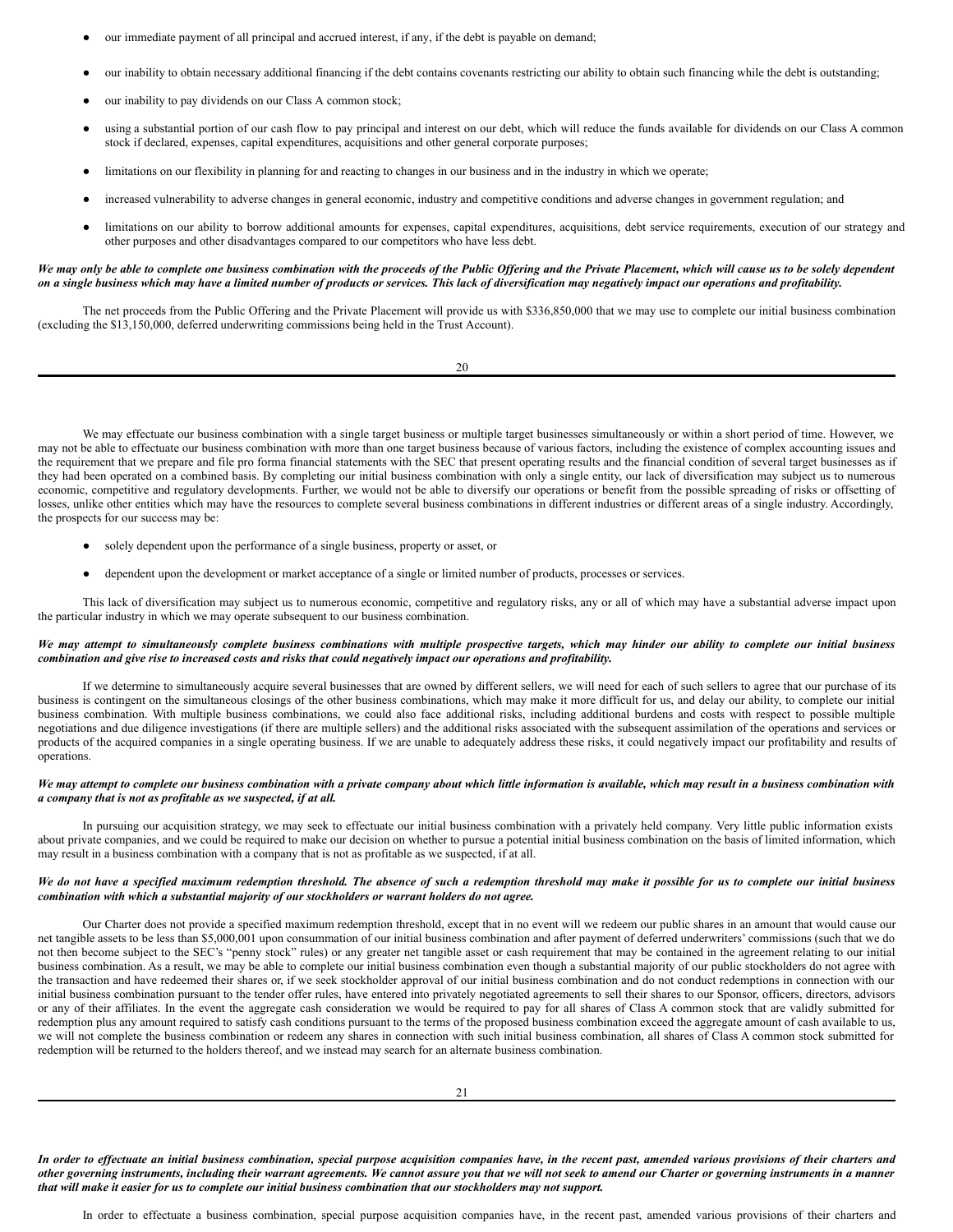- our immediate payment of all principal and accrued interest, if any, if the debt is payable on demand;
- our inability to obtain necessary additional financing if the debt contains covenants restricting our ability to obtain such financing while the debt is outstanding;
- our inability to pay dividends on our Class A common stock;
- using a substantial portion of our cash flow to pay principal and interest on our debt, which will reduce the funds available for dividends on our Class A common stock if declared, expenses, capital expenditures, acquisitions and other general corporate purposes;
- limitations on our flexibility in planning for and reacting to changes in our business and in the industry in which we operate;
- increased vulnerability to adverse changes in general economic, industry and competitive conditions and adverse changes in government regulation; and
- limitations on our ability to borrow additional amounts for expenses, capital expenditures, acquisitions, debt service requirements, execution of our strategy and other purposes and other disadvantages compared to our competitors who have less debt.

***We may only be able to complete one business combination with the proceeds of the Public Offering and the Private Placement, which will cause us to be solely dependent on a single business which may have a limited number of products or services. This lack of diversification may negatively impact our operations and profitability.***

The net proceeds from the Public Offering and the Private Placement will provide us with $336,850,000 that we may use to complete our initial business combination (excluding the $13,150,000, deferred underwriting commissions being held in the Trust Account).

We may effectuate our business combination with a single target business or multiple target businesses simultaneously or within a short period of time. However, we may not be able to effectuate our business combination with more than one target business because of various factors, including the existence of complex accounting issues and the requirement that we prepare and file pro forma financial statements with the SEC that present operating results and the financial condition of several target businesses as if they had been operated on a combined basis. By completing our initial business combination with only a single entity, our lack of diversification may subject us to numerous economic, competitive and regulatory developments. Further, we would not be able to diversify our operations or benefit from the possible spreading of risks or offsetting of losses, unlike other entities which may have the resources to complete several business combinations in different industries or different areas of a single industry. Accordingly, the prospects for our success may be:

- solely dependent upon the performance of a single business, property or asset, or
- dependent upon the development or market acceptance of a single or limited number of products, processes or services.

This lack of diversification may subject us to numerous economic, competitive and regulatory risks, any or all of which may have a substantial adverse impact upon the particular industry in which we may operate subsequent to our business combination.

***We may attempt to simultaneously complete business combinations with multiple prospective targets, which may hinder our ability to complete our initial business combination and give rise to increased costs and risks that could negatively impact our operations and profitability.***

If we determine to simultaneously acquire several businesses that are owned by different sellers, we will need for each of such sellers to agree that our purchase of its business is contingent on the simultaneous closings of the other business combinations, which may make it more difficult for us, and delay our ability, to complete our initial business combination. With multiple business combinations, we could also face additional risks, including additional burdens and costs with respect to possible multiple negotiations and due diligence investigations (if there are multiple sellers) and the additional risks associated with the subsequent assimilation of the operations and services or products of the acquired companies in a single operating business. If we are unable to adequately address these risks, it could negatively impact our profitability and results of operations.

***We may attempt to complete our business combination with a private company about which little information is available, which may result in a business combination with a company that is not as profitable as we suspected, if at all.***

In pursuing our acquisition strategy, we may seek to effectuate our initial business combination with a privately held company. Very little public information exists about private companies, and we could be required to make our decision on whether to pursue a potential initial business combination on the basis of limited information, which may result in a business combination with a company that is not as profitable as we suspected, if at all.

***We do not have a specified maximum redemption threshold. The absence of such a redemption threshold may make it possible for us to complete our initial business combination with which a substantial majority of our stockholders or warrant holders do not agree.***

Our Charter does not provide a specified maximum redemption threshold, except that in no event will we redeem our public shares in an amount that would cause our net tangible assets to be less than $5,000,001 upon consummation of our initial business combination and after payment of deferred underwriters' commissions (such that we do not then become subject to the SEC's "penny stock" rules) or any greater net tangible asset or cash requirement that may be contained in the agreement relating to our initial business combination. As a result, we may be able to complete our initial business combination even though a substantial majority of our public stockholders do not agree with the transaction and have redeemed their shares or, if we seek stockholder approval of our initial business combination and do not conduct redemptions in connection with our initial business combination pursuant to the tender offer rules, have entered into privately negotiated agreements to sell their shares to our Sponsor, officers, directors, advisors or any of their affiliates. In the event the aggregate cash consideration we would be required to pay for all shares of Class A common stock that are validly submitted for redemption plus any amount required to satisfy cash conditions pursuant to the terms of the proposed business combination exceed the aggregate amount of cash available to us, we will not complete the business combination or redeem any shares in connection with such initial business combination, all shares of Class A common stock submitted for redemption will be returned to the holders thereof, and we instead may search for an alternate business combination.

***In order to effectuate an initial business combination, special purpose acquisition companies have, in the recent past, amended various provisions of their charters and other governing instruments, including their warrant agreements. We cannot assure you that we will not seek to amend our Charter or governing instruments in a manner that will make it easier for us to complete our initial business combination that our stockholders may not support.***

In order to effectuate a business combination, special purpose acquisition companies have, in the recent past, amended various provisions of their charters and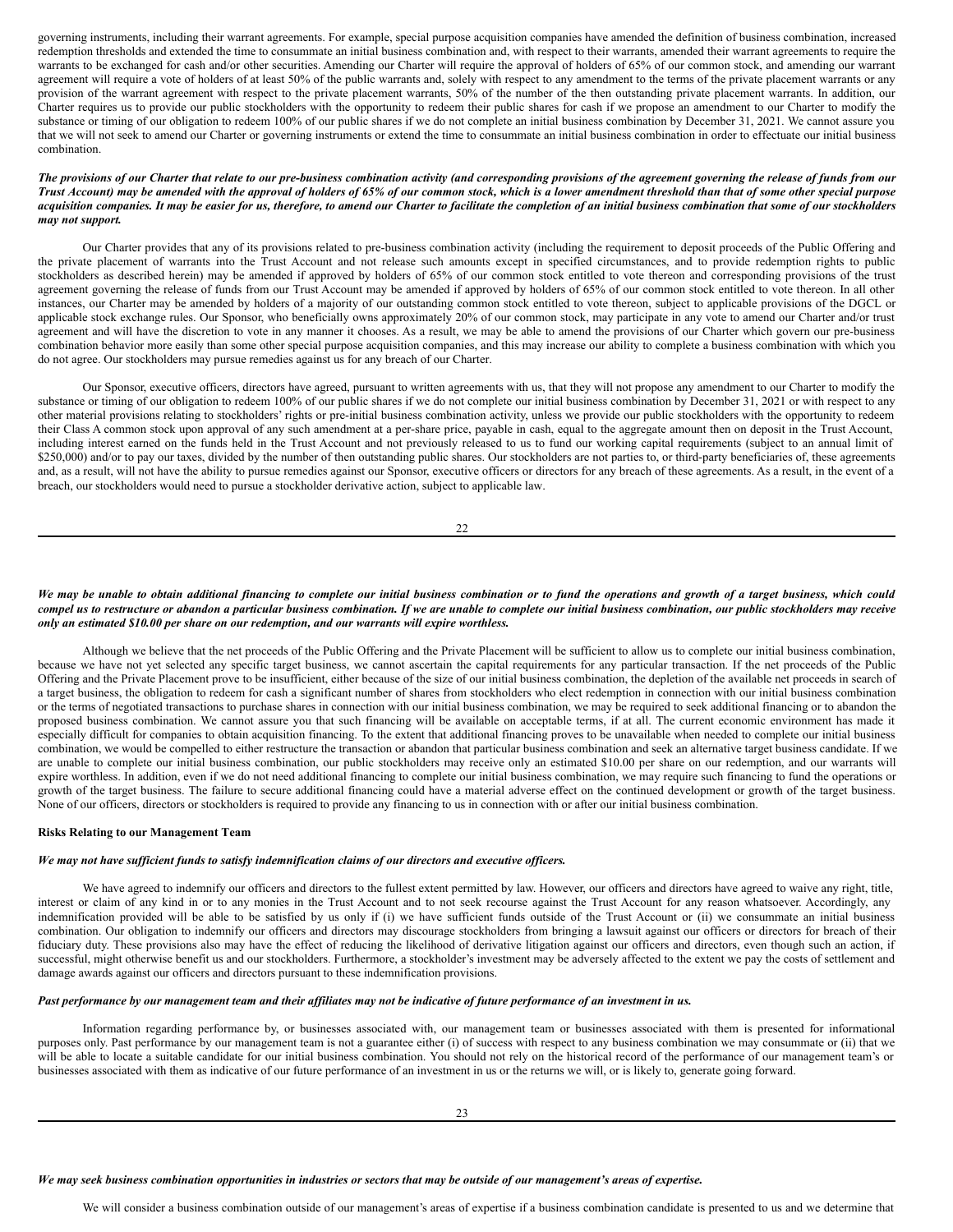governing instruments, including their warrant agreements. For example, special purpose acquisition companies have amended the definition of business combination, increased redemption thresholds and extended the time to consummate an initial business combination and, with respect to their warrants, amended their warrant agreements to require the warrants to be exchanged for cash and/or other securities. Amending our Charter will require the approval of holders of 65% of our common stock, and amending our warrant agreement will require a vote of holders of at least 50% of the public warrants and, solely with respect to any amendment to the terms of the private placement warrants or any provision of the warrant agreement with respect to the private placement warrants, 50% of the number of the then outstanding private placement warrants. In addition, our Charter requires us to provide our public stockholders with the opportunity to redeem their public shares for cash if we propose an amendment to our Charter to modify the substance or timing of our obligation to redeem 100% of our public shares if we do not complete an initial business combination by December 31, 2021. We cannot assure you that we will not seek to amend our Charter or governing instruments or extend the time to consummate an initial business combination in order to effectuate our initial business combination.

***The provisions of our Charter that relate to our pre-business combination activity (and corresponding provisions of the agreement governing the release of funds from our Trust Account) may be amended with the approval of holders of 65% of our common stock, which is a lower amendment threshold than that of some other special purpose acquisition companies. It may be easier for us, therefore, to amend our Charter to facilitate the completion of an initial business combination that some of our stockholders may not support.***

Our Charter provides that any of its provisions related to pre-business combination activity (including the requirement to deposit proceeds of the Public Offering and the private placement of warrants into the Trust Account and not release such amounts except in specified circumstances, and to provide redemption rights to public stockholders as described herein) may be amended if approved by holders of 65% of our common stock entitled to vote thereon and corresponding provisions of the trust agreement governing the release of funds from our Trust Account may be amended if approved by holders of 65% of our common stock entitled to vote thereon. In all other instances, our Charter may be amended by holders of a majority of our outstanding common stock entitled to vote thereon, subject to applicable provisions of the DGCL or applicable stock exchange rules. Our Sponsor, who beneficially owns approximately 20% of our common stock, may participate in any vote to amend our Charter and/or trust agreement and will have the discretion to vote in any manner it chooses. As a result, we may be able to amend the provisions of our Charter which govern our pre-business combination behavior more easily than some other special purpose acquisition companies, and this may increase our ability to complete a business combination with which you do not agree. Our stockholders may pursue remedies against us for any breach of our Charter.

Our Sponsor, executive officers, directors have agreed, pursuant to written agreements with us, that they will not propose any amendment to our Charter to modify the substance or timing of our obligation to redeem 100% of our public shares if we do not complete our initial business combination by December 31, 2021 or with respect to any other material provisions relating to stockholders' rights or pre-initial business combination activity, unless we provide our public stockholders with the opportunity to redeem their Class A common stock upon approval of any such amendment at a per-share price, payable in cash, equal to the aggregate amount then on deposit in the Trust Account, including interest earned on the funds held in the Trust Account and not previously released to us to fund our working capital requirements (subject to an annual limit of $250,000) and/or to pay our taxes, divided by the number of then outstanding public shares. Our stockholders are not parties to, or third-party beneficiaries of, these agreements and, as a result, will not have the ability to pursue remedies against our Sponsor, executive officers or directors for any breach of these agreements. As a result, in the event of a breach, our stockholders would need to pursue a stockholder derivative action, subject to applicable law.

***We may be unable to obtain additional financing to complete our initial business combination or to fund the operations and growth of a target business, which could compel us to restructure or abandon a particular business combination. If we are unable to complete our initial business combination, our public stockholders may receive only an estimated $10.00 per share on our redemption, and our warrants will expire worthless.***

Although we believe that the net proceeds of the Public Offering and the Private Placement will be sufficient to allow us to complete our initial business combination, because we have not yet selected any specific target business, we cannot ascertain the capital requirements for any particular transaction. If the net proceeds of the Public Offering and the Private Placement prove to be insufficient, either because of the size of our initial business combination, the depletion of the available net proceeds in search of a target business, the obligation to redeem for cash a significant number of shares from stockholders who elect redemption in connection with our initial business combination or the terms of negotiated transactions to purchase shares in connection with our initial business combination, we may be required to seek additional financing or to abandon the proposed business combination. We cannot assure you that such financing will be available on acceptable terms, if at all. The current economic environment has made it especially difficult for companies to obtain acquisition financing. To the extent that additional financing proves to be unavailable when needed to complete our initial business combination, we would be compelled to either restructure the transaction or abandon that particular business combination and seek an alternative target business candidate. If we are unable to complete our initial business combination, our public stockholders may receive only an estimated $10.00 per share on our redemption, and our warrants will expire worthless. In addition, even if we do not need additional financing to complete our initial business combination, we may require such financing to fund the operations or growth of the target business. The failure to secure additional financing could have a material adverse effect on the continued development or growth of the target business. None of our officers, directors or stockholders is required to provide any financing to us in connection with or after our initial business combination.

**Risks Relating to our Management Team**

***We may not have sufficient funds to satisfy indemnification claims of our directors and executive officers.***

We have agreed to indemnify our officers and directors to the fullest extent permitted by law. However, our officers and directors have agreed to waive any right, title, interest or claim of any kind in or to any monies in the Trust Account and to not seek recourse against the Trust Account for any reason whatsoever. Accordingly, any indemnification provided will be able to be satisfied by us only if (i) we have sufficient funds outside of the Trust Account or (ii) we consummate an initial business combination. Our obligation to indemnify our officers and directors may discourage stockholders from bringing a lawsuit against our officers or directors for breach of their fiduciary duty. These provisions also may have the effect of reducing the likelihood of derivative litigation against our officers and directors, even though such an action, if successful, might otherwise benefit us and our stockholders. Furthermore, a stockholder's investment may be adversely affected to the extent we pay the costs of settlement and damage awards against our officers and directors pursuant to these indemnification provisions.

***Past performance by our management team and their affiliates may not be indicative of future performance of an investment in us.***

Information regarding performance by, or businesses associated with, our management team or businesses associated with them is presented for informational purposes only. Past performance by our management team is not a guarantee either (i) of success with respect to any business combination we may consummate or (ii) that we will be able to locate a suitable candidate for our initial business combination. You should not rely on the historical record of the performance of our management team's or businesses associated with them as indicative of our future performance of an investment in us or the returns we will, or is likely to, generate going forward.

***We may seek business combination opportunities in industries or sectors that may be outside of our management's areas of expertise.***

We will consider a business combination outside of our management's areas of expertise if a business combination candidate is presented to us and we determine that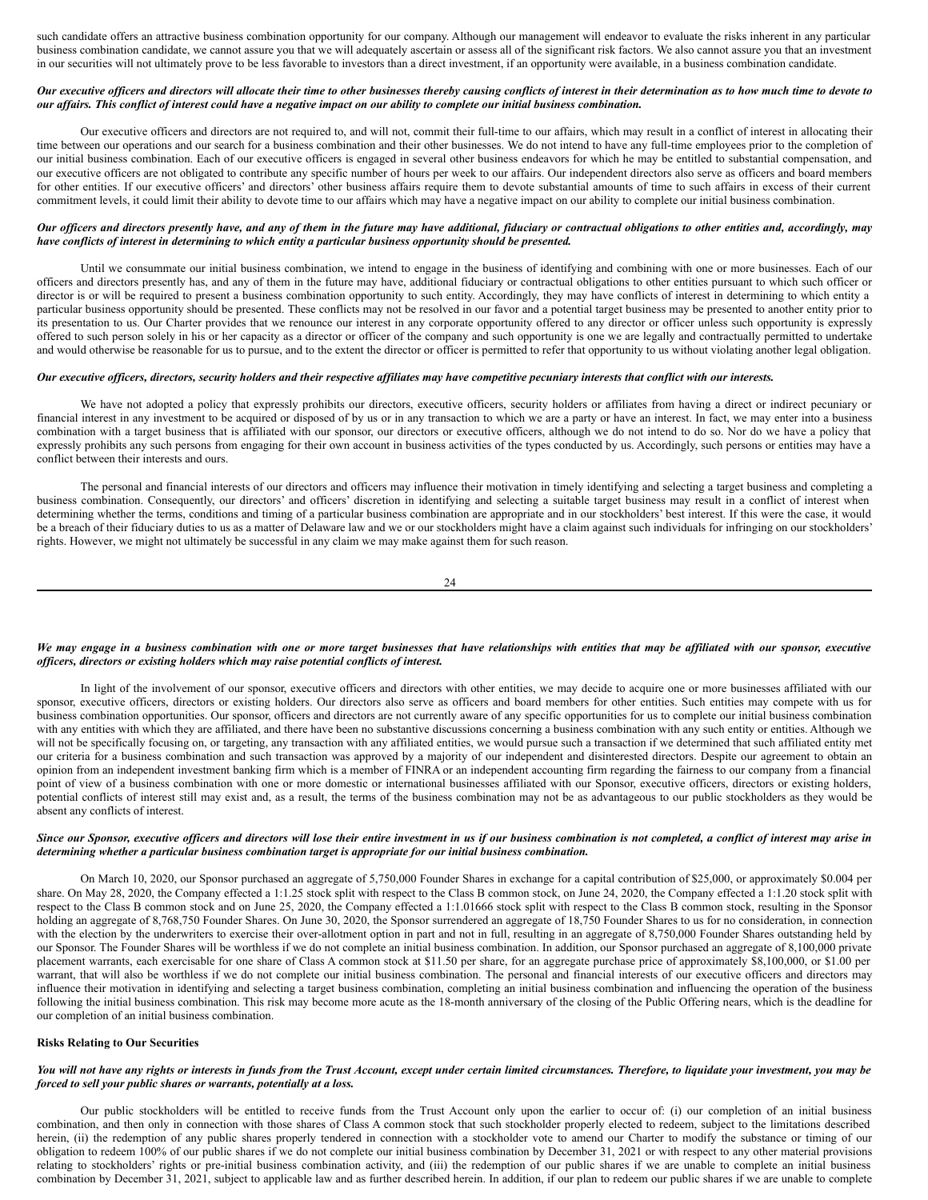such candidate offers an attractive business combination opportunity for our company. Although our management will endeavor to evaluate the risks inherent in any particular business combination candidate, we cannot assure you that we will adequately ascertain or assess all of the significant risk factors. We also cannot assure you that an investment in our securities will not ultimately prove to be less favorable to investors than a direct investment, if an opportunity were available, in a business combination candidate.

***Our executive officers and directors will allocate their time to other businesses thereby causing conflicts of interest in their determination as to how much time to devote to our affairs. This conflict of interest could have a negative impact on our ability to complete our initial business combination.***

Our executive officers and directors are not required to, and will not, commit their full-time to our affairs, which may result in a conflict of interest in allocating their time between our operations and our search for a business combination and their other businesses. We do not intend to have any full-time employees prior to the completion of our initial business combination. Each of our executive officers is engaged in several other business endeavors for which he may be entitled to substantial compensation, and our executive officers are not obligated to contribute any specific number of hours per week to our affairs. Our independent directors also serve as officers and board members for other entities. If our executive officers' and directors' other business affairs require them to devote substantial amounts of time to such affairs in excess of their current commitment levels, it could limit their ability to devote time to our affairs which may have a negative impact on our ability to complete our initial business combination.

***Our officers and directors presently have, and any of them in the future may have additional, fiduciary or contractual obligations to other entities and, accordingly, may have conflicts of interest in determining to which entity a particular business opportunity should be presented.***

Until we consummate our initial business combination, we intend to engage in the business of identifying and combining with one or more businesses. Each of our officers and directors presently has, and any of them in the future may have, additional fiduciary or contractual obligations to other entities pursuant to which such officer or director is or will be required to present a business combination opportunity to such entity. Accordingly, they may have conflicts of interest in determining to which entity a particular business opportunity should be presented. These conflicts may not be resolved in our favor and a potential target business may be presented to another entity prior to its presentation to us. Our Charter provides that we renounce our interest in any corporate opportunity offered to any director or officer unless such opportunity is expressly offered to such person solely in his or her capacity as a director or officer of the company and such opportunity is one we are legally and contractually permitted to undertake and would otherwise be reasonable for us to pursue, and to the extent the director or officer is permitted to refer that opportunity to us without violating another legal obligation.

***Our executive officers, directors, security holders and their respective affiliates may have competitive pecuniary interests that conflict with our interests.***

We have not adopted a policy that expressly prohibits our directors, executive officers, security holders or affiliates from having a direct or indirect pecuniary or financial interest in any investment to be acquired or disposed of by us or in any transaction to which we are a party or have an interest. In fact, we may enter into a business combination with a target business that is affiliated with our sponsor, our directors or executive officers, although we do not intend to do so. Nor do we have a policy that expressly prohibits any such persons from engaging for their own account in business activities of the types conducted by us. Accordingly, such persons or entities may have a conflict between their interests and ours.

The personal and financial interests of our directors and officers may influence their motivation in timely identifying and selecting a target business and completing a business combination. Consequently, our directors' and officers' discretion in identifying and selecting a suitable target business may result in a conflict of interest when determining whether the terms, conditions and timing of a particular business combination are appropriate and in our stockholders' best interest. If this were the case, it would be a breach of their fiduciary duties to us as a matter of Delaware law and we or our stockholders might have a claim against such individuals for infringing on our stockholders' rights. However, we might not ultimately be successful in any claim we may make against them for such reason.

***We may engage in a business combination with one or more target businesses that have relationships with entities that may be affiliated with our sponsor, executive officers, directors or existing holders which may raise potential conflicts of interest.***

In light of the involvement of our sponsor, executive officers and directors with other entities, we may decide to acquire one or more businesses affiliated with our sponsor, executive officers, directors or existing holders. Our directors also serve as officers and board members for other entities. Such entities may compete with us for business combination opportunities. Our sponsor, officers and directors are not currently aware of any specific opportunities for us to complete our initial business combination with any entities with which they are affiliated, and there have been no substantive discussions concerning a business combination with any such entity or entities. Although we will not be specifically focusing on, or targeting, any transaction with any affiliated entities, we would pursue such a transaction if we determined that such affiliated entity met our criteria for a business combination and such transaction was approved by a majority of our independent and disinterested directors. Despite our agreement to obtain an opinion from an independent investment banking firm which is a member of FINRA or an independent accounting firm regarding the fairness to our company from a financial point of view of a business combination with one or more domestic or international businesses affiliated with our Sponsor, executive officers, directors or existing holders, potential conflicts of interest still may exist and, as a result, the terms of the business combination may not be as advantageous to our public stockholders as they would be absent any conflicts of interest.

***Since our Sponsor, executive officers and directors will lose their entire investment in us if our business combination is not completed, a conflict of interest may arise in determining whether a particular business combination target is appropriate for our initial business combination.***

On March 10, 2020, our Sponsor purchased an aggregate of 5,750,000 Founder Shares in exchange for a capital contribution of $25,000, or approximately $0.004 per share. On May 28, 2020, the Company effected a 1:1.25 stock split with respect to the Class B common stock, on June 24, 2020, the Company effected a 1:1.20 stock split with respect to the Class B common stock and on June 25, 2020, the Company effected a 1:1.01666 stock split with respect to the Class B common stock, resulting in the Sponsor holding an aggregate of 8,768,750 Founder Shares. On June 30, 2020, the Sponsor surrendered an aggregate of 18,750 Founder Shares to us for no consideration, in connection with the election by the underwriters to exercise their over-allotment option in part and not in full, resulting in an aggregate of 8,750,000 Founder Shares outstanding held by our Sponsor. The Founder Shares will be worthless if we do not complete an initial business combination. In addition, our Sponsor purchased an aggregate of 8,100,000 private placement warrants, each exercisable for one share of Class A common stock at $11.50 per share, for an aggregate purchase price of approximately $8,100,000, or $1.00 per warrant, that will also be worthless if we do not complete our initial business combination. The personal and financial interests of our executive officers and directors may influence their motivation in identifying and selecting a target business combination, completing an initial business combination and influencing the operation of the business following the initial business combination. This risk may become more acute as the 18-month anniversary of the closing of the Public Offering nears, which is the deadline for our completion of an initial business combination.

**Risks Relating to Our Securities**

***You will not have any rights or interests in funds from the Trust Account, except under certain limited circumstances. Therefore, to liquidate your investment, you may be forced to sell your public shares or warrants, potentially at a loss.***

Our public stockholders will be entitled to receive funds from the Trust Account only upon the earlier to occur of: (i) our completion of an initial business combination, and then only in connection with those shares of Class A common stock that such stockholder properly elected to redeem, subject to the limitations described herein, (ii) the redemption of any public shares properly tendered in connection with a stockholder vote to amend our Charter to modify the substance or timing of our obligation to redeem 100% of our public shares if we do not complete our initial business combination by December 31, 2021 or with respect to any other material provisions relating to stockholders' rights or pre-initial business combination activity, and (iii) the redemption of our public shares if we are unable to complete an initial business combination by December 31, 2021, subject to applicable law and as further described herein. In addition, if our plan to redeem our public shares if we are unable to complete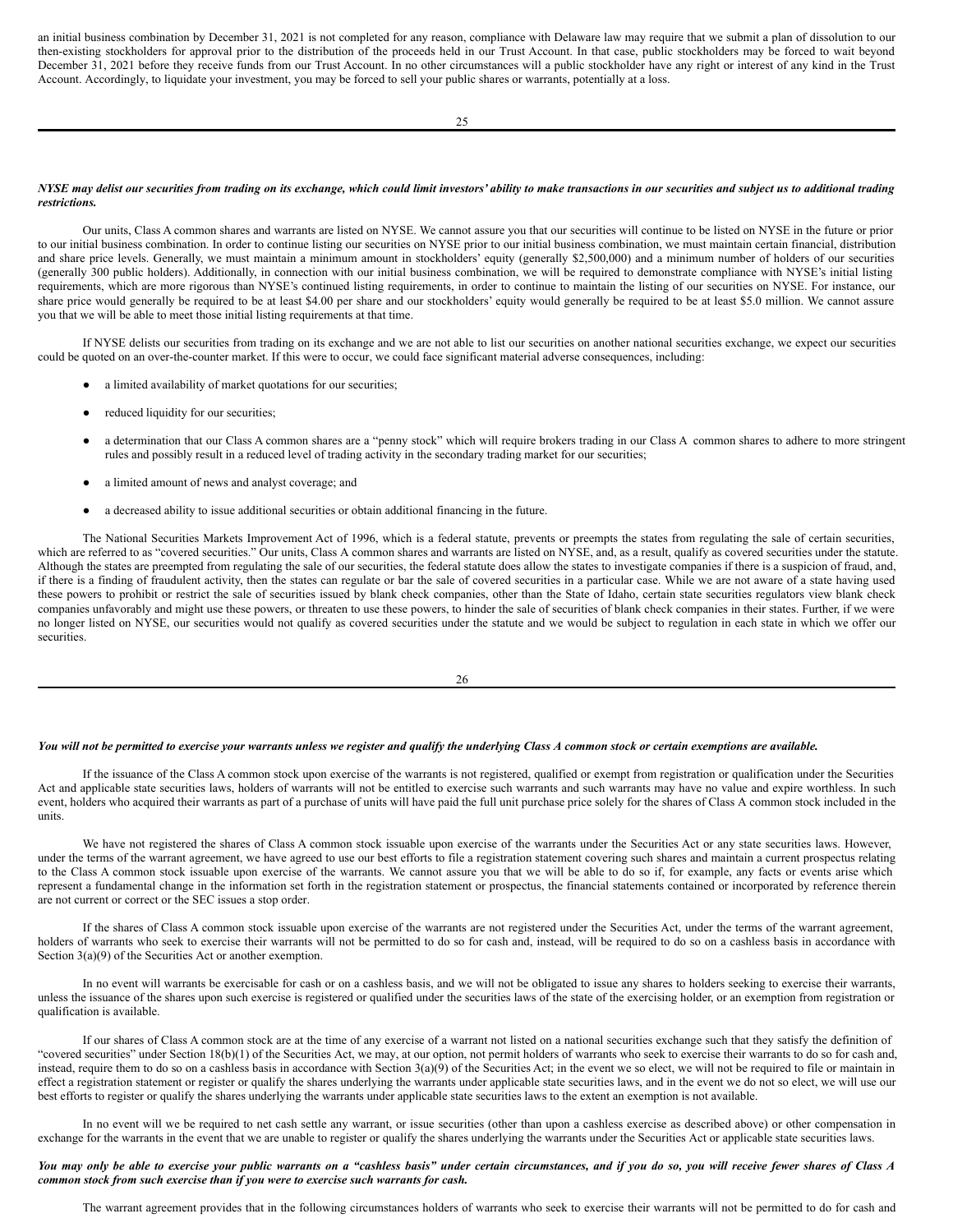an initial business combination by December 31, 2021 is not completed for any reason, compliance with Delaware law may require that we submit a plan of dissolution to our then-existing stockholders for approval prior to the distribution of the proceeds held in our Trust Account. In that case, public stockholders may be forced to wait beyond December 31, 2021 before they receive funds from our Trust Account. In no other circumstances will a public stockholder have any right or interest of any kind in the Trust Account. Accordingly, to liquidate your investment, you may be forced to sell your public shares or warrants, potentially at a loss.

***NYSE may delist our securities from trading on its exchange, which could limit investors' ability to make transactions in our securities and subject us to additional trading restrictions.***

Our units, Class A common shares and warrants are listed on NYSE. We cannot assure you that our securities will continue to be listed on NYSE in the future or prior to our initial business combination. In order to continue listing our securities on NYSE prior to our initial business combination, we must maintain certain financial, distribution and share price levels. Generally, we must maintain a minimum amount in stockholders' equity (generally $2,500,000) and a minimum number of holders of our securities (generally 300 public holders). Additionally, in connection with our initial business combination, we will be required to demonstrate compliance with NYSE's initial listing requirements, which are more rigorous than NYSE's continued listing requirements, in order to continue to maintain the listing of our securities on NYSE. For instance, our share price would generally be required to be at least $4.00 per share and our stockholders' equity would generally be required to be at least $5.0 million. We cannot assure you that we will be able to meet those initial listing requirements at that time.

If NYSE delists our securities from trading on its exchange and we are not able to list our securities on another national securities exchange, we expect our securities could be quoted on an over-the-counter market. If this were to occur, we could face significant material adverse consequences, including:

- a limited availability of market quotations for our securities;
- reduced liquidity for our securities;
- a determination that our Class A common shares are a "penny stock" which will require brokers trading in our Class A common shares to adhere to more stringent rules and possibly result in a reduced level of trading activity in the secondary trading market for our securities;
- a limited amount of news and analyst coverage; and
- a decreased ability to issue additional securities or obtain additional financing in the future.

The National Securities Markets Improvement Act of 1996, which is a federal statute, prevents or preempts the states from regulating the sale of certain securities, which are referred to as "covered securities." Our units, Class A common shares and warrants are listed on NYSE, and, as a result, qualify as covered securities under the statute. Although the states are preempted from regulating the sale of our securities, the federal statute does allow the states to investigate companies if there is a suspicion of fraud, and, if there is a finding of fraudulent activity, then the states can regulate or bar the sale of covered securities in a particular case. While we are not aware of a state having used these powers to prohibit or restrict the sale of securities issued by blank check companies, other than the State of Idaho, certain state securities regulators view blank check companies unfavorably and might use these powers, or threaten to use these powers, to hinder the sale of securities of blank check companies in their states. Further, if we were no longer listed on NYSE, our securities would not qualify as covered securities under the statute and we would be subject to regulation in each state in which we offer our securities.

***You will not be permitted to exercise your warrants unless we register and qualify the underlying Class A common stock or certain exemptions are available.***

If the issuance of the Class A common stock upon exercise of the warrants is not registered, qualified or exempt from registration or qualification under the Securities Act and applicable state securities laws, holders of warrants will not be entitled to exercise such warrants and such warrants may have no value and expire worthless. In such event, holders who acquired their warrants as part of a purchase of units will have paid the full unit purchase price solely for the shares of Class A common stock included in the units.

We have not registered the shares of Class A common stock issuable upon exercise of the warrants under the Securities Act or any state securities laws. However, under the terms of the warrant agreement, we have agreed to use our best efforts to file a registration statement covering such shares and maintain a current prospectus relating to the Class A common stock issuable upon exercise of the warrants. We cannot assure you that we will be able to do so if, for example, any facts or events arise which represent a fundamental change in the information set forth in the registration statement or prospectus, the financial statements contained or incorporated by reference therein are not current or correct or the SEC issues a stop order.

If the shares of Class A common stock issuable upon exercise of the warrants are not registered under the Securities Act, under the terms of the warrant agreement, holders of warrants who seek to exercise their warrants will not be permitted to do so for cash and, instead, will be required to do so on a cashless basis in accordance with Section 3(a)(9) of the Securities Act or another exemption.

In no event will warrants be exercisable for cash or on a cashless basis, and we will not be obligated to issue any shares to holders seeking to exercise their warrants, unless the issuance of the shares upon such exercise is registered or qualified under the securities laws of the state of the exercising holder, or an exemption from registration or qualification is available.

If our shares of Class A common stock are at the time of any exercise of a warrant not listed on a national securities exchange such that they satisfy the definition of "covered securities" under Section 18(b)(1) of the Securities Act, we may, at our option, not permit holders of warrants who seek to exercise their warrants to do so for cash and, instead, require them to do so on a cashless basis in accordance with Section 3(a)(9) of the Securities Act; in the event we so elect, we will not be required to file or maintain in effect a registration statement or register or qualify the shares underlying the warrants under applicable state securities laws, and in the event we do not so elect, we will use our best efforts to register or qualify the shares underlying the warrants under applicable state securities laws to the extent an exemption is not available.

In no event will we be required to net cash settle any warrant, or issue securities (other than upon a cashless exercise as described above) or other compensation in exchange for the warrants in the event that we are unable to register or qualify the shares underlying the warrants under the Securities Act or applicable state securities laws.

***You may only be able to exercise your public warrants on a "cashless basis" under certain circumstances, and if you do so, you will receive fewer shares of Class A common stock from such exercise than if you were to exercise such warrants for cash.***

The warrant agreement provides that in the following circumstances holders of warrants who seek to exercise their warrants will not be permitted to do for cash and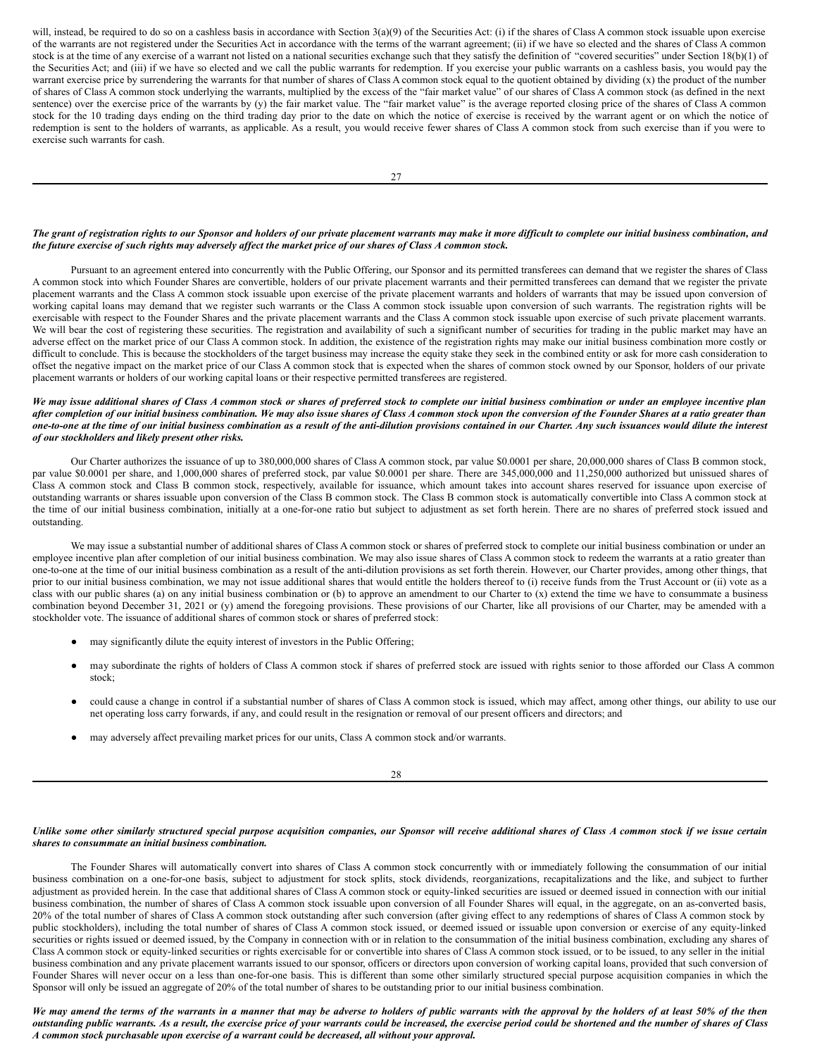will, instead, be required to do so on a cashless basis in accordance with Section 3(a)(9) of the Securities Act: (i) if the shares of Class A common stock issuable upon exercise of the warrants are not registered under the Securities Act in accordance with the terms of the warrant agreement; (ii) if we have so elected and the shares of Class A common stock is at the time of any exercise of a warrant not listed on a national securities exchange such that they satisfy the definition of "covered securities" under Section 18(b)(1) of the Securities Act; and (iii) if we have so elected and we call the public warrants for redemption. If you exercise your public warrants on a cashless basis, you would pay the warrant exercise price by surrendering the warrants for that number of shares of Class A common stock equal to the quotient obtained by dividing (x) the product of the number of shares of Class A common stock underlying the warrants, multiplied by the excess of the "fair market value" of our shares of Class A common stock (as defined in the next sentence) over the exercise price of the warrants by (y) the fair market value. The "fair market value" is the average reported closing price of the shares of Class A common stock for the 10 trading days ending on the third trading day prior to the date on which the notice of exercise is received by the warrant agent or on which the notice of redemption is sent to the holders of warrants, as applicable. As a result, you would receive fewer shares of Class A common stock from such exercise than if you were to exercise such warrants for cash.

***The grant of registration rights to our Sponsor and holders of our private placement warrants may make it more difficult to complete our initial business combination, and the future exercise of such rights may adversely affect the market price of our shares of Class A common stock.***

Pursuant to an agreement entered into concurrently with the Public Offering, our Sponsor and its permitted transferees can demand that we register the shares of Class A common stock into which Founder Shares are convertible, holders of our private placement warrants and their permitted transferees can demand that we register the private placement warrants and the Class A common stock issuable upon exercise of the private placement warrants and holders of warrants that may be issued upon conversion of working capital loans may demand that we register such warrants or the Class A common stock issuable upon conversion of such warrants. The registration rights will be exercisable with respect to the Founder Shares and the private placement warrants and the Class A common stock issuable upon exercise of such private placement warrants. We will bear the cost of registering these securities. The registration and availability of such a significant number of securities for trading in the public market may have an adverse effect on the market price of our Class A common stock. In addition, the existence of the registration rights may make our initial business combination more costly or difficult to conclude. This is because the stockholders of the target business may increase the equity stake they seek in the combined entity or ask for more cash consideration to offset the negative impact on the market price of our Class A common stock that is expected when the shares of common stock owned by our Sponsor, holders of our private placement warrants or holders of our working capital loans or their respective permitted transferees are registered.

***We may issue additional shares of Class A common stock or shares of preferred stock to complete our initial business combination or under an employee incentive plan after completion of our initial business combination. We may also issue shares of Class A common stock upon the conversion of the Founder Shares at a ratio greater than one-to-one at the time of our initial business combination as a result of the anti-dilution provisions contained in our Charter. Any such issuances would dilute the interest of our stockholders and likely present other risks.***

Our Charter authorizes the issuance of up to 380,000,000 shares of Class A common stock, par value $0.0001 per share, 20,000,000 shares of Class B common stock, par value $0.0001 per share, and 1,000,000 shares of preferred stock, par value $0.0001 per share. There are 345,000,000 and 11,250,000 authorized but unissued shares of Class A common stock and Class B common stock, respectively, available for issuance, which amount takes into account shares reserved for issuance upon exercise of outstanding warrants or shares issuable upon conversion of the Class B common stock. The Class B common stock is automatically convertible into Class A common stock at the time of our initial business combination, initially at a one-for-one ratio but subject to adjustment as set forth herein. There are no shares of preferred stock issued and outstanding.

We may issue a substantial number of additional shares of Class A common stock or shares of preferred stock to complete our initial business combination or under an employee incentive plan after completion of our initial business combination. We may also issue shares of Class A common stock to redeem the warrants at a ratio greater than one-to-one at the time of our initial business combination as a result of the anti-dilution provisions as set forth therein. However, our Charter provides, among other things, that prior to our initial business combination, we may not issue additional shares that would entitle the holders thereof to (i) receive funds from the Trust Account or (ii) vote as a class with our public shares (a) on any initial business combination or (b) to approve an amendment to our Charter to (x) extend the time we have to consummate a business combination beyond December 31, 2021 or (y) amend the foregoing provisions. These provisions of our Charter, like all provisions of our Charter, may be amended with a stockholder vote. The issuance of additional shares of common stock or shares of preferred stock:

- may significantly dilute the equity interest of investors in the Public Offering;
- may subordinate the rights of holders of Class A common stock if shares of preferred stock are issued with rights senior to those afforded our Class A common stock;
- could cause a change in control if a substantial number of shares of Class A common stock is issued, which may affect, among other things, our ability to use our net operating loss carry forwards, if any, and could result in the resignation or removal of our present officers and directors; and
- may adversely affect prevailing market prices for our units, Class A common stock and/or warrants.

***Unlike some other similarly structured special purpose acquisition companies, our Sponsor will receive additional shares of Class A common stock if we issue certain shares to consummate an initial business combination.***

The Founder Shares will automatically convert into shares of Class A common stock concurrently with or immediately following the consummation of our initial business combination on a one-for-one basis, subject to adjustment for stock splits, stock dividends, reorganizations, recapitalizations and the like, and subject to further adjustment as provided herein. In the case that additional shares of Class A common stock or equity-linked securities are issued or deemed issued in connection with our initial business combination, the number of shares of Class A common stock issuable upon conversion of all Founder Shares will equal, in the aggregate, on an as-converted basis, 20% of the total number of shares of Class A common stock outstanding after such conversion (after giving effect to any redemptions of shares of Class A common stock by public stockholders), including the total number of shares of Class A common stock issued, or deemed issued or issuable upon conversion or exercise of any equity-linked securities or rights issued or deemed issued, by the Company in connection with or in relation to the consummation of the initial business combination, excluding any shares of Class A common stock or equity-linked securities or rights exercisable for or convertible into shares of Class A common stock issued, or to be issued, to any seller in the initial business combination and any private placement warrants issued to our sponsor, officers or directors upon conversion of working capital loans, provided that such conversion of Founder Shares will never occur on a less than one-for-one basis. This is different than some other similarly structured special purpose acquisition companies in which the Sponsor will only be issued an aggregate of 20% of the total number of shares to be outstanding prior to our initial business combination.

***We may amend the terms of the warrants in a manner that may be adverse to holders of public warrants with the approval by the holders of at least 50% of the then outstanding public warrants. As a result, the exercise price of your warrants could be increased, the exercise period could be shortened and the number of shares of Class A common stock purchasable upon exercise of a warrant could be decreased, all without your approval.***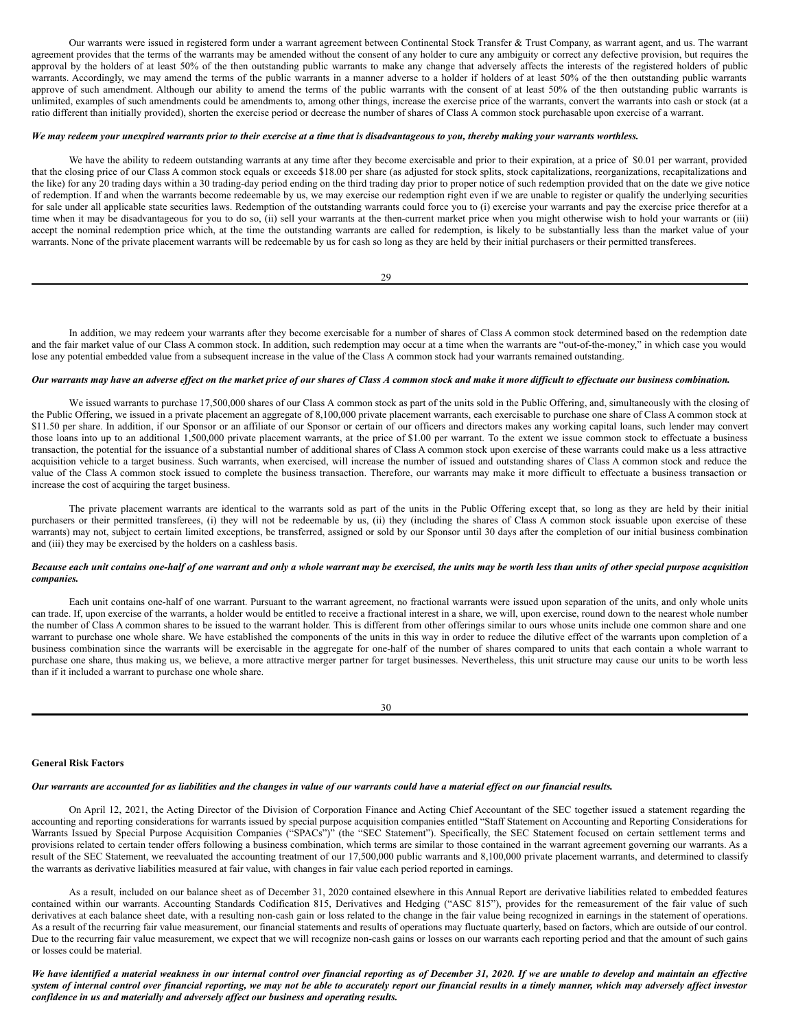Our warrants were issued in registered form under a warrant agreement between Continental Stock Transfer & Trust Company, as warrant agent, and us. The warrant agreement provides that the terms of the warrants may be amended without the consent of any holder to cure any ambiguity or correct any defective provision, but requires the approval by the holders of at least 50% of the then outstanding public warrants to make any change that adversely affects the interests of the registered holders of public warrants. Accordingly, we may amend the terms of the public warrants in a manner adverse to a holder if holders of at least 50% of the then outstanding public warrants approve of such amendment. Although our ability to amend the terms of the public warrants with the consent of at least 50% of the then outstanding public warrants is unlimited, examples of such amendments could be amendments to, among other things, increase the exercise price of the warrants, convert the warrants into cash or stock (at a ratio different than initially provided), shorten the exercise period or decrease the number of shares of Class A common stock purchasable upon exercise of a warrant.

***We may redeem your unexpired warrants prior to their exercise at a time that is disadvantageous to you, thereby making your warrants worthless.***

We have the ability to redeem outstanding warrants at any time after they become exercisable and prior to their expiration, at a price of $0.01 per warrant, provided that the closing price of our Class A common stock equals or exceeds $18.00 per share (as adjusted for stock splits, stock capitalizations, reorganizations, recapitalizations and the like) for any 20 trading days within a 30 trading-day period ending on the third trading day prior to proper notice of such redemption provided that on the date we give notice of redemption. If and when the warrants become redeemable by us, we may exercise our redemption right even if we are unable to register or qualify the underlying securities for sale under all applicable state securities laws. Redemption of the outstanding warrants could force you to (i) exercise your warrants and pay the exercise price therefor at a time when it may be disadvantageous for you to do so, (ii) sell your warrants at the then-current market price when you might otherwise wish to hold your warrants or (iii) accept the nominal redemption price which, at the time the outstanding warrants are called for redemption, is likely to be substantially less than the market value of your warrants. None of the private placement warrants will be redeemable by us for cash so long as they are held by their initial purchasers or their permitted transferees.

In addition, we may redeem your warrants after they become exercisable for a number of shares of Class A common stock determined based on the redemption date and the fair market value of our Class A common stock. In addition, such redemption may occur at a time when the warrants are "out-of-the-money," in which case you would lose any potential embedded value from a subsequent increase in the value of the Class A common stock had your warrants remained outstanding.

***Our warrants may have an adverse effect on the market price of our shares of Class A common stock and make it more difficult to effectuate our business combination.***

We issued warrants to purchase 17,500,000 shares of our Class A common stock as part of the units sold in the Public Offering, and, simultaneously with the closing of the Public Offering, we issued in a private placement an aggregate of 8,100,000 private placement warrants, each exercisable to purchase one share of Class A common stock at $11.50 per share. In addition, if our Sponsor or an affiliate of our Sponsor or certain of our officers and directors makes any working capital loans, such lender may convert those loans into up to an additional 1,500,000 private placement warrants, at the price of $1.00 per warrant. To the extent we issue common stock to effectuate a business transaction, the potential for the issuance of a substantial number of additional shares of Class A common stock upon exercise of these warrants could make us a less attractive acquisition vehicle to a target business. Such warrants, when exercised, will increase the number of issued and outstanding shares of Class A common stock and reduce the value of the Class A common stock issued to complete the business transaction. Therefore, our warrants may make it more difficult to effectuate a business transaction or increase the cost of acquiring the target business.

The private placement warrants are identical to the warrants sold as part of the units in the Public Offering except that, so long as they are held by their initial purchasers or their permitted transferees, (i) they will not be redeemable by us, (ii) they (including the shares of Class A common stock issuable upon exercise of these warrants) may not, subject to certain limited exceptions, be transferred, assigned or sold by our Sponsor until 30 days after the completion of our initial business combination and (iii) they may be exercised by the holders on a cashless basis.

***Because each unit contains one-half of one warrant and only a whole warrant may be exercised, the units may be worth less than units of other special purpose acquisition companies.***

Each unit contains one-half of one warrant. Pursuant to the warrant agreement, no fractional warrants were issued upon separation of the units, and only whole units can trade. If, upon exercise of the warrants, a holder would be entitled to receive a fractional interest in a share, we will, upon exercise, round down to the nearest whole number the number of Class A common shares to be issued to the warrant holder. This is different from other offerings similar to ours whose units include one common share and one warrant to purchase one whole share. We have established the components of the units in this way in order to reduce the dilutive effect of the warrants upon completion of a business combination since the warrants will be exercisable in the aggregate for one-half of the number of shares compared to units that each contain a whole warrant to purchase one share, thus making us, we believe, a more attractive merger partner for target businesses. Nevertheless, this unit structure may cause our units to be worth less than if it included a warrant to purchase one whole share.

**General Risk Factors**

***Our warrants are accounted for as liabilities and the changes in value of our warrants could have a material effect on our financial results.***

On April 12, 2021, the Acting Director of the Division of Corporation Finance and Acting Chief Accountant of the SEC together issued a statement regarding the accounting and reporting considerations for warrants issued by special purpose acquisition companies entitled "Staff Statement on Accounting and Reporting Considerations for Warrants Issued by Special Purpose Acquisition Companies ("SPACs")" (the "SEC Statement"). Specifically, the SEC Statement focused on certain settlement terms and provisions related to certain tender offers following a business combination, which terms are similar to those contained in the warrant agreement governing our warrants. As a result of the SEC Statement, we reevaluated the accounting treatment of our 17,500,000 public warrants and 8,100,000 private placement warrants, and determined to classify the warrants as derivative liabilities measured at fair value, with changes in fair value each period reported in earnings.

As a result, included on our balance sheet as of December 31, 2020 contained elsewhere in this Annual Report are derivative liabilities related to embedded features contained within our warrants. Accounting Standards Codification 815, Derivatives and Hedging ("ASC 815"), provides for the remeasurement of the fair value of such derivatives at each balance sheet date, with a resulting non-cash gain or loss related to the change in the fair value being recognized in earnings in the statement of operations. As a result of the recurring fair value measurement, our financial statements and results of operations may fluctuate quarterly, based on factors, which are outside of our control. Due to the recurring fair value measurement, we expect that we will recognize non-cash gains or losses on our warrants each reporting period and that the amount of such gains or losses could be material.

***We have identified a material weakness in our internal control over financial reporting as of December 31, 2020. If we are unable to develop and maintain an effective system of internal control over financial reporting, we may not be able to accurately report our financial results in a timely manner, which may adversely affect investor confidence in us and materially and adversely affect our business and operating results.***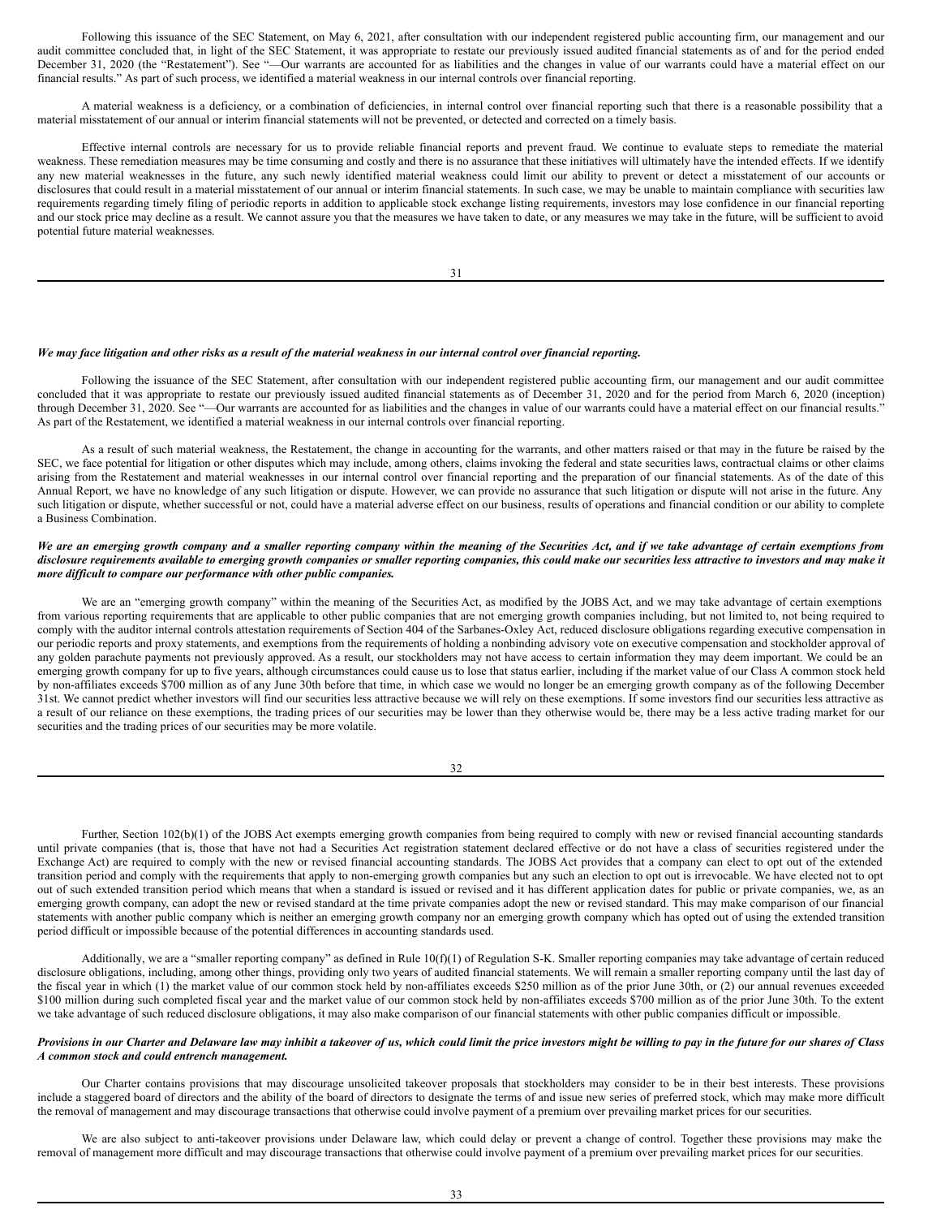Following this issuance of the SEC Statement, on May 6, 2021, after consultation with our independent registered public accounting firm, our management and our audit committee concluded that, in light of the SEC Statement, it was appropriate to restate our previously issued audited financial statements as of and for the period ended December 31, 2020 (the "Restatement"). See "—Our warrants are accounted for as liabilities and the changes in value of our warrants could have a material effect on our financial results." As part of such process, we identified a material weakness in our internal controls over financial reporting.

A material weakness is a deficiency, or a combination of deficiencies, in internal control over financial reporting such that there is a reasonable possibility that a material misstatement of our annual or interim financial statements will not be prevented, or detected and corrected on a timely basis.

Effective internal controls are necessary for us to provide reliable financial reports and prevent fraud. We continue to evaluate steps to remediate the material weakness. These remediation measures may be time consuming and costly and there is no assurance that these initiatives will ultimately have the intended effects. If we identify any new material weaknesses in the future, any such newly identified material weakness could limit our ability to prevent or detect a misstatement of our accounts or disclosures that could result in a material misstatement of our annual or interim financial statements. In such case, we may be unable to maintain compliance with securities law requirements regarding timely filing of periodic reports in addition to applicable stock exchange listing requirements, investors may lose confidence in our financial reporting and our stock price may decline as a result. We cannot assure you that the measures we have taken to date, or any measures we may take in the future, will be sufficient to avoid potential future material weaknesses.

***We may face litigation and other risks as a result of the material weakness in our internal control over financial reporting.***

Following the issuance of the SEC Statement, after consultation with our independent registered public accounting firm, our management and our audit committee concluded that it was appropriate to restate our previously issued audited financial statements as of December 31, 2020 and for the period from March 6, 2020 (inception) through December 31, 2020. See "—Our warrants are accounted for as liabilities and the changes in value of our warrants could have a material effect on our financial results." As part of the Restatement, we identified a material weakness in our internal controls over financial reporting.

As a result of such material weakness, the Restatement, the change in accounting for the warrants, and other matters raised or that may in the future be raised by the SEC, we face potential for litigation or other disputes which may include, among others, claims invoking the federal and state securities laws, contractual claims or other claims arising from the Restatement and material weaknesses in our internal control over financial reporting and the preparation of our financial statements. As of the date of this Annual Report, we have no knowledge of any such litigation or dispute. However, we can provide no assurance that such litigation or dispute will not arise in the future. Any such litigation or dispute, whether successful or not, could have a material adverse effect on our business, results of operations and financial condition or our ability to complete a Business Combination.

***We are an emerging growth company and a smaller reporting company within the meaning of the Securities Act, and if we take advantage of certain exemptions from disclosure requirements available to emerging growth companies or smaller reporting companies, this could make our securities less attractive to investors and may make it more difficult to compare our performance with other public companies.***

We are an "emerging growth company" within the meaning of the Securities Act, as modified by the JOBS Act, and we may take advantage of certain exemptions from various reporting requirements that are applicable to other public companies that are not emerging growth companies including, but not limited to, not being required to comply with the auditor internal controls attestation requirements of Section 404 of the Sarbanes-Oxley Act, reduced disclosure obligations regarding executive compensation in our periodic reports and proxy statements, and exemptions from the requirements of holding a nonbinding advisory vote on executive compensation and stockholder approval of any golden parachute payments not previously approved. As a result, our stockholders may not have access to certain information they may deem important. We could be an emerging growth company for up to five years, although circumstances could cause us to lose that status earlier, including if the market value of our Class A common stock held by non-affiliates exceeds $700 million as of any June 30th before that time, in which case we would no longer be an emerging growth company as of the following December 31st. We cannot predict whether investors will find our securities less attractive because we will rely on these exemptions. If some investors find our securities less attractive as a result of our reliance on these exemptions, the trading prices of our securities may be lower than they otherwise would be, there may be a less active trading market for our securities and the trading prices of our securities may be more volatile.

Further, Section 102(b)(1) of the JOBS Act exempts emerging growth companies from being required to comply with new or revised financial accounting standards until private companies (that is, those that have not had a Securities Act registration statement declared effective or do not have a class of securities registered under the Exchange Act) are required to comply with the new or revised financial accounting standards. The JOBS Act provides that a company can elect to opt out of the extended transition period and comply with the requirements that apply to non-emerging growth companies but any such an election to opt out is irrevocable. We have elected not to opt out of such extended transition period which means that when a standard is issued or revised and it has different application dates for public or private companies, we, as an emerging growth company, can adopt the new or revised standard at the time private companies adopt the new or revised standard. This may make comparison of our financial statements with another public company which is neither an emerging growth company nor an emerging growth company which has opted out of using the extended transition period difficult or impossible because of the potential differences in accounting standards used.

Additionally, we are a "smaller reporting company" as defined in Rule 10(f)(1) of Regulation S-K. Smaller reporting companies may take advantage of certain reduced disclosure obligations, including, among other things, providing only two years of audited financial statements. We will remain a smaller reporting company until the last day of the fiscal year in which (1) the market value of our common stock held by non-affiliates exceeds $250 million as of the prior June 30th, or (2) our annual revenues exceeded $100 million during such completed fiscal year and the market value of our common stock held by non-affiliates exceeds $700 million as of the prior June 30th. To the extent we take advantage of such reduced disclosure obligations, it may also make comparison of our financial statements with other public companies difficult or impossible.

***Provisions in our Charter and Delaware law may inhibit a takeover of us, which could limit the price investors might be willing to pay in the future for our shares of Class A common stock and could entrench management.***

Our Charter contains provisions that may discourage unsolicited takeover proposals that stockholders may consider to be in their best interests. These provisions include a staggered board of directors and the ability of the board of directors to designate the terms of and issue new series of preferred stock, which may make more difficult the removal of management and may discourage transactions that otherwise could involve payment of a premium over prevailing market prices for our securities.

We are also subject to anti-takeover provisions under Delaware law, which could delay or prevent a change of control. Together these provisions may make the removal of management more difficult and may discourage transactions that otherwise could involve payment of a premium over prevailing market prices for our securities.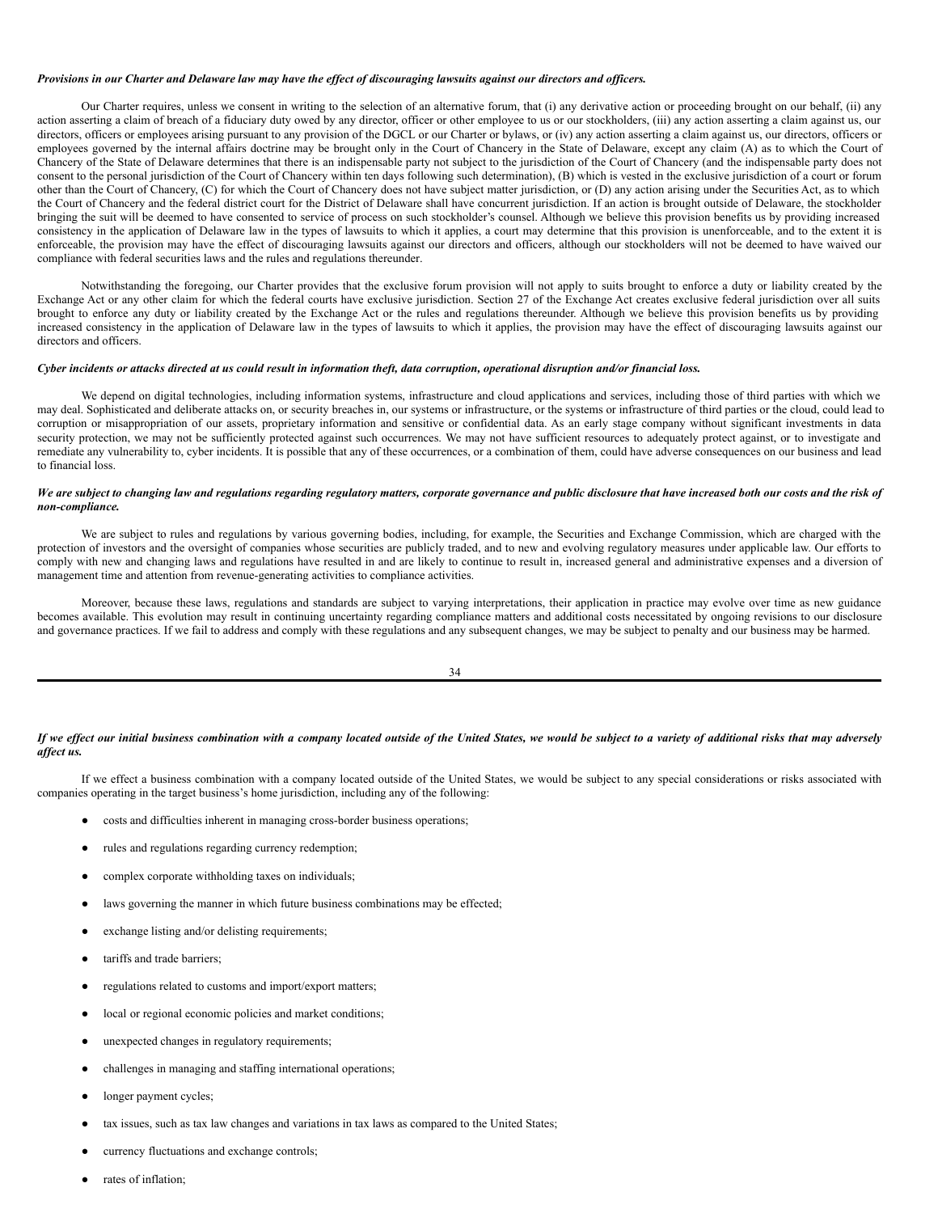***Provisions in our Charter and Delaware law may have the effect of discouraging lawsuits against our directors and officers.***

Our Charter requires, unless we consent in writing to the selection of an alternative forum, that (i) any derivative action or proceeding brought on our behalf, (ii) any action asserting a claim of breach of a fiduciary duty owed by any director, officer or other employee to us or our stockholders, (iii) any action asserting a claim against us, our directors, officers or employees arising pursuant to any provision of the DGCL or our Charter or bylaws, or (iv) any action asserting a claim against us, our directors, officers or employees governed by the internal affairs doctrine may be brought only in the Court of Chancery in the State of Delaware, except any claim (A) as to which the Court of Chancery of the State of Delaware determines that there is an indispensable party not subject to the jurisdiction of the Court of Chancery (and the indispensable party does not consent to the personal jurisdiction of the Court of Chancery within ten days following such determination), (B) which is vested in the exclusive jurisdiction of a court or forum other than the Court of Chancery, (C) for which the Court of Chancery does not have subject matter jurisdiction, or (D) any action arising under the Securities Act, as to which the Court of Chancery and the federal district court for the District of Delaware shall have concurrent jurisdiction. If an action is brought outside of Delaware, the stockholder bringing the suit will be deemed to have consented to service of process on such stockholder's counsel. Although we believe this provision benefits us by providing increased consistency in the application of Delaware law in the types of lawsuits to which it applies, a court may determine that this provision is unenforceable, and to the extent it is enforceable, the provision may have the effect of discouraging lawsuits against our directors and officers, although our stockholders will not be deemed to have waived our compliance with federal securities laws and the rules and regulations thereunder.

Notwithstanding the foregoing, our Charter provides that the exclusive forum provision will not apply to suits brought to enforce a duty or liability created by the Exchange Act or any other claim for which the federal courts have exclusive jurisdiction. Section 27 of the Exchange Act creates exclusive federal jurisdiction over all suits brought to enforce any duty or liability created by the Exchange Act or the rules and regulations thereunder. Although we believe this provision benefits us by providing increased consistency in the application of Delaware law in the types of lawsuits to which it applies, the provision may have the effect of discouraging lawsuits against our directors and officers.

***Cyber incidents or attacks directed at us could result in information theft, data corruption, operational disruption and/or financial loss.***

We depend on digital technologies, including information systems, infrastructure and cloud applications and services, including those of third parties with which we may deal. Sophisticated and deliberate attacks on, or security breaches in, our systems or infrastructure, or the systems or infrastructure of third parties or the cloud, could lead to corruption or misappropriation of our assets, proprietary information and sensitive or confidential data. As an early stage company without significant investments in data security protection, we may not be sufficiently protected against such occurrences. We may not have sufficient resources to adequately protect against, or to investigate and remediate any vulnerability to, cyber incidents. It is possible that any of these occurrences, or a combination of them, could have adverse consequences on our business and lead to financial loss.

***We are subject to changing law and regulations regarding regulatory matters, corporate governance and public disclosure that have increased both our costs and the risk of non-compliance.***

We are subject to rules and regulations by various governing bodies, including, for example, the Securities and Exchange Commission, which are charged with the protection of investors and the oversight of companies whose securities are publicly traded, and to new and evolving regulatory measures under applicable law. Our efforts to comply with new and changing laws and regulations have resulted in and are likely to continue to result in, increased general and administrative expenses and a diversion of management time and attention from revenue-generating activities to compliance activities.

Moreover, because these laws, regulations and standards are subject to varying interpretations, their application in practice may evolve over time as new guidance becomes available. This evolution may result in continuing uncertainty regarding compliance matters and additional costs necessitated by ongoing revisions to our disclosure and governance practices. If we fail to address and comply with these regulations and any subsequent changes, we may be subject to penalty and our business may be harmed.

***If we effect our initial business combination with a company located outside of the United States, we would be subject to a variety of additional risks that may adversely affect us.***

If we effect a business combination with a company located outside of the United States, we would be subject to any special considerations or risks associated with companies operating in the target business's home jurisdiction, including any of the following:

- costs and difficulties inherent in managing cross-border business operations;
- rules and regulations regarding currency redemption;
- complex corporate withholding taxes on individuals;
- laws governing the manner in which future business combinations may be effected;
- exchange listing and/or delisting requirements;
- tariffs and trade barriers;
- regulations related to customs and import/export matters;
- local or regional economic policies and market conditions;
- unexpected changes in regulatory requirements;
- challenges in managing and staffing international operations;
- longer payment cycles;
- tax issues, such as tax law changes and variations in tax laws as compared to the United States;
- currency fluctuations and exchange controls;
- rates of inflation;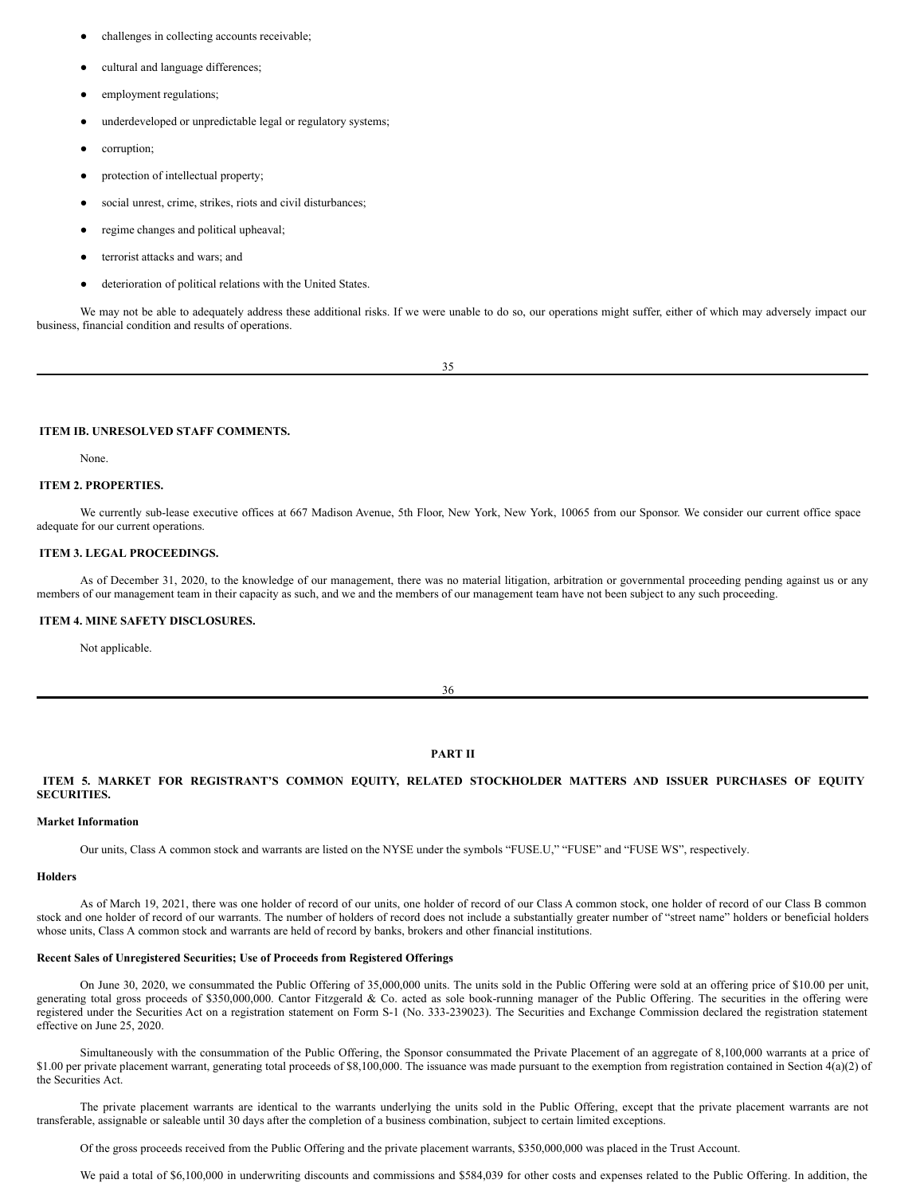- challenges in collecting accounts receivable;
- cultural and language differences;
- employment regulations;
- underdeveloped or unpredictable legal or regulatory systems;
- corruption;
- protection of intellectual property;
- social unrest, crime, strikes, riots and civil disturbances;
- regime changes and political upheaval;
- terrorist attacks and wars; and
- deterioration of political relations with the United States.

We may not be able to adequately address these additional risks. If we were unable to do so, our operations might suffer, either of which may adversely impact our business, financial condition and results of operations.

### ITEM IB. UNRESOLVED STAFF COMMENTS.

None.

### ITEM 2. PROPERTIES.

We currently sub-lease executive offices at 667 Madison Avenue, 5th Floor, New York, New York, 10065 from our Sponsor. We consider our current office space adequate for our current operations.

### ITEM 3. LEGAL PROCEEDINGS.

As of December 31, 2020, to the knowledge of our management, there was no material litigation, arbitration or governmental proceeding pending against us or any members of our management team in their capacity as such, and we and the members of our management team have not been subject to any such proceeding.

### ITEM 4. MINE SAFETY DISCLOSURES.

Not applicable.

## PART II

### ITEM 5. MARKET FOR REGISTRANT'S COMMON EQUITY, RELATED STOCKHOLDER MATTERS AND ISSUER PURCHASES OF EQUITY SECURITIES.

**Market Information**

Our units, Class A common stock and warrants are listed on the NYSE under the symbols "FUSE.U," "FUSE" and "FUSE WS", respectively.

**Holders**

As of March 19, 2021, there was one holder of record of our units, one holder of record of our Class A common stock, one holder of record of our Class B common stock and one holder of record of our warrants. The number of holders of record does not include a substantially greater number of "street name" holders or beneficial holders whose units, Class A common stock and warrants are held of record by banks, brokers and other financial institutions.

**Recent Sales of Unregistered Securities; Use of Proceeds from Registered Offerings**

On June 30, 2020, we consummated the Public Offering of 35,000,000 units. The units sold in the Public Offering were sold at an offering price of $10.00 per unit, generating total gross proceeds of $350,000,000. Cantor Fitzgerald & Co. acted as sole book-running manager of the Public Offering. The securities in the offering were registered under the Securities Act on a registration statement on Form S-1 (No. 333-239023). The Securities and Exchange Commission declared the registration statement effective on June 25, 2020.

Simultaneously with the consummation of the Public Offering, the Sponsor consummated the Private Placement of an aggregate of 8,100,000 warrants at a price of $1.00 per private placement warrant, generating total proceeds of $8,100,000. The issuance was made pursuant to the exemption from registration contained in Section 4(a)(2) of the Securities Act.

The private placement warrants are identical to the warrants underlying the units sold in the Public Offering, except that the private placement warrants are not transferable, assignable or saleable until 30 days after the completion of a business combination, subject to certain limited exceptions.

Of the gross proceeds received from the Public Offering and the private placement warrants, $350,000,000 was placed in the Trust Account.

We paid a total of $6,100,000 in underwriting discounts and commissions and $584,039 for other costs and expenses related to the Public Offering. In addition, the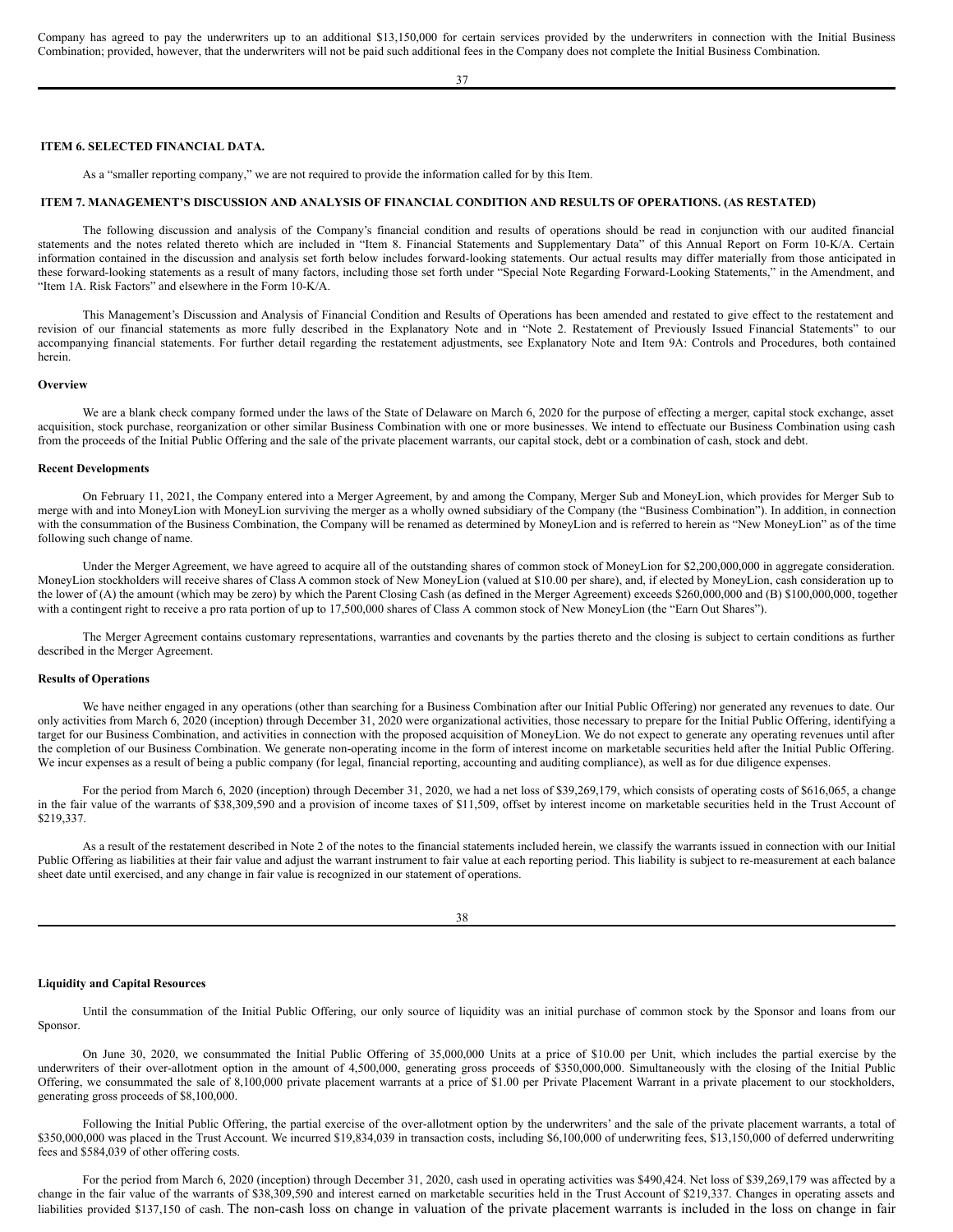Company has agreed to pay the underwriters up to an additional $13,150,000 for certain services provided by the underwriters in connection with the Initial Business Combination; provided, however, that the underwriters will not be paid such additional fees in the Company does not complete the Initial Business Combination.

## ITEM 6. SELECTED FINANCIAL DATA.

As a "smaller reporting company," we are not required to provide the information called for by this Item.

## ITEM 7. MANAGEMENT'S DISCUSSION AND ANALYSIS OF FINANCIAL CONDITION AND RESULTS OF OPERATIONS. (AS RESTATED)

The following discussion and analysis of the Company's financial condition and results of operations should be read in conjunction with our audited financial statements and the notes related thereto which are included in "Item 8. Financial Statements and Supplementary Data" of this Annual Report on Form 10-K/A. Certain information contained in the discussion and analysis set forth below includes forward-looking statements. Our actual results may differ materially from those anticipated in these forward-looking statements as a result of many factors, including those set forth under "Special Note Regarding Forward-Looking Statements," in the Amendment, and "Item 1A. Risk Factors" and elsewhere in the Form 10-K/A.

This Management's Discussion and Analysis of Financial Condition and Results of Operations has been amended and restated to give effect to the restatement and revision of our financial statements as more fully described in the Explanatory Note and in "Note 2. Restatement of Previously Issued Financial Statements" to our accompanying financial statements. For further detail regarding the restatement adjustments, see Explanatory Note and Item 9A: Controls and Procedures, both contained herein.

### Overview

We are a blank check company formed under the laws of the State of Delaware on March 6, 2020 for the purpose of effecting a merger, capital stock exchange, asset acquisition, stock purchase, reorganization or other similar Business Combination with one or more businesses. We intend to effectuate our Business Combination using cash from the proceeds of the Initial Public Offering and the sale of the private placement warrants, our capital stock, debt or a combination of cash, stock and debt.

### Recent Developments

On February 11, 2021, the Company entered into a Merger Agreement, by and among the Company, Merger Sub and MoneyLion, which provides for Merger Sub to merge with and into MoneyLion with MoneyLion surviving the merger as a wholly owned subsidiary of the Company (the "Business Combination"). In addition, in connection with the consummation of the Business Combination, the Company will be renamed as determined by MoneyLion and is referred to herein as "New MoneyLion" as of the time following such change of name.

Under the Merger Agreement, we have agreed to acquire all of the outstanding shares of common stock of MoneyLion for $2,200,000,000 in aggregate consideration. MoneyLion stockholders will receive shares of Class A common stock of New MoneyLion (valued at $10.00 per share), and, if elected by MoneyLion, cash consideration up to the lower of (A) the amount (which may be zero) by which the Parent Closing Cash (as defined in the Merger Agreement) exceeds $260,000,000 and (B) $100,000,000, together with a contingent right to receive a pro rata portion of up to 17,500,000 shares of Class A common stock of New MoneyLion (the "Earn Out Shares").

The Merger Agreement contains customary representations, warranties and covenants by the parties thereto and the closing is subject to certain conditions as further described in the Merger Agreement.

### Results of Operations

We have neither engaged in any operations (other than searching for a Business Combination after our Initial Public Offering) nor generated any revenues to date. Our only activities from March 6, 2020 (inception) through December 31, 2020 were organizational activities, those necessary to prepare for the Initial Public Offering, identifying a target for our Business Combination, and activities in connection with the proposed acquisition of MoneyLion. We do not expect to generate any operating revenues until after the completion of our Business Combination. We generate non-operating income in the form of interest income on marketable securities held after the Initial Public Offering. We incur expenses as a result of being a public company (for legal, financial reporting, accounting and auditing compliance), as well as for due diligence expenses.

For the period from March 6, 2020 (inception) through December 31, 2020, we had a net loss of $39,269,179, which consists of operating costs of $616,065, a change in the fair value of the warrants of $38,309,590 and a provision of income taxes of $11,509, offset by interest income on marketable securities held in the Trust Account of $219,337.

As a result of the restatement described in Note 2 of the notes to the financial statements included herein, we classify the warrants issued in connection with our Initial Public Offering as liabilities at their fair value and adjust the warrant instrument to fair value at each reporting period. This liability is subject to re-measurement at each balance sheet date until exercised, and any change in fair value is recognized in our statement of operations.

### Liquidity and Capital Resources

Until the consummation of the Initial Public Offering, our only source of liquidity was an initial purchase of common stock by the Sponsor and loans from our Sponsor.

On June 30, 2020, we consummated the Initial Public Offering of 35,000,000 Units at a price of $10.00 per Unit, which includes the partial exercise by the underwriters of their over-allotment option in the amount of 4,500,000, generating gross proceeds of $350,000,000. Simultaneously with the closing of the Initial Public Offering, we consummated the sale of 8,100,000 private placement warrants at a price of $1.00 per Private Placement Warrant in a private placement to our stockholders, generating gross proceeds of $8,100,000.

Following the Initial Public Offering, the partial exercise of the over-allotment option by the underwriters' and the sale of the private placement warrants, a total of $350,000,000 was placed in the Trust Account. We incurred $19,834,039 in transaction costs, including $6,100,000 of underwriting fees, $13,150,000 of deferred underwriting fees and $584,039 of other offering costs.

For the period from March 6, 2020 (inception) through December 31, 2020, cash used in operating activities was $490,424. Net loss of $39,269,179 was affected by a change in the fair value of the warrants of $38,309,590 and interest earned on marketable securities held in the Trust Account of $219,337. Changes in operating assets and liabilities provided $137,150 of cash. The non-cash loss on change in valuation of the private placement warrants is included in the loss on change in fair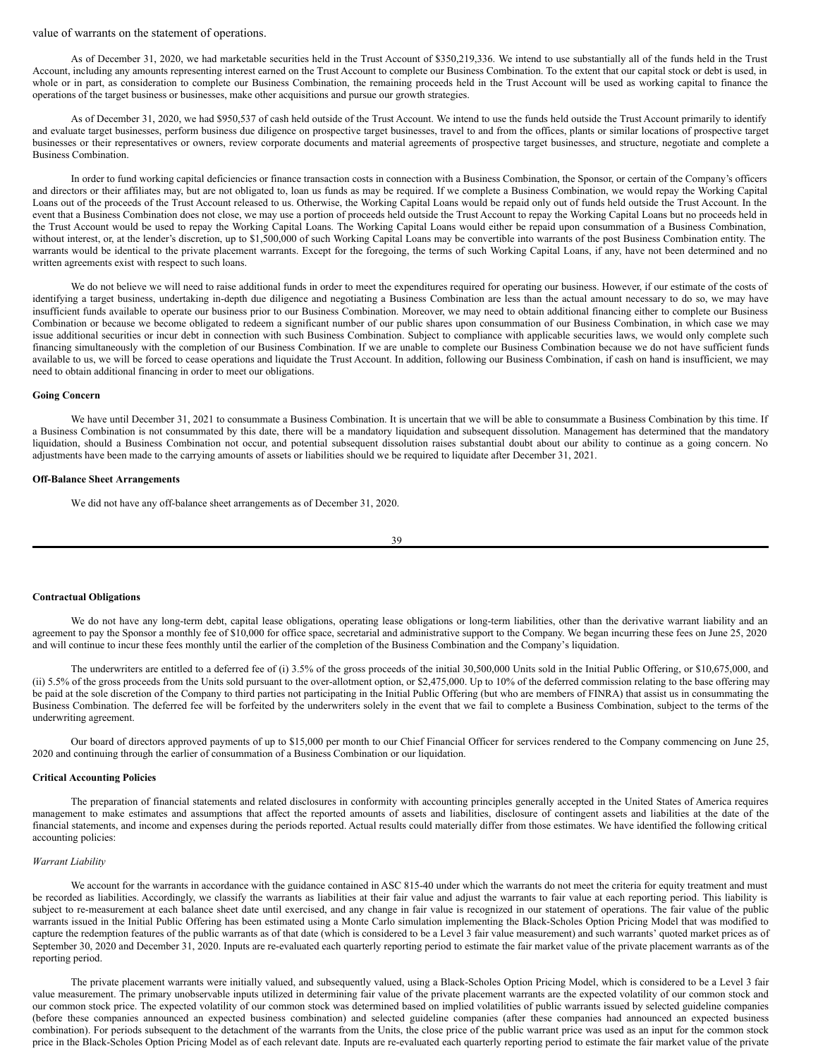value of warrants on the statement of operations.

As of December 31, 2020, we had marketable securities held in the Trust Account of $350,219,336. We intend to use substantially all of the funds held in the Trust Account, including any amounts representing interest earned on the Trust Account to complete our Business Combination. To the extent that our capital stock or debt is used, in whole or in part, as consideration to complete our Business Combination, the remaining proceeds held in the Trust Account will be used as working capital to finance the operations of the target business or businesses, make other acquisitions and pursue our growth strategies.

As of December 31, 2020, we had $950,537 of cash held outside of the Trust Account. We intend to use the funds held outside the Trust Account primarily to identify and evaluate target businesses, perform business due diligence on prospective target businesses, travel to and from the offices, plants or similar locations of prospective target businesses or their representatives or owners, review corporate documents and material agreements of prospective target businesses, and structure, negotiate and complete a Business Combination.

In order to fund working capital deficiencies or finance transaction costs in connection with a Business Combination, the Sponsor, or certain of the Company's officers and directors or their affiliates may, but are not obligated to, loan us funds as may be required. If we complete a Business Combination, we would repay the Working Capital Loans out of the proceeds of the Trust Account released to us. Otherwise, the Working Capital Loans would be repaid only out of funds held outside the Trust Account. In the event that a Business Combination does not close, we may use a portion of proceeds held outside the Trust Account to repay the Working Capital Loans but no proceeds held in the Trust Account would be used to repay the Working Capital Loans. The Working Capital Loans would either be repaid upon consummation of a Business Combination, without interest, or, at the lender's discretion, up to $1,500,000 of such Working Capital Loans may be convertible into warrants of the post Business Combination entity. The warrants would be identical to the private placement warrants. Except for the foregoing, the terms of such Working Capital Loans, if any, have not been determined and no written agreements exist with respect to such loans.

We do not believe we will need to raise additional funds in order to meet the expenditures required for operating our business. However, if our estimate of the costs of identifying a target business, undertaking in-depth due diligence and negotiating a Business Combination are less than the actual amount necessary to do so, we may have insufficient funds available to operate our business prior to our Business Combination. Moreover, we may need to obtain additional financing either to complete our Business Combination or because we become obligated to redeem a significant number of our public shares upon consummation of our Business Combination, in which case we may issue additional securities or incur debt in connection with such Business Combination. Subject to compliance with applicable securities laws, we would only complete such financing simultaneously with the completion of our Business Combination. If we are unable to complete our Business Combination because we do not have sufficient funds available to us, we will be forced to cease operations and liquidate the Trust Account. In addition, following our Business Combination, if cash on hand is insufficient, we may need to obtain additional financing in order to meet our obligations.

**Going Concern**

We have until December 31, 2021 to consummate a Business Combination. It is uncertain that we will be able to consummate a Business Combination by this time. If a Business Combination is not consummated by this date, there will be a mandatory liquidation and subsequent dissolution. Management has determined that the mandatory liquidation, should a Business Combination not occur, and potential subsequent dissolution raises substantial doubt about our ability to continue as a going concern. No adjustments have been made to the carrying amounts of assets or liabilities should we be required to liquidate after December 31, 2021.

**Off-Balance Sheet Arrangements**

We did not have any off-balance sheet arrangements as of December 31, 2020.

**Contractual Obligations**

We do not have any long-term debt, capital lease obligations, operating lease obligations or long-term liabilities, other than the derivative warrant liability and an agreement to pay the Sponsor a monthly fee of $10,000 for office space, secretarial and administrative support to the Company. We began incurring these fees on June 25, 2020 and will continue to incur these fees monthly until the earlier of the completion of the Business Combination and the Company's liquidation.

The underwriters are entitled to a deferred fee of (i) 3.5% of the gross proceeds of the initial 30,500,000 Units sold in the Initial Public Offering, or $10,675,000, and (ii) 5.5% of the gross proceeds from the Units sold pursuant to the over-allotment option, or $2,475,000. Up to 10% of the deferred commission relating to the base offering may be paid at the sole discretion of the Company to third parties not participating in the Initial Public Offering (but who are members of FINRA) that assist us in consummating the Business Combination. The deferred fee will be forfeited by the underwriters solely in the event that we fail to complete a Business Combination, subject to the terms of the underwriting agreement.

Our board of directors approved payments of up to $15,000 per month to our Chief Financial Officer for services rendered to the Company commencing on June 25, 2020 and continuing through the earlier of consummation of a Business Combination or our liquidation.

**Critical Accounting Policies**

The preparation of financial statements and related disclosures in conformity with accounting principles generally accepted in the United States of America requires management to make estimates and assumptions that affect the reported amounts of assets and liabilities, disclosure of contingent assets and liabilities at the date of the financial statements, and income and expenses during the periods reported. Actual results could materially differ from those estimates. We have identified the following critical accounting policies:

*Warrant Liability*

We account for the warrants in accordance with the guidance contained in ASC 815-40 under which the warrants do not meet the criteria for equity treatment and must be recorded as liabilities. Accordingly, we classify the warrants as liabilities at their fair value and adjust the warrants to fair value at each reporting period. This liability is subject to re-measurement at each balance sheet date until exercised, and any change in fair value is recognized in our statement of operations. The fair value of the public warrants issued in the Initial Public Offering has been estimated using a Monte Carlo simulation implementing the Black-Scholes Option Pricing Model that was modified to capture the redemption features of the public warrants as of that date (which is considered to be a Level 3 fair value measurement) and such warrants' quoted market prices as of September 30, 2020 and December 31, 2020. Inputs are re-evaluated each quarterly reporting period to estimate the fair market value of the private placement warrants as of the reporting period.

The private placement warrants were initially valued, and subsequently valued, using a Black-Scholes Option Pricing Model, which is considered to be a Level 3 fair value measurement. The primary unobservable inputs utilized in determining fair value of the private placement warrants are the expected volatility of our common stock and our common stock price. The expected volatility of our common stock was determined based on implied volatilities of public warrants issued by selected guideline companies (before these companies announced an expected business combination) and selected guideline companies (after these companies had announced an expected business combination). For periods subsequent to the detachment of the warrants from the Units, the close price of the public warrant price was used as an input for the common stock price in the Black-Scholes Option Pricing Model as of each relevant date. Inputs are re-evaluated each quarterly reporting period to estimate the fair market value of the private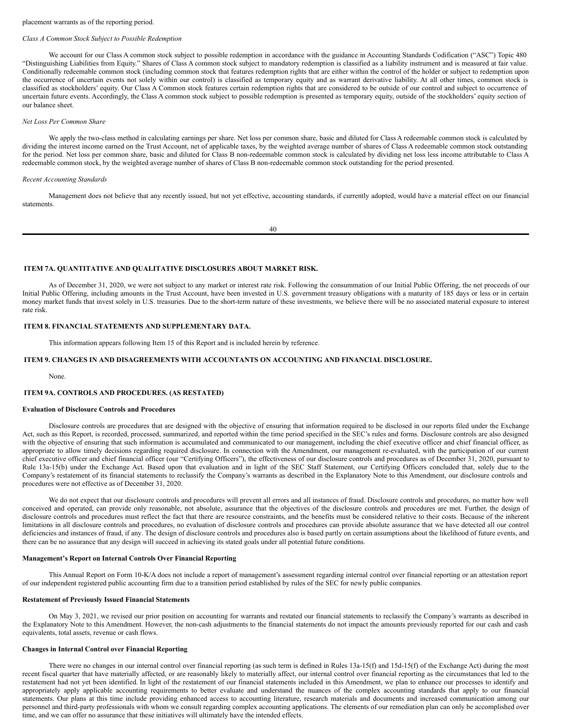placement warrants as of the reporting period.

*Class A Common Stock Subject to Possible Redemption*

We account for our Class A common stock subject to possible redemption in accordance with the guidance in Accounting Standards Codification ("ASC") Topic 480 "Distinguishing Liabilities from Equity." Shares of Class A common stock subject to mandatory redemption is classified as a liability instrument and is measured at fair value. Conditionally redeemable common stock (including common stock that features redemption rights that are either within the control of the holder or subject to redemption upon the occurrence of uncertain events not solely within our control) is classified as temporary equity and as warrant derivative liability. At all other times, common stock is classified as stockholders' equity. Our Class A Common stock features certain redemption rights that are considered to be outside of our control and subject to occurrence of uncertain future events. Accordingly, the Class A common stock subject to possible redemption is presented as temporary equity, outside of the stockholders' equity section of our balance sheet.

*Net Loss Per Common Share*

We apply the two-class method in calculating earnings per share. Net loss per common share, basic and diluted for Class A redeemable common stock is calculated by dividing the interest income earned on the Trust Account, net of applicable taxes, by the weighted average number of shares of Class A redeemable common stock outstanding for the period. Net loss per common share, basic and diluted for Class B non-redeemable common stock is calculated by dividing net loss less income attributable to Class A redeemable common stock, by the weighted average number of shares of Class B non-redeemable common stock outstanding for the period presented.

*Recent Accounting Standards*

Management does not believe that any recently issued, but not yet effective, accounting standards, if currently adopted, would have a material effect on our financial statements.

## ITEM 7A. QUANTITATIVE AND QUALITATIVE DISCLOSURES ABOUT MARKET RISK.

As of December 31, 2020, we were not subject to any market or interest rate risk. Following the consummation of our Initial Public Offering, the net proceeds of our Initial Public Offering, including amounts in the Trust Account, have been invested in U.S. government treasury obligations with a maturity of 185 days or less or in certain money market funds that invest solely in U.S. treasuries. Due to the short-term nature of these investments, we believe there will be no associated material exposure to interest rate risk.

## ITEM 8. FINANCIAL STATEMENTS AND SUPPLEMENTARY DATA.

This information appears following Item 15 of this Report and is included herein by reference.

## ITEM 9. CHANGES IN AND DISAGREEMENTS WITH ACCOUNTANTS ON ACCOUNTING AND FINANCIAL DISCLOSURE.

None.

## ITEM 9A. CONTROLS AND PROCEDURES. (AS RESTATED)

**Evaluation of Disclosure Controls and Procedures**

Disclosure controls are procedures that are designed with the objective of ensuring that information required to be disclosed in our reports filed under the Exchange Act, such as this Report, is recorded, processed, summarized, and reported within the time period specified in the SEC's rules and forms. Disclosure controls are also designed with the objective of ensuring that such information is accumulated and communicated to our management, including the chief executive officer and chief financial officer, as appropriate to allow timely decisions regarding required disclosure. In connection with the Amendment, our management re-evaluated, with the participation of our current chief executive officer and chief financial officer (our "Certifying Officers"), the effectiveness of our disclosure controls and procedures as of December 31, 2020, pursuant to Rule 13a-15(b) under the Exchange Act. Based upon that evaluation and in light of the SEC Staff Statement, our Certifying Officers concluded that, solely due to the Company's restatement of its financial statements to reclassify the Company's warrants as described in the Explanatory Note to this Amendment, our disclosure controls and procedures were not effective as of December 31, 2020.

We do not expect that our disclosure controls and procedures will prevent all errors and all instances of fraud. Disclosure controls and procedures, no matter how well conceived and operated, can provide only reasonable, not absolute, assurance that the objectives of the disclosure controls and procedures are met. Further, the design of disclosure controls and procedures must reflect the fact that there are resource constraints, and the benefits must be considered relative to their costs. Because of the inherent limitations in all disclosure controls and procedures, no evaluation of disclosure controls and procedures can provide absolute assurance that we have detected all our control deficiencies and instances of fraud, if any. The design of disclosure controls and procedures also is based partly on certain assumptions about the likelihood of future events, and there can be no assurance that any design will succeed in achieving its stated goals under all potential future conditions.

**Management's Report on Internal Controls Over Financial Reporting**

This Annual Report on Form 10-K/A does not include a report of management's assessment regarding internal control over financial reporting or an attestation report of our independent registered public accounting firm due to a transition period established by rules of the SEC for newly public companies.

**Restatement of Previously Issued Financial Statements**

On May 3, 2021, we revised our prior position on accounting for warrants and restated our financial statements to reclassify the Company's warrants as described in the Explanatory Note to this Amendment. However, the non-cash adjustments to the financial statements do not impact the amounts previously reported for our cash and cash equivalents, total assets, revenue or cash flows.

**Changes in Internal Control over Financial Reporting**

There were no changes in our internal control over financial reporting (as such term is defined in Rules 13a-15(f) and 15d-15(f) of the Exchange Act) during the most recent fiscal quarter that have materially affected, or are reasonably likely to materially affect, our internal control over financial reporting as the circumstances that led to the restatement had not yet been identified. In light of the restatement of our financial statements included in this Amendment, we plan to enhance our processes to identify and appropriately apply applicable accounting requirements to better evaluate and understand the nuances of the complex accounting standards that apply to our financial statements. Our plans at this time include providing enhanced access to accounting literature, research materials and documents and increased communication among our personnel and third-party professionals with whom we consult regarding complex accounting applications. The elements of our remediation plan can only be accomplished over time, and we can offer no assurance that these initiatives will ultimately have the intended effects.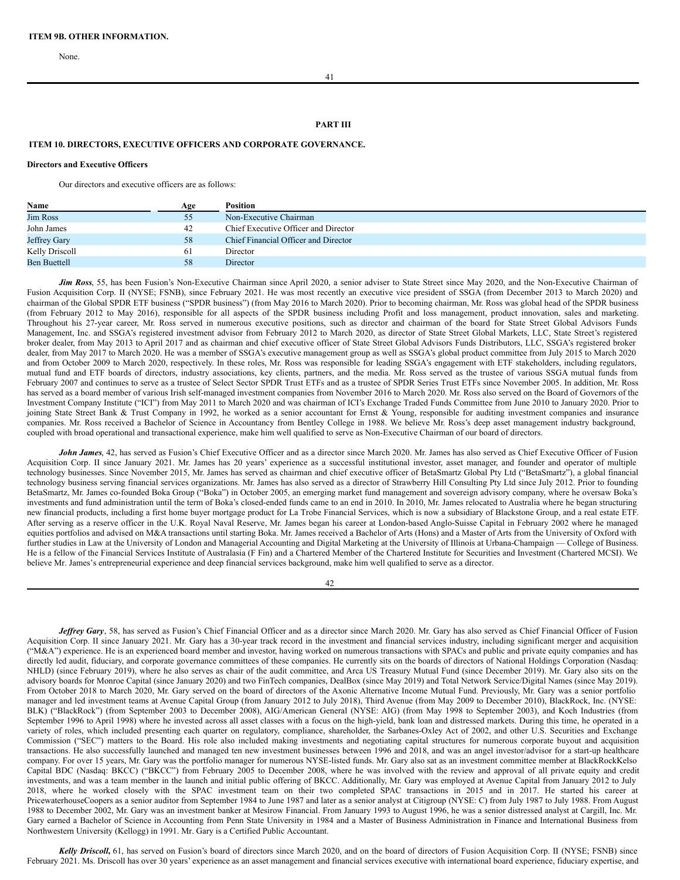**ITEM 9B. OTHER INFORMATION.**

None.

**PART III**

**ITEM 10. DIRECTORS, EXECUTIVE OFFICERS AND CORPORATE GOVERNANCE.**

**Directors and Executive Officers**

Our directors and executive officers are as follows:

| Name | Age | Position |
|---|---|---|
| Jim Ross | 55 | Non-Executive Chairman |
| John James | 42 | Chief Executive Officer and Director |
| Jeffrey Gary | 58 | Chief Financial Officer and Director |
| Kelly Driscoll | 61 | Director |
| Ben Buettell | 58 | Director |

***Jim Ross***, 55, has been Fusion's Non-Executive Chairman since April 2020, a senior adviser to State Street since May 2020, and the Non-Executive Chairman of Fusion Acquisition Corp. II (NYSE; FSNB), since February 2021. He was most recently an executive vice president of SSGA (from December 2013 to March 2020) and chairman of the Global SPDR ETF business ("SPDR business") (from May 2016 to March 2020). Prior to becoming chairman, Mr. Ross was global head of the SPDR business (from February 2012 to May 2016), responsible for all aspects of the SPDR business including Profit and loss management, product innovation, sales and marketing. Throughout his 27-year career, Mr. Ross served in numerous executive positions, such as director and chairman of the board for State Street Global Advisors Funds Management, Inc. and SSGA's registered investment advisor from February 2012 to March 2020, as director of State Street Global Markets, LLC, State Street's registered broker dealer, from May 2013 to April 2017 and as chairman and chief executive officer of State Street Global Advisors Funds Distributors, LLC, SSGA's registered broker dealer, from May 2017 to March 2020. He was a member of SSGA's executive management group as well as SSGA's global product committee from July 2015 to March 2020 and from October 2009 to March 2020, respectively. In these roles, Mr. Ross was responsible for leading SSGA's engagement with ETF stakeholders, including regulators, mutual fund and ETF boards of directors, industry associations, key clients, partners, and the media. Mr. Ross served as the trustee of various SSGA mutual funds from February 2007 and continues to serve as a trustee of Select Sector SPDR Trust ETFs and as a trustee of SPDR Series Trust ETFs since November 2005. In addition, Mr. Ross has served as a board member of various Irish self-managed investment companies from November 2016 to March 2020. Mr. Ross also served on the Board of Governors of the Investment Company Institute ("ICI") from May 2011 to March 2020 and was chairman of ICI's Exchange Traded Funds Committee from June 2010 to January 2020. Prior to joining State Street Bank & Trust Company in 1992, he worked as a senior accountant for Ernst & Young, responsible for auditing investment companies and insurance companies. Mr. Ross received a Bachelor of Science in Accountancy from Bentley College in 1988. We believe Mr. Ross's deep asset management industry background, coupled with broad operational and transactional experience, make him well qualified to serve as Non-Executive Chairman of our board of directors.

***John James***, 42, has served as Fusion's Chief Executive Officer and as a director since March 2020. Mr. James has also served as Chief Executive Officer of Fusion Acquisition Corp. II since January 2021. Mr. James has 20 years' experience as a successful institutional investor, asset manager, and founder and operator of multiple technology businesses. Since November 2015, Mr. James has served as chairman and chief executive officer of BetaSmartz Global Pty Ltd ("BetaSmartz"), a global financial technology business serving financial services organizations. Mr. James has also served as a director of Strawberry Hill Consulting Pty Ltd since July 2012. Prior to founding BetaSmartz, Mr. James co-founded Boka Group ("Boka") in October 2005, an emerging market fund management and sovereign advisory company, where he oversaw Boka's investments and fund administration until the term of Boka's closed-ended funds came to an end in 2010. In 2010, Mr. James relocated to Australia where he began structuring new financial products, including a first home buyer mortgage product for La Trobe Financial Services, which is now a subsidiary of Blackstone Group, and a real estate ETF. After serving as a reserve officer in the U.K. Royal Naval Reserve, Mr. James began his career at London-based Anglo-Suisse Capital in February 2002 where he managed equities portfolios and advised on M&A transactions until starting Boka. Mr. James received a Bachelor of Arts (Hons) and a Master of Arts from the University of Oxford with further studies in Law at the University of London and Managerial Accounting and Digital Marketing at the University of Illinois at Urbana-Champaign — College of Business. He is a fellow of the Financial Services Institute of Australasia (F Fin) and a Chartered Member of the Chartered Institute for Securities and Investment (Chartered MCSI). We believe Mr. James's entrepreneurial experience and deep financial services background, make him well qualified to serve as a director.

***Jeffrey Gary***, 58, has served as Fusion's Chief Financial Officer and as a director since March 2020. Mr. Gary has also served as Chief Financial Officer of Fusion Acquisition Corp. II since January 2021. Mr. Gary has a 30-year track record in the investment and financial services industry, including significant merger and acquisition ("M&A") experience. He is an experienced board member and investor, having worked on numerous transactions with SPACs and public and private equity companies and has directly led audit, fiduciary, and corporate governance committees of these companies. He currently sits on the boards of directors of National Holdings Corporation (Nasdaq: NHLD) (since February 2019), where he also serves as chair of the audit committee, and Arca US Treasury Mutual Fund (since December 2019). Mr. Gary also sits on the advisory boards for Monroe Capital (since January 2020) and two FinTech companies, DealBox (since May 2019) and Total Network Service/Digital Names (since May 2019). From October 2018 to March 2020, Mr. Gary served on the board of directors of the Axonic Alternative Income Mutual Fund. Previously, Mr. Gary was a senior portfolio manager and led investment teams at Avenue Capital Group (from January 2012 to July 2018), Third Avenue (from May 2009 to December 2010), BlackRock, Inc. (NYSE: BLK) ("BlackRock") (from September 2003 to December 2008), AIG/American General (NYSE: AIG) (from May 1998 to September 2003), and Koch Industries (from September 1996 to April 1998) where he invested across all asset classes with a focus on the high-yield, bank loan and distressed markets. During this time, he operated in a variety of roles, which included presenting each quarter on regulatory, compliance, shareholder, the Sarbanes-Oxley Act of 2002, and other U.S. Securities and Exchange Commission ("SEC") matters to the Board. His role also included making investments and negotiating capital structures for numerous corporate buyout and acquisition transactions. He also successfully launched and managed ten new investment businesses between 1996 and 2018, and was an angel investor/advisor for a start-up healthcare company. For over 15 years, Mr. Gary was the portfolio manager for numerous NYSE-listed funds. Mr. Gary also sat as an investment committee member at BlackRockKelso Capital BDC (Nasdaq: BKCC) ("BKCC") from February 2005 to December 2008, where he was involved with the review and approval of all private equity and credit investments, and was a team member in the launch and initial public offering of BKCC. Additionally, Mr. Gary was employed at Avenue Capital from January 2012 to July 2018, where he worked closely with the SPAC investment team on their two completed SPAC transactions in 2015 and in 2017. He started his career at PricewaterhouseCoopers as a senior auditor from September 1984 to June 1987 and later as a senior analyst at Citigroup (NYSE: C) from July 1987 to July 1988. From August 1988 to December 2002, Mr. Gary was an investment banker at Mesirow Financial. From January 1993 to August 1996, he was a senior distressed analyst at Cargill, Inc. Mr. Gary earned a Bachelor of Science in Accounting from Penn State University in 1984 and a Master of Business Administration in Finance and International Business from Northwestern University (Kellogg) in 1991. Mr. Gary is a Certified Public Accountant.

***Kelly Driscoll,*** 61, has served on Fusion's board of directors since March 2020, and on the board of directors of Fusion Acquisition Corp. II (NYSE; FSNB) since February 2021. Ms. Driscoll has over 30 years' experience as an asset management and financial services executive with international board experience, fiduciary expertise, and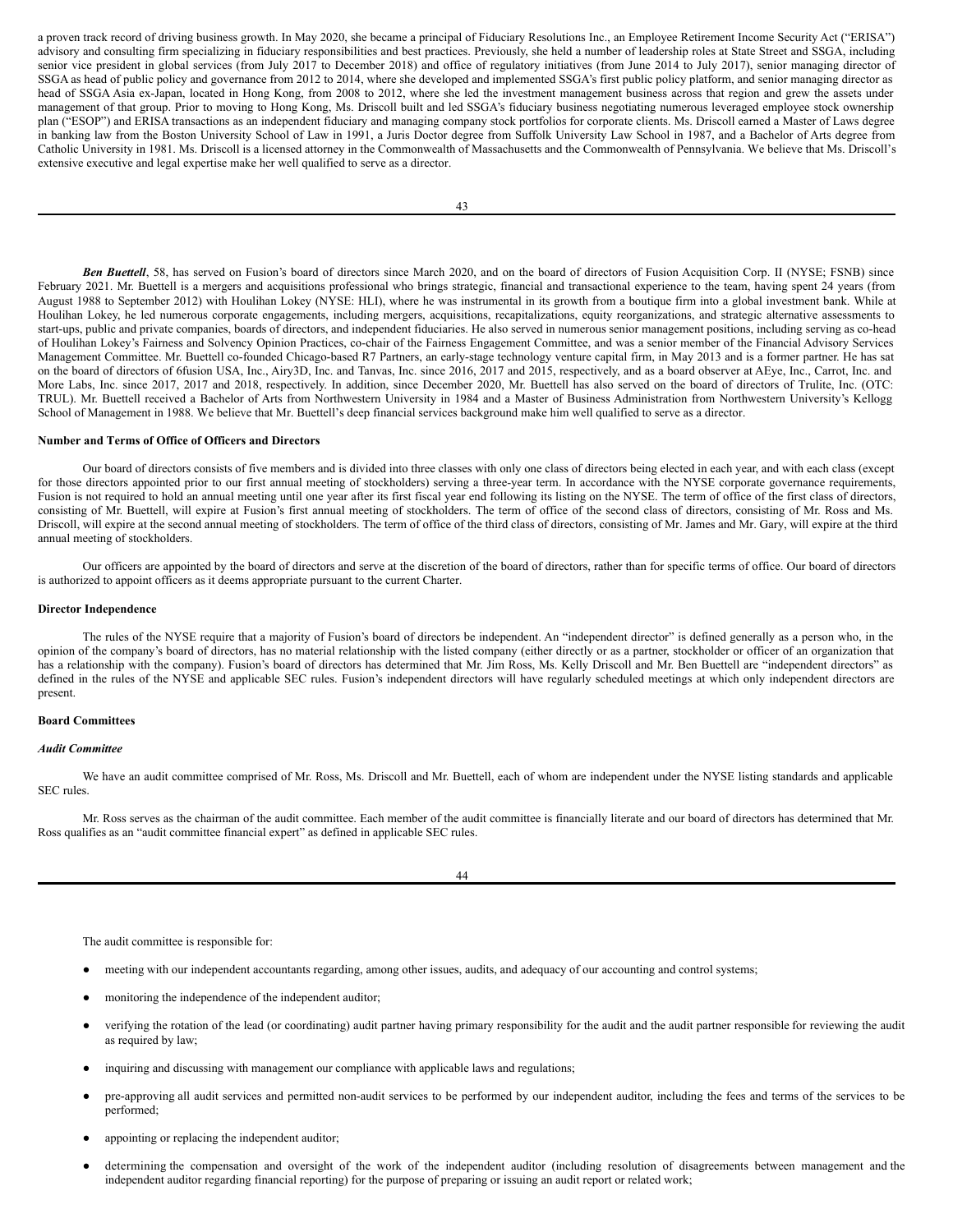a proven track record of driving business growth. In May 2020, she became a principal of Fiduciary Resolutions Inc., an Employee Retirement Income Security Act ("ERISA") advisory and consulting firm specializing in fiduciary responsibilities and best practices. Previously, she held a number of leadership roles at State Street and SSGA, including senior vice president in global services (from July 2017 to December 2018) and office of regulatory initiatives (from June 2014 to July 2017), senior managing director of SSGA as head of public policy and governance from 2012 to 2014, where she developed and implemented SSGA's first public policy platform, and senior managing director as head of SSGA Asia ex-Japan, located in Hong Kong, from 2008 to 2012, where she led the investment management business across that region and grew the assets under management of that group. Prior to moving to Hong Kong, Ms. Driscoll built and led SSGA's fiduciary business negotiating numerous leveraged employee stock ownership plan ("ESOP") and ERISA transactions as an independent fiduciary and managing company stock portfolios for corporate clients. Ms. Driscoll earned a Master of Laws degree in banking law from the Boston University School of Law in 1991, a Juris Doctor degree from Suffolk University Law School in 1987, and a Bachelor of Arts degree from Catholic University in 1981. Ms. Driscoll is a licensed attorney in the Commonwealth of Massachusetts and the Commonwealth of Pennsylvania. We believe that Ms. Driscoll's extensive executive and legal expertise make her well qualified to serve as a director.

***Ben Buettell***, 58, has served on Fusion's board of directors since March 2020, and on the board of directors of Fusion Acquisition Corp. II (NYSE; FSNB) since February 2021. Mr. Buettell is a mergers and acquisitions professional who brings strategic, financial and transactional experience to the team, having spent 24 years (from August 1988 to September 2012) with Houlihan Lokey (NYSE: HLI), where he was instrumental in its growth from a boutique firm into a global investment bank. While at Houlihan Lokey, he led numerous corporate engagements, including mergers, acquisitions, recapitalizations, equity reorganizations, and strategic alternative assessments to start-ups, public and private companies, boards of directors, and independent fiduciaries. He also served in numerous senior management positions, including serving as co-head of Houlihan Lokey's Fairness and Solvency Opinion Practices, co-chair of the Fairness Engagement Committee, and was a senior member of the Financial Advisory Services Management Committee. Mr. Buettell co-founded Chicago-based R7 Partners, an early-stage technology venture capital firm, in May 2013 and is a former partner. He has sat on the board of directors of 6fusion USA, Inc., Airy3D, Inc. and Tanvas, Inc. since 2016, 2017 and 2015, respectively, and as a board observer at AEye, Inc., Carrot, Inc. and More Labs, Inc. since 2017, 2017 and 2018, respectively. In addition, since December 2020, Mr. Buettell has also served on the board of directors of Trulite, Inc. (OTC: TRUL). Mr. Buettell received a Bachelor of Arts from Northwestern University in 1984 and a Master of Business Administration from Northwestern University's Kellogg School of Management in 1988. We believe that Mr. Buettell's deep financial services background make him well qualified to serve as a director.

**Number and Terms of Office of Officers and Directors**

Our board of directors consists of five members and is divided into three classes with only one class of directors being elected in each year, and with each class (except for those directors appointed prior to our first annual meeting of stockholders) serving a three-year term. In accordance with the NYSE corporate governance requirements, Fusion is not required to hold an annual meeting until one year after its first fiscal year end following its listing on the NYSE. The term of office of the first class of directors, consisting of Mr. Buettell, will expire at Fusion's first annual meeting of stockholders. The term of office of the second class of directors, consisting of Mr. Ross and Ms. Driscoll, will expire at the second annual meeting of stockholders. The term of office of the third class of directors, consisting of Mr. James and Mr. Gary, will expire at the third annual meeting of stockholders.

Our officers are appointed by the board of directors and serve at the discretion of the board of directors, rather than for specific terms of office. Our board of directors is authorized to appoint officers as it deems appropriate pursuant to the current Charter.

**Director Independence**

The rules of the NYSE require that a majority of Fusion's board of directors be independent. An "independent director" is defined generally as a person who, in the opinion of the company's board of directors, has no material relationship with the listed company (either directly or as a partner, stockholder or officer of an organization that has a relationship with the company). Fusion's board of directors has determined that Mr. Jim Ross, Ms. Kelly Driscoll and Mr. Ben Buettell are "independent directors" as defined in the rules of the NYSE and applicable SEC rules. Fusion's independent directors will have regularly scheduled meetings at which only independent directors are present.

**Board Committees**

***Audit Committee***

We have an audit committee comprised of Mr. Ross, Ms. Driscoll and Mr. Buettell, each of whom are independent under the NYSE listing standards and applicable SEC rules.

Mr. Ross serves as the chairman of the audit committee. Each member of the audit committee is financially literate and our board of directors has determined that Mr. Ross qualifies as an "audit committee financial expert" as defined in applicable SEC rules.

The audit committee is responsible for:

- meeting with our independent accountants regarding, among other issues, audits, and adequacy of our accounting and control systems;
- monitoring the independence of the independent auditor;
- verifying the rotation of the lead (or coordinating) audit partner having primary responsibility for the audit and the audit partner responsible for reviewing the audit as required by law;
- inquiring and discussing with management our compliance with applicable laws and regulations;
- pre-approving all audit services and permitted non-audit services to be performed by our independent auditor, including the fees and terms of the services to be performed;
- appointing or replacing the independent auditor;
- determining the compensation and oversight of the work of the independent auditor (including resolution of disagreements between management and the independent auditor regarding financial reporting) for the purpose of preparing or issuing an audit report or related work;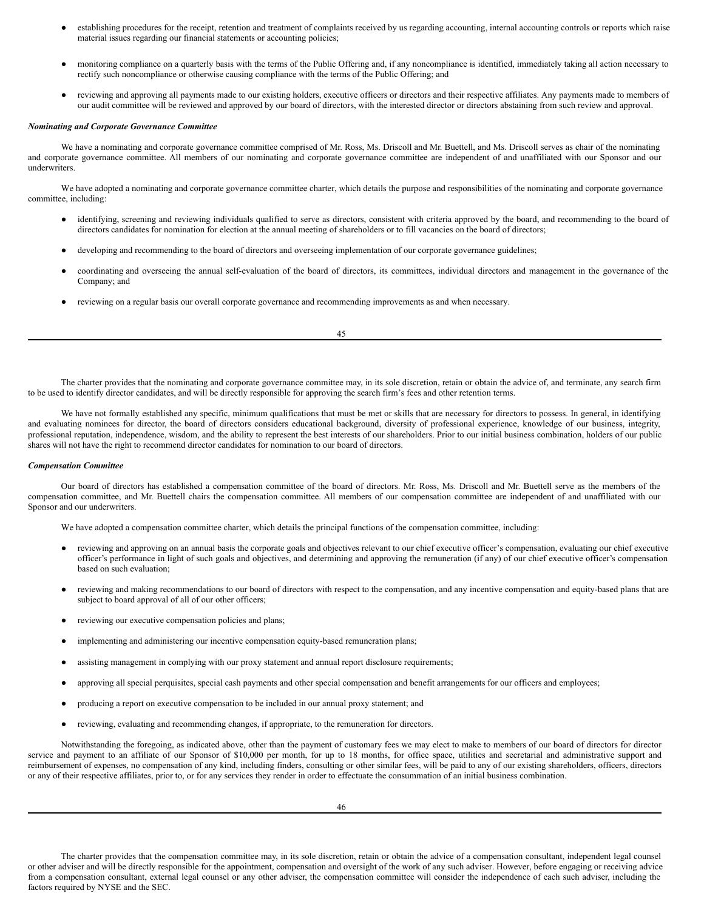- establishing procedures for the receipt, retention and treatment of complaints received by us regarding accounting, internal accounting controls or reports which raise material issues regarding our financial statements or accounting policies;
- monitoring compliance on a quarterly basis with the terms of the Public Offering and, if any noncompliance is identified, immediately taking all action necessary to rectify such noncompliance or otherwise causing compliance with the terms of the Public Offering; and
- reviewing and approving all payments made to our existing holders, executive officers or directors and their respective affiliates. Any payments made to members of our audit committee will be reviewed and approved by our board of directors, with the interested director or directors abstaining from such review and approval.

***Nominating and Corporate Governance Committee***

We have a nominating and corporate governance committee comprised of Mr. Ross, Ms. Driscoll and Mr. Buettell, and Ms. Driscoll serves as chair of the nominating and corporate governance committee. All members of our nominating and corporate governance committee are independent of and unaffiliated with our Sponsor and our underwriters.

We have adopted a nominating and corporate governance committee charter, which details the purpose and responsibilities of the nominating and corporate governance committee, including:

- identifying, screening and reviewing individuals qualified to serve as directors, consistent with criteria approved by the board, and recommending to the board of directors candidates for nomination for election at the annual meeting of shareholders or to fill vacancies on the board of directors;
- developing and recommending to the board of directors and overseeing implementation of our corporate governance guidelines;
- coordinating and overseeing the annual self-evaluation of the board of directors, its committees, individual directors and management in the governance of the Company; and
- reviewing on a regular basis our overall corporate governance and recommending improvements as and when necessary.

The charter provides that the nominating and corporate governance committee may, in its sole discretion, retain or obtain the advice of, and terminate, any search firm to be used to identify director candidates, and will be directly responsible for approving the search firm's fees and other retention terms.

We have not formally established any specific, minimum qualifications that must be met or skills that are necessary for directors to possess. In general, in identifying and evaluating nominees for director, the board of directors considers educational background, diversity of professional experience, knowledge of our business, integrity, professional reputation, independence, wisdom, and the ability to represent the best interests of our shareholders. Prior to our initial business combination, holders of our public shares will not have the right to recommend director candidates for nomination to our board of directors.

***Compensation Committee***

Our board of directors has established a compensation committee of the board of directors. Mr. Ross, Ms. Driscoll and Mr. Buettell serve as the members of the compensation committee, and Mr. Buettell chairs the compensation committee. All members of our compensation committee are independent of and unaffiliated with our Sponsor and our underwriters.

We have adopted a compensation committee charter, which details the principal functions of the compensation committee, including:

- reviewing and approving on an annual basis the corporate goals and objectives relevant to our chief executive officer's compensation, evaluating our chief executive officer's performance in light of such goals and objectives, and determining and approving the remuneration (if any) of our chief executive officer's compensation based on such evaluation;
- reviewing and making recommendations to our board of directors with respect to the compensation, and any incentive compensation and equity-based plans that are subject to board approval of all of our other officers;
- reviewing our executive compensation policies and plans;
- implementing and administering our incentive compensation equity-based remuneration plans;
- assisting management in complying with our proxy statement and annual report disclosure requirements;
- approving all special perquisites, special cash payments and other special compensation and benefit arrangements for our officers and employees;
- producing a report on executive compensation to be included in our annual proxy statement; and
- reviewing, evaluating and recommending changes, if appropriate, to the remuneration for directors.

Notwithstanding the foregoing, as indicated above, other than the payment of customary fees we may elect to make to members of our board of directors for director service and payment to an affiliate of our Sponsor of $10,000 per month, for up to 18 months, for office space, utilities and secretarial and administrative support and reimbursement of expenses, no compensation of any kind, including finders, consulting or other similar fees, will be paid to any of our existing shareholders, officers, directors or any of their respective affiliates, prior to, or for any services they render in order to effectuate the consummation of an initial business combination.

The charter provides that the compensation committee may, in its sole discretion, retain or obtain the advice of a compensation consultant, independent legal counsel or other adviser and will be directly responsible for the appointment, compensation and oversight of the work of any such adviser. However, before engaging or receiving advice from a compensation consultant, external legal counsel or any other adviser, the compensation committee will consider the independence of each such adviser, including the factors required by NYSE and the SEC.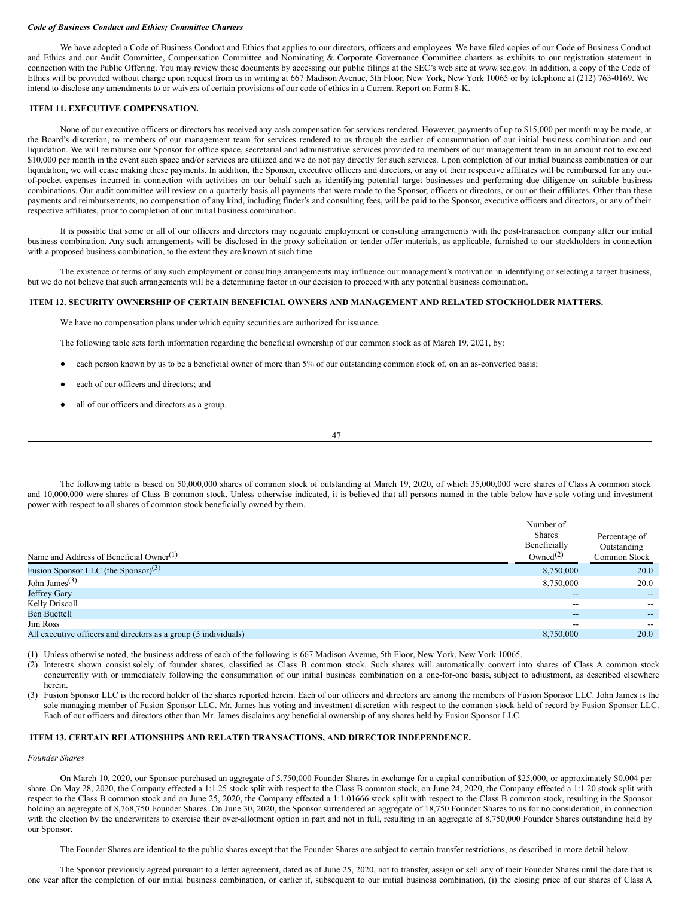*Code of Business Conduct and Ethics; Committee Charters*

We have adopted a Code of Business Conduct and Ethics that applies to our directors, officers and employees. We have filed copies of our Code of Business Conduct and Ethics and our Audit Committee, Compensation Committee and Nominating & Corporate Governance Committee charters as exhibits to our registration statement in connection with the Public Offering. You may review these documents by accessing our public filings at the SEC's web site at www.sec.gov. In addition, a copy of the Code of Ethics will be provided without charge upon request from us in writing at 667 Madison Avenue, 5th Floor, New York, New York 10065 or by telephone at (212) 763-0169. We intend to disclose any amendments to or waivers of certain provisions of our code of ethics in a Current Report on Form 8-K.

## ITEM 11. EXECUTIVE COMPENSATION.

None of our executive officers or directors has received any cash compensation for services rendered. However, payments of up to $15,000 per month may be made, at the Board's discretion, to members of our management team for services rendered to us through the earlier of consummation of our initial business combination and our liquidation. We will reimburse our Sponsor for office space, secretarial and administrative services provided to members of our management team in an amount not to exceed $10,000 per month in the event such space and/or services are utilized and we do not pay directly for such services. Upon completion of our initial business combination or our liquidation, we will cease making these payments. In addition, the Sponsor, executive officers and directors, or any of their respective affiliates will be reimbursed for any out-of-pocket expenses incurred in connection with activities on our behalf such as identifying potential target businesses and performing due diligence on suitable business combinations. Our audit committee will review on a quarterly basis all payments that were made to the Sponsor, officers or directors, or our or their affiliates. Other than these payments and reimbursements, no compensation of any kind, including finder's and consulting fees, will be paid to the Sponsor, executive officers and directors, or any of their respective affiliates, prior to completion of our initial business combination.

It is possible that some or all of our officers and directors may negotiate employment or consulting arrangements with the post-transaction company after our initial business combination. Any such arrangements will be disclosed in the proxy solicitation or tender offer materials, as applicable, furnished to our stockholders in connection with a proposed business combination, to the extent they are known at such time.

The existence or terms of any such employment or consulting arrangements may influence our management's motivation in identifying or selecting a target business, but we do not believe that such arrangements will be a determining factor in our decision to proceed with any potential business combination.

## ITEM 12. SECURITY OWNERSHIP OF CERTAIN BENEFICIAL OWNERS AND MANAGEMENT AND RELATED STOCKHOLDER MATTERS.

We have no compensation plans under which equity securities are authorized for issuance.

The following table sets forth information regarding the beneficial ownership of our common stock as of March 19, 2021, by:

- each person known by us to be a beneficial owner of more than 5% of our outstanding common stock of, on an as-converted basis;
- each of our officers and directors; and
- all of our officers and directors as a group.

The following table is based on 50,000,000 shares of common stock of outstanding at March 19, 2020, of which 35,000,000 were shares of Class A common stock and 10,000,000 were shares of Class B common stock. Unless otherwise indicated, it is believed that all persons named in the table below have sole voting and investment power with respect to all shares of common stock beneficially owned by them.

| Name and Address of Beneficial Owner[(1)] | Number of Shares Beneficially Owned[(2)] | Percentage of Outstanding Common Stock |
|---|---|---|
| Fusion Sponsor LLC (the Sponsor)[(3)] | 8,750,000 | 20.0 |
| John James[(3)] | 8,750,000 | 20.0 |
| Jeffrey Gary | -- | -- |
| Kelly Driscoll | -- | -- |
| Ben Buettell | -- | -- |
| Jim Ross | -- | -- |
| All executive officers and directors as a group (5 individuals) | 8,750,000 | 20.0 |

(1) Unless otherwise noted, the business address of each of the following is 667 Madison Avenue, 5th Floor, New York, New York 10065.

(2) Interests shown consist solely of founder shares, classified as Class B common stock. Such shares will automatically convert into shares of Class A common stock concurrently with or immediately following the consummation of our initial business combination on a one-for-one basis, subject to adjustment, as described elsewhere herein.

(3) Fusion Sponsor LLC is the record holder of the shares reported herein. Each of our officers and directors are among the members of Fusion Sponsor LLC. John James is the sole managing member of Fusion Sponsor LLC. Mr. James has voting and investment discretion with respect to the common stock held of record by Fusion Sponsor LLC. Each of our officers and directors other than Mr. James disclaims any beneficial ownership of any shares held by Fusion Sponsor LLC.

## ITEM 13. CERTAIN RELATIONSHIPS AND RELATED TRANSACTIONS, AND DIRECTOR INDEPENDENCE.

*Founder Shares*

On March 10, 2020, our Sponsor purchased an aggregate of 5,750,000 Founder Shares in exchange for a capital contribution of $25,000, or approximately $0.004 per share. On May 28, 2020, the Company effected a 1:1.25 stock split with respect to the Class B common stock, on June 24, 2020, the Company effected a 1:1.20 stock split with respect to the Class B common stock and on June 25, 2020, the Company effected a 1:1.01666 stock split with respect to the Class B common stock, resulting in the Sponsor holding an aggregate of 8,768,750 Founder Shares. On June 30, 2020, the Sponsor surrendered an aggregate of 18,750 Founder Shares to us for no consideration, in connection with the election by the underwriters to exercise their over-allotment option in part and not in full, resulting in an aggregate of 8,750,000 Founder Shares outstanding held by our Sponsor.

The Founder Shares are identical to the public shares except that the Founder Shares are subject to certain transfer restrictions, as described in more detail below.

The Sponsor previously agreed pursuant to a letter agreement, dated as of June 25, 2020, not to transfer, assign or sell any of their Founder Shares until the date that is one year after the completion of our initial business combination, or earlier if, subsequent to our initial business combination, (i) the closing price of our shares of Class A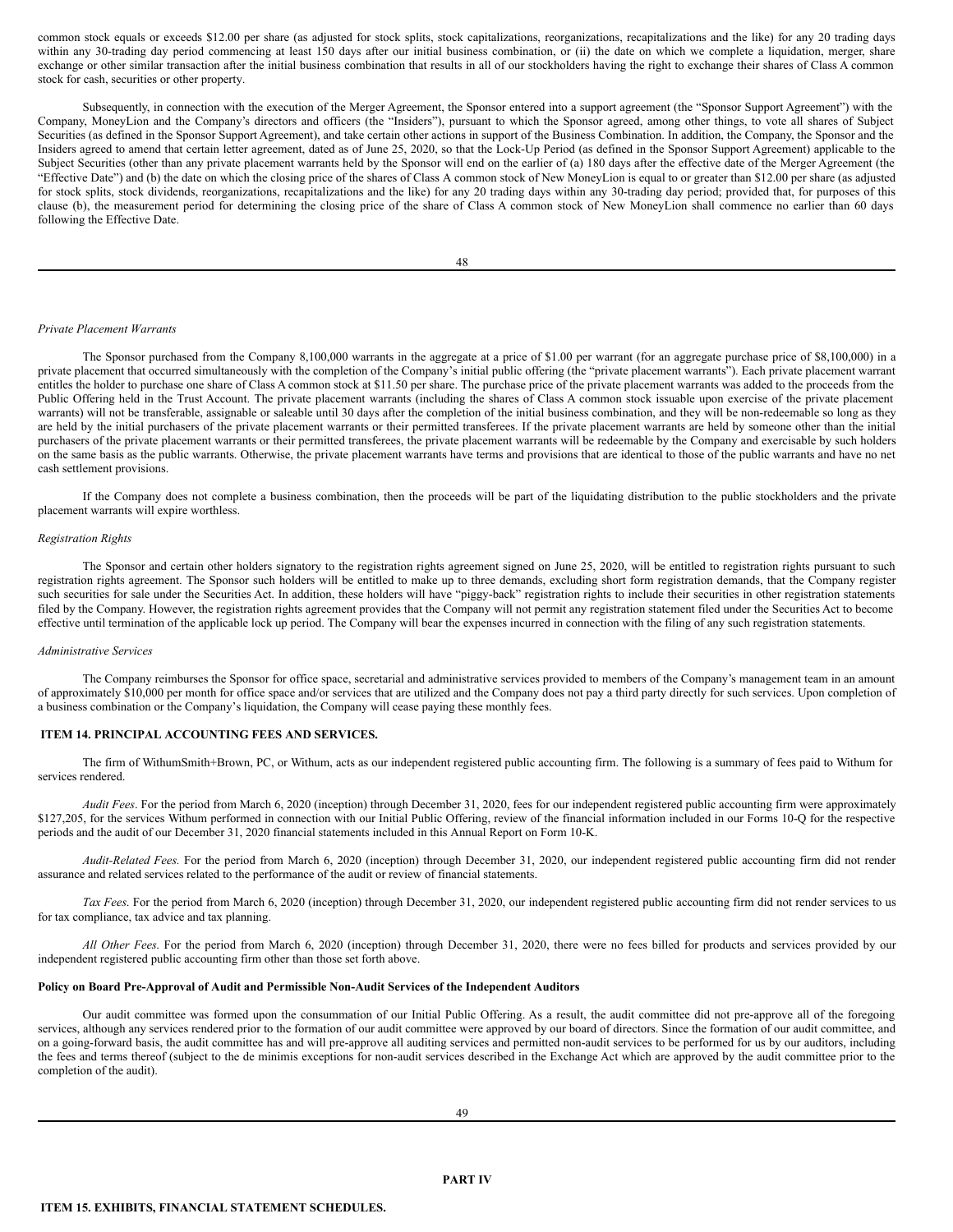common stock equals or exceeds $12.00 per share (as adjusted for stock splits, stock capitalizations, reorganizations, recapitalizations and the like) for any 20 trading days within any 30-trading day period commencing at least 150 days after our initial business combination, or (ii) the date on which we complete a liquidation, merger, share exchange or other similar transaction after the initial business combination that results in all of our stockholders having the right to exchange their shares of Class A common stock for cash, securities or other property.

Subsequently, in connection with the execution of the Merger Agreement, the Sponsor entered into a support agreement (the "Sponsor Support Agreement") with the Company, MoneyLion and the Company's directors and officers (the "Insiders"), pursuant to which the Sponsor agreed, among other things, to vote all shares of Subject Securities (as defined in the Sponsor Support Agreement), and take certain other actions in support of the Business Combination. In addition, the Company, the Sponsor and the Insiders agreed to amend that certain letter agreement, dated as of June 25, 2020, so that the Lock-Up Period (as defined in the Sponsor Support Agreement) applicable to the Subject Securities (other than any private placement warrants held by the Sponsor will end on the earlier of (a) 180 days after the effective date of the Merger Agreement (the "Effective Date") and (b) the date on which the closing price of the shares of Class A common stock of New MoneyLion is equal to or greater than $12.00 per share (as adjusted for stock splits, stock dividends, reorganizations, recapitalizations and the like) for any 20 trading days within any 30-trading day period; provided that, for purposes of this clause (b), the measurement period for determining the closing price of the share of Class A common stock of New MoneyLion shall commence no earlier than 60 days following the Effective Date.

*Private Placement Warrants*

The Sponsor purchased from the Company 8,100,000 warrants in the aggregate at a price of $1.00 per warrant (for an aggregate purchase price of $8,100,000) in a private placement that occurred simultaneously with the completion of the Company's initial public offering (the "private placement warrants"). Each private placement warrant entitles the holder to purchase one share of Class A common stock at $11.50 per share. The purchase price of the private placement warrants was added to the proceeds from the Public Offering held in the Trust Account. The private placement warrants (including the shares of Class A common stock issuable upon exercise of the private placement warrants) will not be transferable, assignable or saleable until 30 days after the completion of the initial business combination, and they will be non-redeemable so long as they are held by the initial purchasers of the private placement warrants or their permitted transferees. If the private placement warrants are held by someone other than the initial purchasers of the private placement warrants or their permitted transferees, the private placement warrants will be redeemable by the Company and exercisable by such holders on the same basis as the public warrants. Otherwise, the private placement warrants have terms and provisions that are identical to those of the public warrants and have no net cash settlement provisions.

If the Company does not complete a business combination, then the proceeds will be part of the liquidating distribution to the public stockholders and the private placement warrants will expire worthless.

*Registration Rights*

The Sponsor and certain other holders signatory to the registration rights agreement signed on June 25, 2020, will be entitled to registration rights pursuant to such registration rights agreement. The Sponsor such holders will be entitled to make up to three demands, excluding short form registration demands, that the Company register such securities for sale under the Securities Act. In addition, these holders will have "piggy-back" registration rights to include their securities in other registration statements filed by the Company. However, the registration rights agreement provides that the Company will not permit any registration statement filed under the Securities Act to become effective until termination of the applicable lock up period. The Company will bear the expenses incurred in connection with the filing of any such registration statements.

*Administrative Services*

The Company reimburses the Sponsor for office space, secretarial and administrative services provided to members of the Company's management team in an amount of approximately $10,000 per month for office space and/or services that are utilized and the Company does not pay a third party directly for such services. Upon completion of a business combination or the Company's liquidation, the Company will cease paying these monthly fees.

## ITEM 14. PRINCIPAL ACCOUNTING FEES AND SERVICES.

The firm of WithumSmith+Brown, PC, or Withum, acts as our independent registered public accounting firm. The following is a summary of fees paid to Withum for services rendered.

*Audit Fees*. For the period from March 6, 2020 (inception) through December 31, 2020, fees for our independent registered public accounting firm were approximately $127,205, for the services Withum performed in connection with our Initial Public Offering, review of the financial information included in our Forms 10-Q for the respective periods and the audit of our December 31, 2020 financial statements included in this Annual Report on Form 10-K.

*Audit-Related Fees.* For the period from March 6, 2020 (inception) through December 31, 2020, our independent registered public accounting firm did not render assurance and related services related to the performance of the audit or review of financial statements.

*Tax Fees*. For the period from March 6, 2020 (inception) through December 31, 2020, our independent registered public accounting firm did not render services to us for tax compliance, tax advice and tax planning.

*All Other Fees*. For the period from March 6, 2020 (inception) through December 31, 2020, there were no fees billed for products and services provided by our independent registered public accounting firm other than those set forth above.

**Policy on Board Pre-Approval of Audit and Permissible Non-Audit Services of the Independent Auditors**

Our audit committee was formed upon the consummation of our Initial Public Offering. As a result, the audit committee did not pre-approve all of the foregoing services, although any services rendered prior to the formation of our audit committee were approved by our board of directors. Since the formation of our audit committee, and on a going-forward basis, the audit committee has and will pre-approve all auditing services and permitted non-audit services to be performed for us by our auditors, including the fees and terms thereof (subject to the de minimis exceptions for non-audit services described in the Exchange Act which are approved by the audit committee prior to the completion of the audit).

# PART IV

## ITEM 15. EXHIBITS, FINANCIAL STATEMENT SCHEDULES.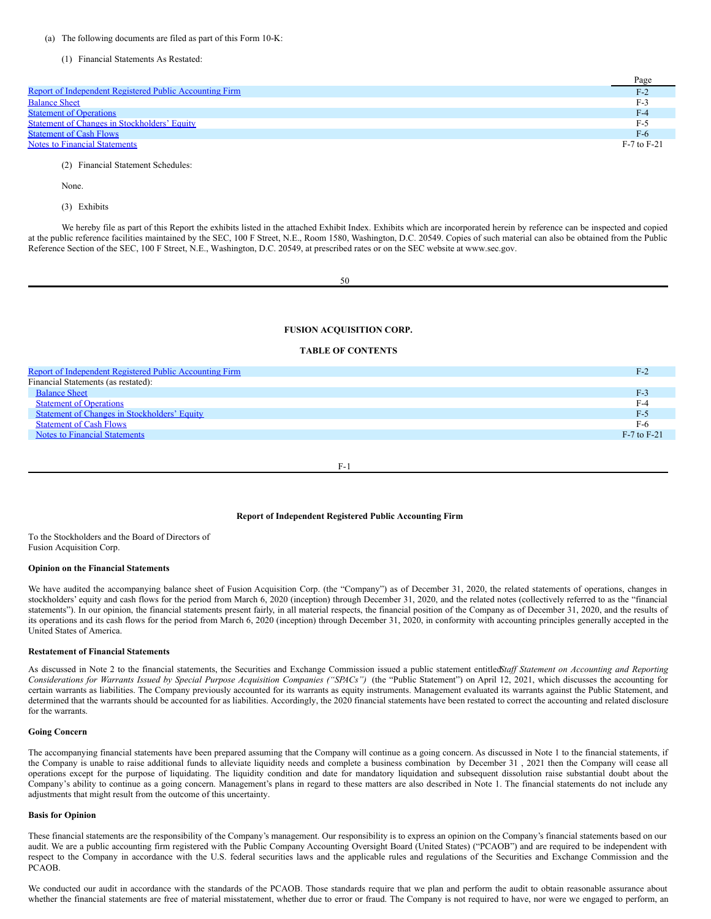(a) The following documents are filed as part of this Form 10-K:

(1) Financial Statements As Restated:

| | Page |
|---|---|
| Report of Independent Registered Public Accounting Firm | F-2 |
| Balance Sheet | F-3 |
| Statement of Operations | F-4 |
| Statement of Changes in Stockholders' Equity | F-5 |
| Statement of Cash Flows | F-6 |
| Notes to Financial Statements | F-7 to F-21 |

(2) Financial Statement Schedules:

None.

(3) Exhibits

We hereby file as part of this Report the exhibits listed in the attached Exhibit Index. Exhibits which are incorporated herein by reference can be inspected and copied at the public reference facilities maintained by the SEC, 100 F Street, N.E., Room 1580, Washington, D.C. 20549. Copies of such material can also be obtained from the Public Reference Section of the SEC, 100 F Street, N.E., Washington, D.C. 20549, at prescribed rates or on the SEC website at www.sec.gov.

**FUSION ACQUISITION CORP.**

**TABLE OF CONTENTS**

| | |
|---|---|
| Report of Independent Registered Public Accounting Firm | F-2 |
| Financial Statements (as restated): | |
| Balance Sheet | F-3 |
| Statement of Operations | F-4 |
| Statement of Changes in Stockholders' Equity | F-5 |
| Statement of Cash Flows | F-6 |
| Notes to Financial Statements | F-7 to F-21 |

**Report of Independent Registered Public Accounting Firm**

To the Stockholders and the Board of Directors of
Fusion Acquisition Corp.

**Opinion on the Financial Statements**

We have audited the accompanying balance sheet of Fusion Acquisition Corp. (the "Company") as of December 31, 2020, the related statements of operations, changes in stockholders' equity and cash flows for the period from March 6, 2020 (inception) through December 31, 2020, and the related notes (collectively referred to as the "financial statements"). In our opinion, the financial statements present fairly, in all material respects, the financial position of the Company as of December 31, 2020, and the results of its operations and its cash flows for the period from March 6, 2020 (inception) through December 31, 2020, in conformity with accounting principles generally accepted in the United States of America.

**Restatement of Financial Statements**

As discussed in Note 2 to the financial statements, the Securities and Exchange Commission issued a public statement entitled *Staff Statement on Accounting and Reporting Considerations for Warrants Issued by Special Purpose Acquisition Companies ("SPACs")* (the "Public Statement") on April 12, 2021, which discusses the accounting for certain warrants as liabilities. The Company previously accounted for its warrants as equity instruments. Management evaluated its warrants against the Public Statement, and determined that the warrants should be accounted for as liabilities. Accordingly, the 2020 financial statements have been restated to correct the accounting and related disclosure for the warrants.

**Going Concern**

The accompanying financial statements have been prepared assuming that the Company will continue as a going concern. As discussed in Note 1 to the financial statements, if the Company is unable to raise additional funds to alleviate liquidity needs and complete a business combination by December 31 , 2021 then the Company will cease all operations except for the purpose of liquidating. The liquidity condition and date for mandatory liquidation and subsequent dissolution raise substantial doubt about the Company's ability to continue as a going concern. Management's plans in regard to these matters are also described in Note 1. The financial statements do not include any adjustments that might result from the outcome of this uncertainty.

**Basis for Opinion**

These financial statements are the responsibility of the Company's management. Our responsibility is to express an opinion on the Company's financial statements based on our audit. We are a public accounting firm registered with the Public Company Accounting Oversight Board (United States) ("PCAOB") and are required to be independent with respect to the Company in accordance with the U.S. federal securities laws and the applicable rules and regulations of the Securities and Exchange Commission and the PCAOB.

We conducted our audit in accordance with the standards of the PCAOB. Those standards require that we plan and perform the audit to obtain reasonable assurance about whether the financial statements are free of material misstatement, whether due to error or fraud. The Company is not required to have, nor were we engaged to perform, an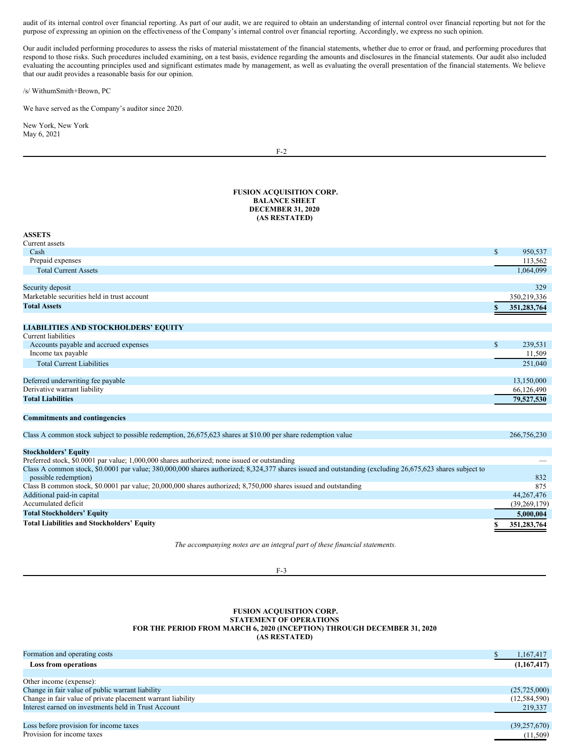audit of its internal control over financial reporting. As part of our audit, we are required to obtain an understanding of internal control over financial reporting but not for the purpose of expressing an opinion on the effectiveness of the Company's internal control over financial reporting. Accordingly, we express no such opinion.

Our audit included performing procedures to assess the risks of material misstatement of the financial statements, whether due to error or fraud, and performing procedures that respond to those risks. Such procedures included examining, on a test basis, evidence regarding the amounts and disclosures in the financial statements. Our audit also included evaluating the accounting principles used and significant estimates made by management, as well as evaluating the overall presentation of the financial statements. We believe that our audit provides a reasonable basis for our opinion.

/s/ WithumSmith+Brown, PC

We have served as the Company's auditor since 2020.

New York, New York
May 6, 2021

**FUSION ACQUISITION CORP.**
**BALANCE SHEET**
**DECEMBER 31, 2020**
**(AS RESTATED)**

| | |
|---|---|
| **ASSETS** | |
| Current assets | |
| Cash | $ 950,537 |
| Prepaid expenses | 113,562 |
| Total Current Assets | 1,064,099 |
| | |
| Security deposit | 329 |
| Marketable securities held in trust account | 350,219,336 |
| **Total Assets** | **$ 351,283,764** |
| | |
| **LIABILITIES AND STOCKHOLDERS' EQUITY** | |
| Current liabilities | |
| Accounts payable and accrued expenses | $ 239,531 |
| Income tax payable | 11,509 |
| Total Current Liabilities | 251,040 |
| | |
| Deferred underwriting fee payable | 13,150,000 |
| Derivative warrant liability | 66,126,490 |
| **Total Liabilities** | **79,527,530** |
| | |
| **Commitments and contingencies** | |
| | |
| Class A common stock subject to possible redemption, 26,675,623 shares at $10.00 per share redemption value | 266,756,230 |
| | |
| **Stockholders' Equity** | |
| Preferred stock, $0.0001 par value; 1,000,000 shares authorized; none issued or outstanding | — |
| Class A common stock, $0.0001 par value; 380,000,000 shares authorized; 8,324,377 shares issued and outstanding (excluding 26,675,623 shares subject to possible redemption) | 832 |
| Class B common stock, $0.0001 par value; 20,000,000 shares authorized; 8,750,000 shares issued and outstanding | 875 |
| Additional paid-in capital | 44,267,476 |
| Accumulated deficit | (39,269,179) |
| **Total Stockholders' Equity** | **5,000,004** |
| **Total Liabilities and Stockholders' Equity** | **$ 351,283,764** |

*The accompanying notes are an integral part of these financial statements.*

**FUSION ACQUISITION CORP.**
**STATEMENT OF OPERATIONS**
**FOR THE PERIOD FROM MARCH 6, 2020 (INCEPTION) THROUGH DECEMBER 31, 2020**
**(AS RESTATED)**

| | |
|---|---|
| Formation and operating costs | $ 1,167,417 |
| **Loss from operations** | **(1,167,417)** |
| | |
| Other income (expense): | |
| Change in fair value of public warrant liability | (25,725,000) |
| Change in fair value of private placement warrant liability | (12,584,590) |
| Interest earned on investments held in Trust Account | 219,337 |
| | |
| Loss before provision for income taxes | (39,257,670) |
| Provision for income taxes | (11,509) |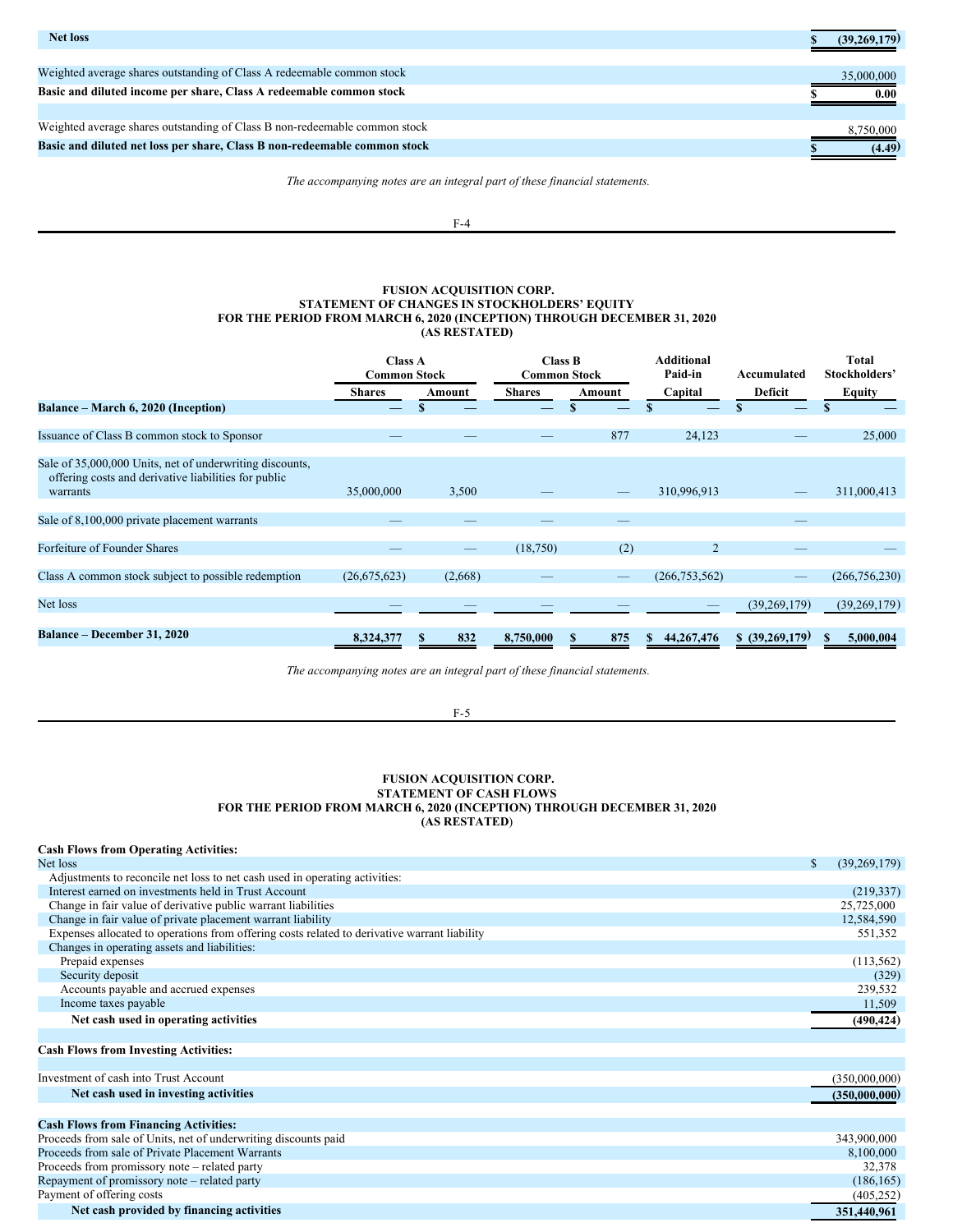| | |
|---|---|
| **Net loss** | **$ (39,269,179)** |
| | |
| Weighted average shares outstanding of Class A redeemable common stock | 35,000,000 |
| **Basic and diluted income per share, Class A redeemable common stock** | **$ 0.00** |
| | |
| Weighted average shares outstanding of Class B non-redeemable common stock | 8,750,000 |
| **Basic and diluted net loss per share, Class B non-redeemable common stock** | **$ (4.49)** |

*The accompanying notes are an integral part of these financial statements.*

**FUSION ACQUISITION CORP.**
**STATEMENT OF CHANGES IN STOCKHOLDERS' EQUITY**
**FOR THE PERIOD FROM MARCH 6, 2020 (INCEPTION) THROUGH DECEMBER 31, 2020**
**(AS RESTATED)**

| | Class A Common Stock | | Class B Common Stock | | Additional Paid-in | Accumulated | Total Stockholders' |
|---|---|---|---|---|---|---|---|
| | Shares | Amount | Shares | Amount | Capital | Deficit | Equity |
| **Balance – March 6, 2020 (Inception)** | — | $ — | — | $ — | $ — | $ — | $ — |
| Issuance of Class B common stock to Sponsor | — | — | — | 877 | 24,123 | — | 25,000 |
| Sale of 35,000,000 Units, net of underwriting discounts, offering costs and derivative liabilities for public warrants | 35,000,000 | 3,500 | — | — | 310,996,913 | — | 311,000,413 |
| Sale of 8,100,000 private placement warrants | — | — | — | — | | — | |
| Forfeiture of Founder Shares | — | — | (18,750) | (2) | 2 | — | — |
| Class A common stock subject to possible redemption | (26,675,623) | (2,668) | — | — | (266,753,562) | — | (266,756,230) |
| Net loss | — | — | — | — | — | (39,269,179) | (39,269,179) |
| **Balance – December 31, 2020** | **8,324,377** | **$ 832** | **8,750,000** | **$ 875** | **$ 44,267,476** | **$ (39,269,179)** | **$ 5,000,004** |

*The accompanying notes are an integral part of these financial statements.*

**FUSION ACQUISITION CORP.**
**STATEMENT OF CASH FLOWS**
**FOR THE PERIOD FROM MARCH 6, 2020 (INCEPTION) THROUGH DECEMBER 31, 2020**
**(AS RESTATED)**

| | |
|---|---|
| **Cash Flows from Operating Activities:** | |
| Net loss | $ (39,269,179) |
| Adjustments to reconcile net loss to net cash used in operating activities: | |
| Interest earned on investments held in Trust Account | (219,337) |
| Change in fair value of derivative public warrant liabilities | 25,725,000 |
| Change in fair value of private placement warrant liability | 12,584,590 |
| Expenses allocated to operations from offering costs related to derivative warrant liability | 551,352 |
| Changes in operating assets and liabilities: | |
| Prepaid expenses | (113,562) |
| Security deposit | (329) |
| Accounts payable and accrued expenses | 239,532 |
| Income taxes payable | 11,509 |
| **Net cash used in operating activities** | **(490,424)** |
| | |
| **Cash Flows from Investing Activities:** | |
| Investment of cash into Trust Account | (350,000,000) |
| **Net cash used in investing activities** | **(350,000,000)** |
| | |
| **Cash Flows from Financing Activities:** | |
| Proceeds from sale of Units, net of underwriting discounts paid | 343,900,000 |
| Proceeds from sale of Private Placement Warrants | 8,100,000 |
| Proceeds from promissory note – related party | 32,378 |
| Repayment of promissory note – related party | (186,165) |
| Payment of offering costs | (405,252) |
| **Net cash provided by financing activities** | **351,440,961** |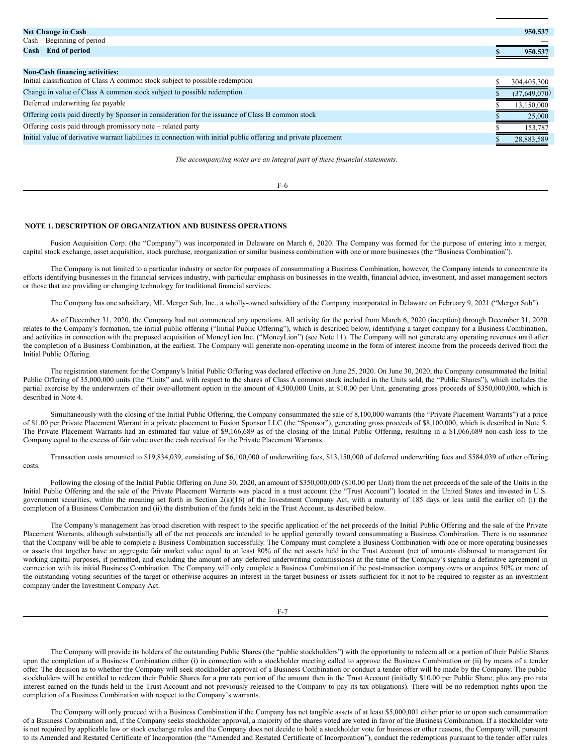| | |
|---|---|
| **Net Change in Cash** | **950,537** |
| Cash – Beginning of period | — |
| **Cash – End of period** | **$ 950,537** |
| | |
| **Non-Cash financing activities:** | |
| Initial classification of Class A common stock subject to possible redemption | $ 304,405,300 |
| Change in value of Class A common stock subject to possible redemption | $ (37,649,070) |
| Deferred underwriting fee payable | $ 13,150,000 |
| Offering costs paid directly by Sponsor in consideration for the issuance of Class B common stock | $ 25,000 |
| Offering costs paid through promissory note – related party | $ 153,787 |
| Initial value of derivative warrant liabilities in connection with initial public offering and private placement | $ 28,883,589 |

*The accompanying notes are an integral part of these financial statements.*

## NOTE 1. DESCRIPTION OF ORGANIZATION AND BUSINESS OPERATIONS

Fusion Acquisition Corp. (the "Company") was incorporated in Delaware on March 6, 2020. The Company was formed for the purpose of entering into a merger, capital stock exchange, asset acquisition, stock purchase, reorganization or similar business combination with one or more businesses (the "Business Combination").

The Company is not limited to a particular industry or sector for purposes of consummating a Business Combination, however, the Company intends to concentrate its efforts identifying businesses in the financial services industry, with particular emphasis on businesses in the wealth, financial advice, investment, and asset management sectors or those that are providing or changing technology for traditional financial services.

The Company has one subsidiary, ML Merger Sub, Inc., a wholly-owned subsidiary of the Company incorporated in Delaware on February 9, 2021 ("Merger Sub").

As of December 31, 2020, the Company had not commenced any operations. All activity for the period from March 6, 2020 (inception) through December 31, 2020 relates to the Company's formation, the initial public offering ("Initial Public Offering"), which is described below, identifying a target company for a Business Combination, and activities in connection with the proposed acquisition of MoneyLion Inc. ("MoneyLion") (see Note 11). The Company will not generate any operating revenues until after the completion of a Business Combination, at the earliest. The Company will generate non-operating income in the form of interest income from the proceeds derived from the Initial Public Offering.

The registration statement for the Company's Initial Public Offering was declared effective on June 25, 2020. On June 30, 2020, the Company consummated the Initial Public Offering of 35,000,000 units (the "Units" and, with respect to the shares of Class A common stock included in the Units sold, the "Public Shares"), which includes the partial exercise by the underwriters of their over-allotment option in the amount of 4,500,000 Units, at $10.00 per Unit, generating gross proceeds of $350,000,000, which is described in Note 4.

Simultaneously with the closing of the Initial Public Offering, the Company consummated the sale of 8,100,000 warrants (the "Private Placement Warrants") at a price of $1.00 per Private Placement Warrant in a private placement to Fusion Sponsor LLC (the "Sponsor"), generating gross proceeds of $8,100,000, which is described in Note 5. The Private Placement Warrants had an estimated fair value of $9,166,689 as of the closing of the Initial Public Offering, resulting in a $1,066,689 non-cash loss to the Company equal to the excess of fair value over the cash received for the Private Placement Warrants.

Transaction costs amounted to $19,834,039, consisting of $6,100,000 of underwriting fees, $13,150,000 of deferred underwriting fees and $584,039 of other offering costs.

Following the closing of the Initial Public Offering on June 30, 2020, an amount of $350,000,000 ($10.00 per Unit) from the net proceeds of the sale of the Units in the Initial Public Offering and the sale of the Private Placement Warrants was placed in a trust account (the "Trust Account") located in the United States and invested in U.S. government securities, within the meaning set forth in Section 2(a)(16) of the Investment Company Act, with a maturity of 185 days or less until the earlier of: (i) the completion of a Business Combination and (ii) the distribution of the funds held in the Trust Account, as described below.

The Company's management has broad discretion with respect to the specific application of the net proceeds of the Initial Public Offering and the sale of the Private Placement Warrants, although substantially all of the net proceeds are intended to be applied generally toward consummating a Business Combination. There is no assurance that the Company will be able to complete a Business Combination successfully. The Company must complete a Business Combination with one or more operating businesses or assets that together have an aggregate fair market value equal to at least 80% of the net assets held in the Trust Account (net of amounts disbursed to management for working capital purposes, if permitted, and excluding the amount of any deferred underwriting commissions) at the time of the Company's signing a definitive agreement in connection with its initial Business Combination. The Company will only complete a Business Combination if the post-transaction company owns or acquires 50% or more of the outstanding voting securities of the target or otherwise acquires an interest in the target business or assets sufficient for it not to be required to register as an investment company under the Investment Company Act.

The Company will provide its holders of the outstanding Public Shares (the "public stockholders") with the opportunity to redeem all or a portion of their Public Shares upon the completion of a Business Combination either (i) in connection with a stockholder meeting called to approve the Business Combination or (ii) by means of a tender offer. The decision as to whether the Company will seek stockholder approval of a Business Combination or conduct a tender offer will be made by the Company. The public stockholders will be entitled to redeem their Public Shares for a pro rata portion of the amount then in the Trust Account (initially $10.00 per Public Share, plus any pro rata interest earned on the funds held in the Trust Account and not previously released to the Company to pay its tax obligations). There will be no redemption rights upon the completion of a Business Combination with respect to the Company's warrants.

The Company will only proceed with a Business Combination if the Company has net tangible assets of at least $5,000,001 either prior to or upon such consummation of a Business Combination and, if the Company seeks stockholder approval, a majority of the shares voted are voted in favor of the Business Combination. If a stockholder vote is not required by applicable law or stock exchange rules and the Company does not decide to hold a stockholder vote for business or other reasons, the Company will, pursuant to its Amended and Restated Certificate of Incorporation (the "Amended and Restated Certificate of Incorporation"), conduct the redemptions pursuant to the tender offer rules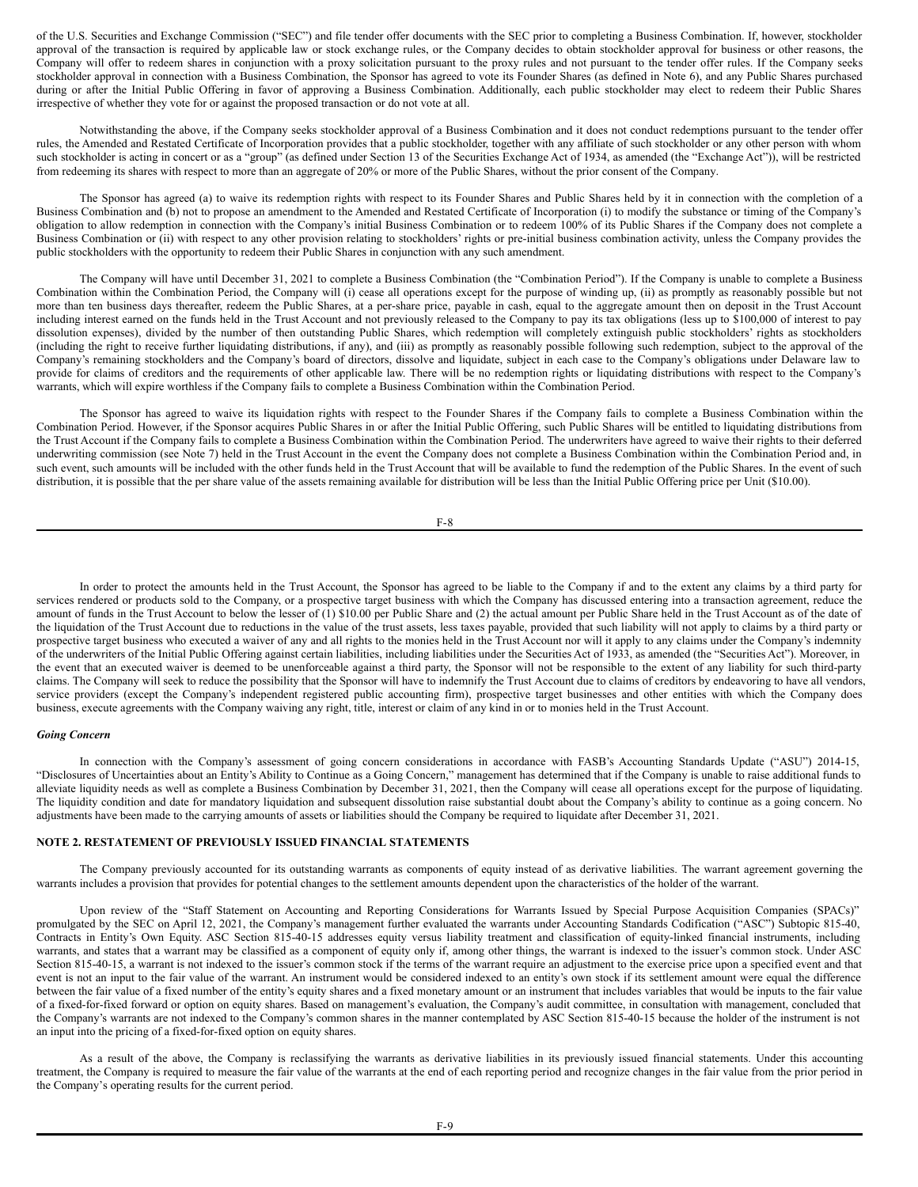of the U.S. Securities and Exchange Commission ("SEC") and file tender offer documents with the SEC prior to completing a Business Combination. If, however, stockholder approval of the transaction is required by applicable law or stock exchange rules, or the Company decides to obtain stockholder approval for business or other reasons, the Company will offer to redeem shares in conjunction with a proxy solicitation pursuant to the proxy rules and not pursuant to the tender offer rules. If the Company seeks stockholder approval in connection with a Business Combination, the Sponsor has agreed to vote its Founder Shares (as defined in Note 6), and any Public Shares purchased during or after the Initial Public Offering in favor of approving a Business Combination. Additionally, each public stockholder may elect to redeem their Public Shares irrespective of whether they vote for or against the proposed transaction or do not vote at all.

Notwithstanding the above, if the Company seeks stockholder approval of a Business Combination and it does not conduct redemptions pursuant to the tender offer rules, the Amended and Restated Certificate of Incorporation provides that a public stockholder, together with any affiliate of such stockholder or any other person with whom such stockholder is acting in concert or as a "group" (as defined under Section 13 of the Securities Exchange Act of 1934, as amended (the "Exchange Act")), will be restricted from redeeming its shares with respect to more than an aggregate of 20% or more of the Public Shares, without the prior consent of the Company.

The Sponsor has agreed (a) to waive its redemption rights with respect to its Founder Shares and Public Shares held by it in connection with the completion of a Business Combination and (b) not to propose an amendment to the Amended and Restated Certificate of Incorporation (i) to modify the substance or timing of the Company's obligation to allow redemption in connection with the Company's initial Business Combination or to redeem 100% of its Public Shares if the Company does not complete a Business Combination or (ii) with respect to any other provision relating to stockholders' rights or pre-initial business combination activity, unless the Company provides the public stockholders with the opportunity to redeem their Public Shares in conjunction with any such amendment.

The Company will have until December 31, 2021 to complete a Business Combination (the "Combination Period"). If the Company is unable to complete a Business Combination within the Combination Period, the Company will (i) cease all operations except for the purpose of winding up, (ii) as promptly as reasonably possible but not more than ten business days thereafter, redeem the Public Shares, at a per-share price, payable in cash, equal to the aggregate amount then on deposit in the Trust Account including interest earned on the funds held in the Trust Account and not previously released to the Company to pay its tax obligations (less up to $100,000 of interest to pay dissolution expenses), divided by the number of then outstanding Public Shares, which redemption will completely extinguish public stockholders' rights as stockholders (including the right to receive further liquidating distributions, if any), and (iii) as promptly as reasonably possible following such redemption, subject to the approval of the Company's remaining stockholders and the Company's board of directors, dissolve and liquidate, subject in each case to the Company's obligations under Delaware law to provide for claims of creditors and the requirements of other applicable law. There will be no redemption rights or liquidating distributions with respect to the Company's warrants, which will expire worthless if the Company fails to complete a Business Combination within the Combination Period.

The Sponsor has agreed to waive its liquidation rights with respect to the Founder Shares if the Company fails to complete a Business Combination within the Combination Period. However, if the Sponsor acquires Public Shares in or after the Initial Public Offering, such Public Shares will be entitled to liquidating distributions from the Trust Account if the Company fails to complete a Business Combination within the Combination Period. The underwriters have agreed to waive their rights to their deferred underwriting commission (see Note 7) held in the Trust Account in the event the Company does not complete a Business Combination within the Combination Period and, in such event, such amounts will be included with the other funds held in the Trust Account that will be available to fund the redemption of the Public Shares. In the event of such distribution, it is possible that the per share value of the assets remaining available for distribution will be less than the Initial Public Offering price per Unit ($10.00).

In order to protect the amounts held in the Trust Account, the Sponsor has agreed to be liable to the Company if and to the extent any claims by a third party for services rendered or products sold to the Company, or a prospective target business with which the Company has discussed entering into a transaction agreement, reduce the amount of funds in the Trust Account to below the lesser of (1) $10.00 per Public Share and (2) the actual amount per Public Share held in the Trust Account as of the date of the liquidation of the Trust Account due to reductions in the value of the trust assets, less taxes payable, provided that such liability will not apply to claims by a third party or prospective target business who executed a waiver of any and all rights to the monies held in the Trust Account nor will it apply to any claims under the Company's indemnity of the underwriters of the Initial Public Offering against certain liabilities, including liabilities under the Securities Act of 1933, as amended (the "Securities Act"). Moreover, in the event that an executed waiver is deemed to be unenforceable against a third party, the Sponsor will not be responsible to the extent of any liability for such third-party claims. The Company will seek to reduce the possibility that the Sponsor will have to indemnify the Trust Account due to claims of creditors by endeavoring to have all vendors, service providers (except the Company's independent registered public accounting firm), prospective target businesses and other entities with which the Company does business, execute agreements with the Company waiving any right, title, interest or claim of any kind in or to monies held in the Trust Account.

***Going Concern***

In connection with the Company's assessment of going concern considerations in accordance with FASB's Accounting Standards Update ("ASU") 2014-15, "Disclosures of Uncertainties about an Entity's Ability to Continue as a Going Concern," management has determined that if the Company is unable to raise additional funds to alleviate liquidity needs as well as complete a Business Combination by December 31, 2021, then the Company will cease all operations except for the purpose of liquidating. The liquidity condition and date for mandatory liquidation and subsequent dissolution raise substantial doubt about the Company's ability to continue as a going concern. No adjustments have been made to the carrying amounts of assets or liabilities should the Company be required to liquidate after December 31, 2021.

**NOTE 2. RESTATEMENT OF PREVIOUSLY ISSUED FINANCIAL STATEMENTS**

The Company previously accounted for its outstanding warrants as components of equity instead of as derivative liabilities. The warrant agreement governing the warrants includes a provision that provides for potential changes to the settlement amounts dependent upon the characteristics of the holder of the warrant.

Upon review of the "Staff Statement on Accounting and Reporting Considerations for Warrants Issued by Special Purpose Acquisition Companies (SPACs)" promulgated by the SEC on April 12, 2021, the Company's management further evaluated the warrants under Accounting Standards Codification ("ASC") Subtopic 815-40, Contracts in Entity's Own Equity. ASC Section 815-40-15 addresses equity versus liability treatment and classification of equity-linked financial instruments, including warrants, and states that a warrant may be classified as a component of equity only if, among other things, the warrant is indexed to the issuer's common stock. Under ASC Section 815-40-15, a warrant is not indexed to the issuer's common stock if the terms of the warrant require an adjustment to the exercise price upon a specified event and that event is not an input to the fair value of the warrant. An instrument would be considered indexed to an entity's own stock if its settlement amount were equal the difference between the fair value of a fixed number of the entity's equity shares and a fixed monetary amount or an instrument that includes variables that would be inputs to the fair value of a fixed-for-fixed forward or option on equity shares. Based on management's evaluation, the Company's audit committee, in consultation with management, concluded that the Company's warrants are not indexed to the Company's common shares in the manner contemplated by ASC Section 815-40-15 because the holder of the instrument is not an input into the pricing of a fixed-for-fixed option on equity shares.

As a result of the above, the Company is reclassifying the warrants as derivative liabilities in its previously issued financial statements. Under this accounting treatment, the Company is required to measure the fair value of the warrants at the end of each reporting period and recognize changes in the fair value from the prior period in the Company's operating results for the current period.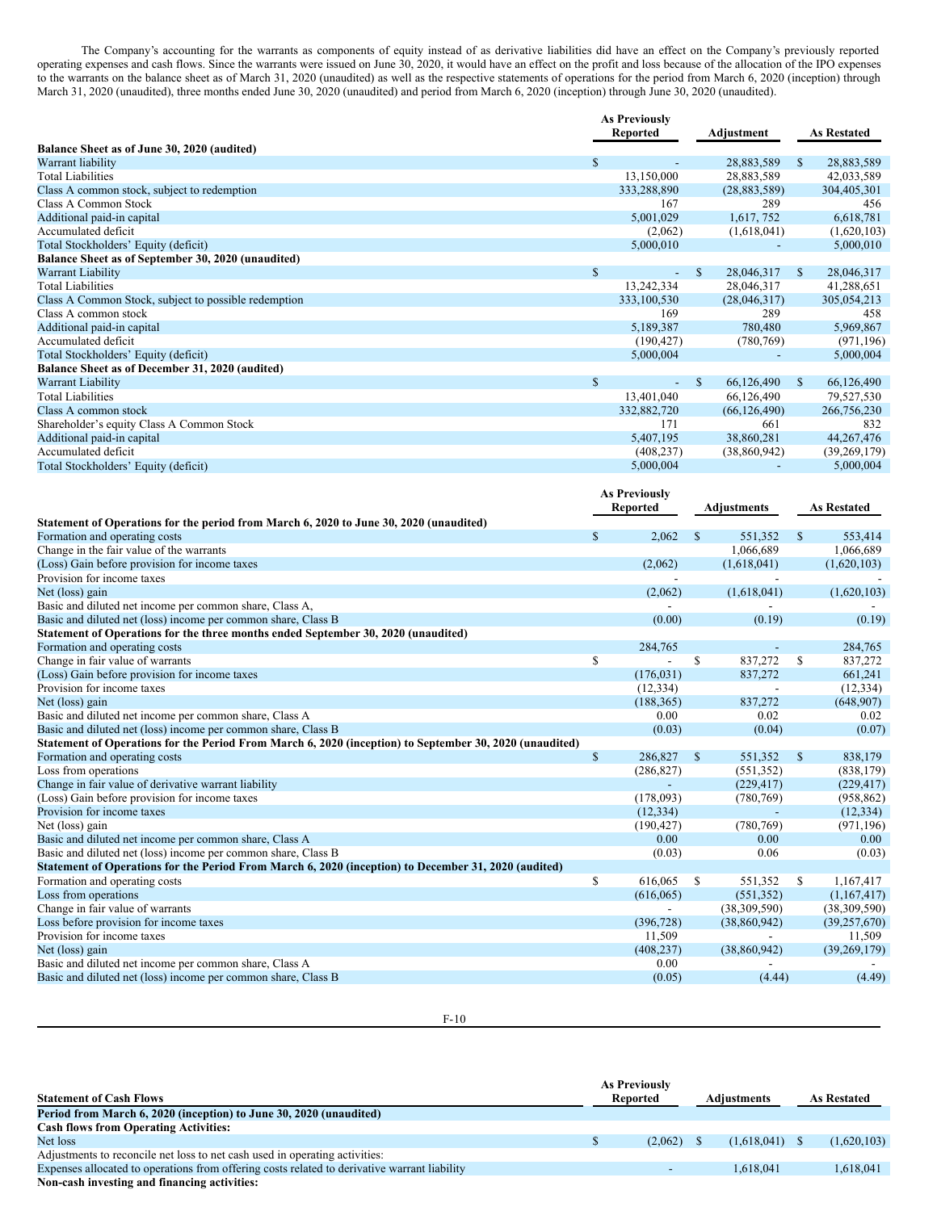The Company's accounting for the warrants as components of equity instead of as derivative liabilities did have an effect on the Company's previously reported operating expenses and cash flows. Since the warrants were issued on June 30, 2020, it would have an effect on the profit and loss because of the allocation of the IPO expenses to the warrants on the balance sheet as of March 31, 2020 (unaudited) as well as the respective statements of operations for the period from March 6, 2020 (inception) through March 31, 2020 (unaudited), three months ended June 30, 2020 (unaudited) and period from March 6, 2020 (inception) through June 30, 2020 (unaudited).

| | As Previously Reported | Adjustment | As Restated |
|---|---|---|---|
| **Balance Sheet as of June 30, 2020 (audited)** | | | |
| Warrant liability | $ - | 28,883,589 | $ 28,883,589 |
| Total Liabilities | 13,150,000 | 28,883,589 | 42,033,589 |
| Class A common stock, subject to redemption | 333,288,890 | (28,883,589) | 304,405,301 |
| Class A Common Stock | 167 | 289 | 456 |
| Additional paid-in capital | 5,001,029 | 1,617, 752 | 6,618,781 |
| Accumulated deficit | (2,062) | (1,618,041) | (1,620,103) |
| Total Stockholders' Equity (deficit) | 5,000,010 | - | 5,000,010 |
| **Balance Sheet as of September 30, 2020 (unaudited)** | | | |
| Warrant Liability | $ - | $ 28,046,317 | $ 28,046,317 |
| Total Liabilities | 13,242,334 | 28,046,317 | 41,288,651 |
| Class A Common Stock, subject to possible redemption | 333,100,530 | (28,046,317) | 305,054,213 |
| Class A common stock | 169 | 289 | 458 |
| Additional paid-in capital | 5,189,387 | 780,480 | 5,969,867 |
| Accumulated deficit | (190,427) | (780,769) | (971,196) |
| Total Stockholders' Equity (deficit) | 5,000,004 | - | 5,000,004 |
| **Balance Sheet as of December 31, 2020 (audited)** | | | |
| Warrant Liability | $ - | $ 66,126,490 | $ 66,126,490 |
| Total Liabilities | 13,401,040 | 66,126,490 | 79,527,530 |
| Class A common stock | 332,882,720 | (66,126,490) | 266,756,230 |
| Shareholder's equity Class A Common Stock | 171 | 661 | 832 |
| Additional paid-in capital | 5,407,195 | 38,860,281 | 44,267,476 |
| Accumulated deficit | (408,237) | (38,860,942) | (39,269,179) |
| Total Stockholders' Equity (deficit) | 5,000,004 | - | 5,000,004 |

| | As Previously Reported | Adjustments | As Restated |
|---|---|---|---|
| **Statement of Operations for the period from March 6, 2020 to June 30, 2020 (unaudited)** | | | |
| Formation and operating costs | $ 2,062 | $ 551,352 | $ 553,414 |
| Change in the fair value of the warrants | | 1,066,689 | 1,066,689 |
| (Loss) Gain before provision for income taxes | (2,062) | (1,618,041) | (1,620,103) |
| Provision for income taxes | - | - | - |
| Net (loss) gain | (2,062) | (1,618,041) | (1,620,103) |
| Basic and diluted net income per common share, Class A, | - | - | - |
| Basic and diluted net (loss) income per common share, Class B | (0.00) | (0.19) | (0.19) |
| **Statement of Operations for the three months ended September 30, 2020 (unaudited)** | | | |
| Formation and operating costs | 284,765 | - | 284,765 |
| Change in fair value of warrants | $ - | $ 837,272 | $ 837,272 |
| (Loss) Gain before provision for income taxes | (176,031) | 837,272 | 661,241 |
| Provision for income taxes | (12,334) | - | (12,334) |
| Net (loss) gain | (188,365) | 837,272 | (648,907) |
| Basic and diluted net income per common share, Class A | 0.00 | 0.02 | 0.02 |
| Basic and diluted net (loss) income per common share, Class B | (0.03) | (0.04) | (0.07) |
| **Statement of Operations for the Period From March 6, 2020 (inception) to September 30, 2020 (unaudited)** | | | |
| Formation and operating costs | $ 286,827 | $ 551,352 | $ 838,179 |
| Loss from operations | (286,827) | (551,352) | (838,179) |
| Change in fair value of derivative warrant liability | - | (229,417) | (229,417) |
| (Loss) Gain before provision for income taxes | (178,093) | (780,769) | (958,862) |
| Provision for income taxes | (12,334) | - | (12,334) |
| Net (loss) gain | (190,427) | (780,769) | (971,196) |
| Basic and diluted net income per common share, Class A | 0.00 | 0.00 | 0.00 |
| Basic and diluted net (loss) income per common share, Class B | (0.03) | 0.06 | (0.03) |
| **Statement of Operations for the Period From March 6, 2020 (inception) to December 31, 2020 (audited)** | | | |
| Formation and operating costs | $ 616,065 | $ 551,352 | $ 1,167,417 |
| Loss from operations | (616,065) | (551,352) | (1,167,417) |
| Change in fair value of warrants | - | (38,309,590) | (38,309,590) |
| Loss before provision for income taxes | (396,728) | (38,860,942) | (39,257,670) |
| Provision for income taxes | 11,509 | - | 11,509 |
| Net (loss) gain | (408,237) | (38,860,942) | (39,269,179) |
| Basic and diluted net income per common share, Class A | 0.00 | - | - |
| Basic and diluted net (loss) income per common share, Class B | (0.05) | (4.44) | (4.49) |

| Statement of Cash Flows | As Previously Reported | Adjustments | As Restated |
|---|---|---|---|
| **Period from March 6, 2020 (inception) to June 30, 2020 (unaudited)** | | | |
| **Cash flows from Operating Activities:** | | | |
| Net loss | $ (2,062) | $ (1,618,041) | $ (1,620,103) |
| Adjustments to reconcile net loss to net cash used in operating activities: | | | |
| Expenses allocated to operations from offering costs related to derivative warrant liability | - | 1,618,041 | 1,618,041 |
| **Non-cash investing and financing activities:** | | | |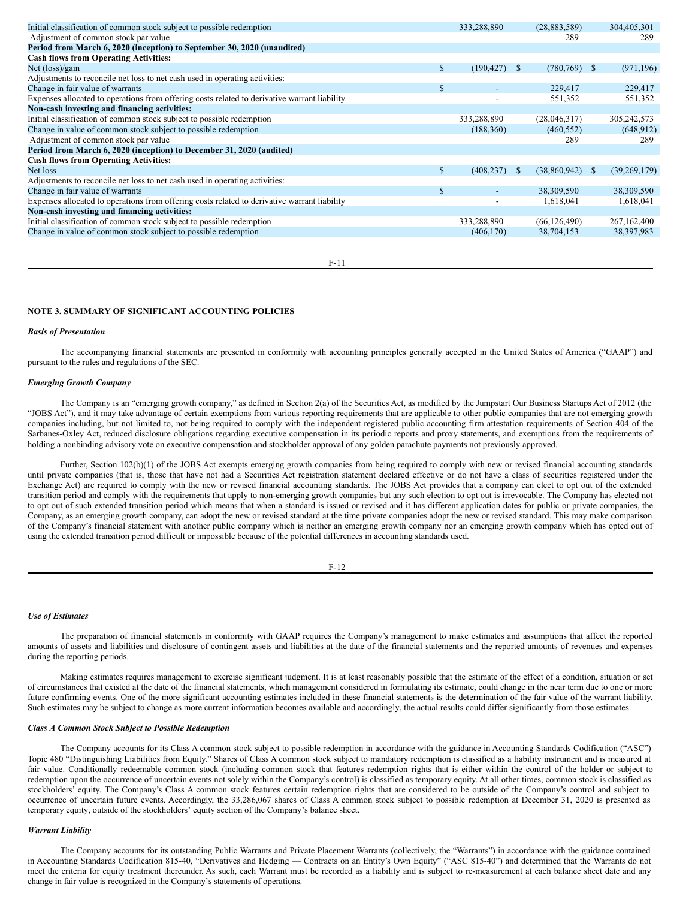| | | | |
|---|---|---|---|
| Initial classification of common stock subject to possible redemption | 333,288,890 | (28,883,589) | 304,405,301 |
| Adjustment of common stock par value | | 289 | 289 |
| **Period from March 6, 2020 (inception) to September 30, 2020 (unaudited)** | | | |
| **Cash flows from Operating Activities:** | | | |
| Net (loss)/gain | $ (190,427) | $ (780,769) | $ (971,196) |
| Adjustments to reconcile net loss to net cash used in operating activities: | | | |
| Change in fair value of warrants | $ - | 229,417 | 229,417 |
| Expenses allocated to operations from offering costs related to derivative warrant liability | - | 551,352 | 551,352 |
| **Non-cash investing and financing activities:** | | | |
| Initial classification of common stock subject to possible redemption | 333,288,890 | (28,046,317) | 305,242,573 |
| Change in value of common stock subject to possible redemption | (188,360) | (460,552) | (648,912) |
| Adjustment of common stock par value | | 289 | 289 |
| **Period from March 6, 2020 (inception) to December 31, 2020 (audited)** | | | |
| **Cash flows from Operating Activities:** | | | |
| Net loss | $ (408,237) | $ (38,860,942) | $ (39,269,179) |
| Adjustments to reconcile net loss to net cash used in operating activities: | | | |
| Change in fair value of warrants | $ - | 38,309,590 | 38,309,590 |
| Expenses allocated to operations from offering costs related to derivative warrant liability | - | 1,618,041 | 1,618,041 |
| **Non-cash investing and financing activities:** | | | |
| Initial classification of common stock subject to possible redemption | 333,288,890 | (66,126,490) | 267,162,400 |
| Change in value of common stock subject to possible redemption | (406,170) | 38,704,153 | 38,397,983 |

**NOTE 3. SUMMARY OF SIGNIFICANT ACCOUNTING POLICIES**

***Basis of Presentation***

The accompanying financial statements are presented in conformity with accounting principles generally accepted in the United States of America ("GAAP") and pursuant to the rules and regulations of the SEC.

***Emerging Growth Company***

The Company is an "emerging growth company," as defined in Section 2(a) of the Securities Act, as modified by the Jumpstart Our Business Startups Act of 2012 (the "JOBS Act"), and it may take advantage of certain exemptions from various reporting requirements that are applicable to other public companies that are not emerging growth companies including, but not limited to, not being required to comply with the independent registered public accounting firm attestation requirements of Section 404 of the Sarbanes-Oxley Act, reduced disclosure obligations regarding executive compensation in its periodic reports and proxy statements, and exemptions from the requirements of holding a nonbinding advisory vote on executive compensation and stockholder approval of any golden parachute payments not previously approved.

Further, Section 102(b)(1) of the JOBS Act exempts emerging growth companies from being required to comply with new or revised financial accounting standards until private companies (that is, those that have not had a Securities Act registration statement declared effective or do not have a class of securities registered under the Exchange Act) are required to comply with the new or revised financial accounting standards. The JOBS Act provides that a company can elect to opt out of the extended transition period and comply with the requirements that apply to non-emerging growth companies but any such election to opt out is irrevocable. The Company has elected not to opt out of such extended transition period which means that when a standard is issued or revised and it has different application dates for public or private companies, the Company, as an emerging growth company, can adopt the new or revised standard at the time private companies adopt the new or revised standard. This may make comparison of the Company's financial statement with another public company which is neither an emerging growth company nor an emerging growth company which has opted out of using the extended transition period difficult or impossible because of the potential differences in accounting standards used.

***Use of Estimates***

The preparation of financial statements in conformity with GAAP requires the Company's management to make estimates and assumptions that affect the reported amounts of assets and liabilities and disclosure of contingent assets and liabilities at the date of the financial statements and the reported amounts of revenues and expenses during the reporting periods.

Making estimates requires management to exercise significant judgment. It is at least reasonably possible that the estimate of the effect of a condition, situation or set of circumstances that existed at the date of the financial statements, which management considered in formulating its estimate, could change in the near term due to one or more future confirming events. One of the more significant accounting estimates included in these financial statements is the determination of the fair value of the warrant liability. Such estimates may be subject to change as more current information becomes available and accordingly, the actual results could differ significantly from those estimates.

***Class A Common Stock Subject to Possible Redemption***

The Company accounts for its Class A common stock subject to possible redemption in accordance with the guidance in Accounting Standards Codification ("ASC") Topic 480 "Distinguishing Liabilities from Equity." Shares of Class A common stock subject to mandatory redemption is classified as a liability instrument and is measured at fair value. Conditionally redeemable common stock (including common stock that features redemption rights that is either within the control of the holder or subject to redemption upon the occurrence of uncertain events not solely within the Company's control) is classified as temporary equity. At all other times, common stock is classified as stockholders' equity. The Company's Class A common stock features certain redemption rights that are considered to be outside of the Company's control and subject to occurrence of uncertain future events. Accordingly, the 33,286,067 shares of Class A common stock subject to possible redemption at December 31, 2020 is presented as temporary equity, outside of the stockholders' equity section of the Company's balance sheet.

***Warrant Liability***

The Company accounts for its outstanding Public Warrants and Private Placement Warrants (collectively, the "Warrants") in accordance with the guidance contained in Accounting Standards Codification 815-40, "Derivatives and Hedging — Contracts on an Entity's Own Equity" ("ASC 815-40") and determined that the Warrants do not meet the criteria for equity treatment thereunder. As such, each Warrant must be recorded as a liability and is subject to re-measurement at each balance sheet date and any change in fair value is recognized in the Company's statements of operations.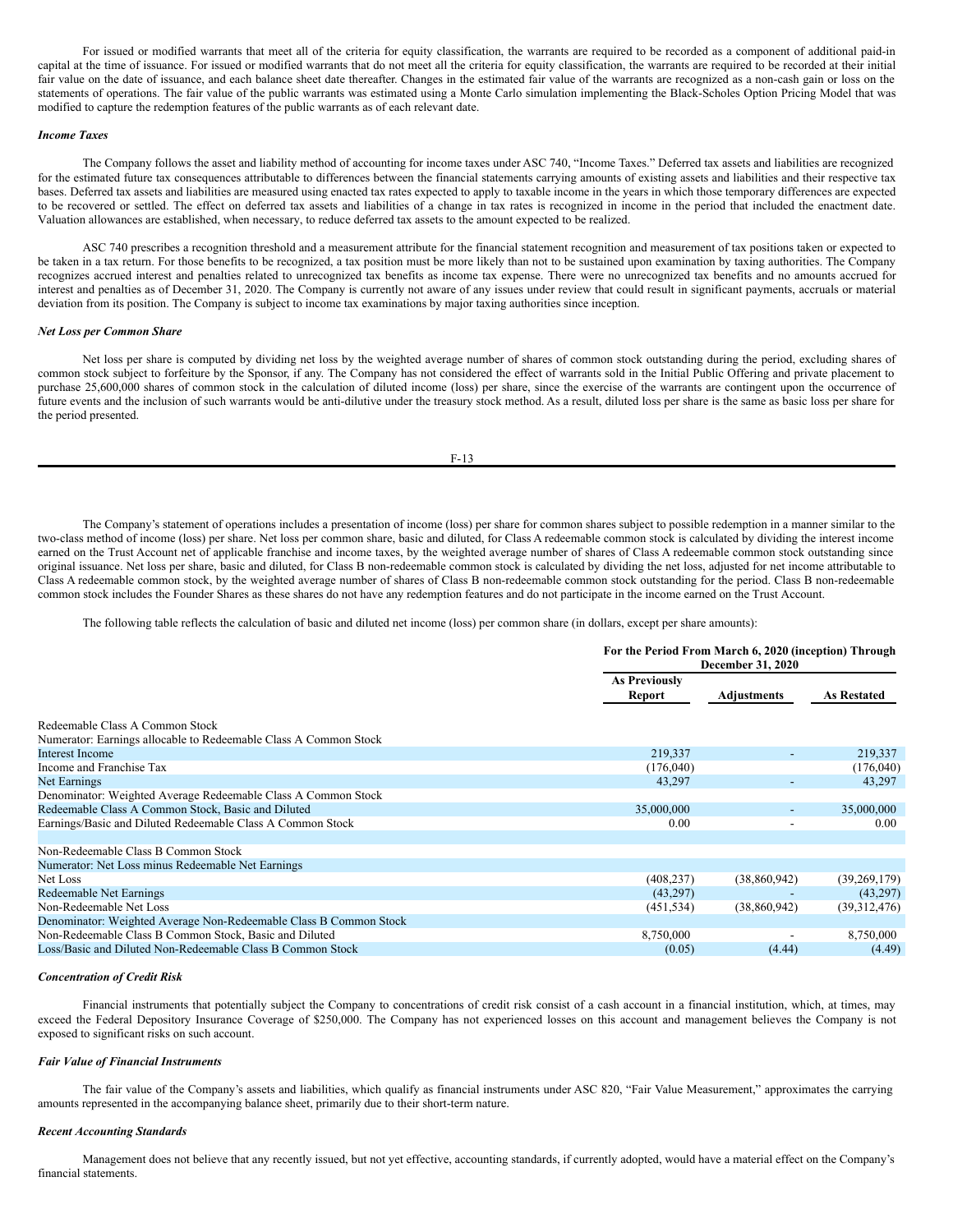For issued or modified warrants that meet all of the criteria for equity classification, the warrants are required to be recorded as a component of additional paid-in capital at the time of issuance. For issued or modified warrants that do not meet all the criteria for equity classification, the warrants are required to be recorded at their initial fair value on the date of issuance, and each balance sheet date thereafter. Changes in the estimated fair value of the warrants are recognized as a non-cash gain or loss on the statements of operations. The fair value of the public warrants was estimated using a Monte Carlo simulation implementing the Black-Scholes Option Pricing Model that was modified to capture the redemption features of the public warrants as of each relevant date.

***Income Taxes***

The Company follows the asset and liability method of accounting for income taxes under ASC 740, "Income Taxes." Deferred tax assets and liabilities are recognized for the estimated future tax consequences attributable to differences between the financial statements carrying amounts of existing assets and liabilities and their respective tax bases. Deferred tax assets and liabilities are measured using enacted tax rates expected to apply to taxable income in the years in which those temporary differences are expected to be recovered or settled. The effect on deferred tax assets and liabilities of a change in tax rates is recognized in income in the period that included the enactment date. Valuation allowances are established, when necessary, to reduce deferred tax assets to the amount expected to be realized.

ASC 740 prescribes a recognition threshold and a measurement attribute for the financial statement recognition and measurement of tax positions taken or expected to be taken in a tax return. For those benefits to be recognized, a tax position must be more likely than not to be sustained upon examination by taxing authorities. The Company recognizes accrued interest and penalties related to unrecognized tax benefits as income tax expense. There were no unrecognized tax benefits and no amounts accrued for interest and penalties as of December 31, 2020. The Company is currently not aware of any issues under review that could result in significant payments, accruals or material deviation from its position. The Company is subject to income tax examinations by major taxing authorities since inception.

***Net Loss per Common Share***

Net loss per share is computed by dividing net loss by the weighted average number of shares of common stock outstanding during the period, excluding shares of common stock subject to forfeiture by the Sponsor, if any. The Company has not considered the effect of warrants sold in the Initial Public Offering and private placement to purchase 25,600,000 shares of common stock in the calculation of diluted income (loss) per share, since the exercise of the warrants are contingent upon the occurrence of future events and the inclusion of such warrants would be anti-dilutive under the treasury stock method. As a result, diluted loss per share is the same as basic loss per share for the period presented.

The Company's statement of operations includes a presentation of income (loss) per share for common shares subject to possible redemption in a manner similar to the two-class method of income (loss) per share. Net loss per common share, basic and diluted, for Class A redeemable common stock is calculated by dividing the interest income earned on the Trust Account net of applicable franchise and income taxes, by the weighted average number of shares of Class A redeemable common stock outstanding since original issuance. Net loss per share, basic and diluted, for Class B non-redeemable common stock is calculated by dividing the net loss, adjusted for net income attributable to Class A redeemable common stock, by the weighted average number of shares of Class B non-redeemable common stock outstanding for the period. Class B non-redeemable common stock includes the Founder Shares as these shares do not have any redemption features and do not participate in the income earned on the Trust Account.

The following table reflects the calculation of basic and diluted net income (loss) per common share (in dollars, except per share amounts):

| | For the Period From March 6, 2020 (inception) Through December 31, 2020 | | |
|---|---|---|---|
| | As Previously Report | Adjustments | As Restated |
| Redeemable Class A Common Stock | | | |
| Numerator: Earnings allocable to Redeemable Class A Common Stock | | | |
| Interest Income | 219,337 | - | 219,337 |
| Income and Franchise Tax | (176,040) | | (176,040) |
| Net Earnings | 43,297 | - | 43,297 |
| Denominator: Weighted Average Redeemable Class A Common Stock | | | |
| Redeemable Class A Common Stock, Basic and Diluted | 35,000,000 | - | 35,000,000 |
| Earnings/Basic and Diluted Redeemable Class A Common Stock | 0.00 | - | 0.00 |
| | | | |
| Non-Redeemable Class B Common Stock | | | |
| Numerator: Net Loss minus Redeemable Net Earnings | | | |
| Net Loss | (408,237) | (38,860,942) | (39,269,179) |
| Redeemable Net Earnings | (43,297) | - | (43,297) |
| Non-Redeemable Net Loss | (451,534) | (38,860,942) | (39,312,476) |
| Denominator: Weighted Average Non-Redeemable Class B Common Stock | | | |
| Non-Redeemable Class B Common Stock, Basic and Diluted | 8,750,000 | - | 8,750,000 |
| Loss/Basic and Diluted Non-Redeemable Class B Common Stock | (0.05) | (4.44) | (4.49) |

***Concentration of Credit Risk***

Financial instruments that potentially subject the Company to concentrations of credit risk consist of a cash account in a financial institution, which, at times, may exceed the Federal Depository Insurance Coverage of $250,000. The Company has not experienced losses on this account and management believes the Company is not exposed to significant risks on such account.

***Fair Value of Financial Instruments***

The fair value of the Company's assets and liabilities, which qualify as financial instruments under ASC 820, "Fair Value Measurement," approximates the carrying amounts represented in the accompanying balance sheet, primarily due to their short-term nature.

***Recent Accounting Standards***

Management does not believe that any recently issued, but not yet effective, accounting standards, if currently adopted, would have a material effect on the Company's financial statements.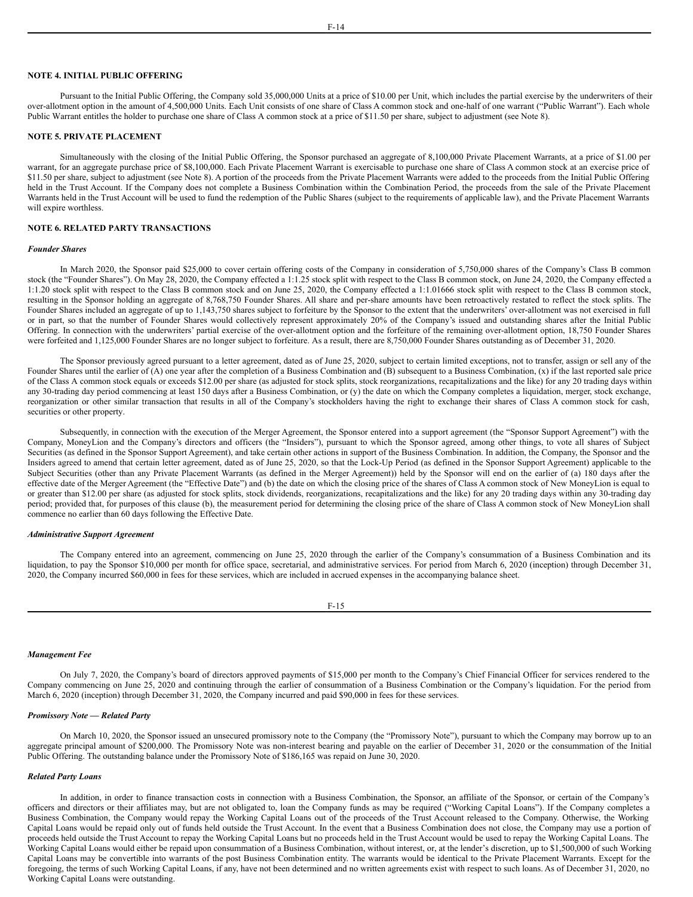## NOTE 4. INITIAL PUBLIC OFFERING

Pursuant to the Initial Public Offering, the Company sold 35,000,000 Units at a price of $10.00 per Unit, which includes the partial exercise by the underwriters of their over-allotment option in the amount of 4,500,000 Units. Each Unit consists of one share of Class A common stock and one-half of one warrant ("Public Warrant"). Each whole Public Warrant entitles the holder to purchase one share of Class A common stock at a price of $11.50 per share, subject to adjustment (see Note 8).

## NOTE 5. PRIVATE PLACEMENT

Simultaneously with the closing of the Initial Public Offering, the Sponsor purchased an aggregate of 8,100,000 Private Placement Warrants, at a price of $1.00 per warrant, for an aggregate purchase price of $8,100,000. Each Private Placement Warrant is exercisable to purchase one share of Class A common stock at an exercise price of $11.50 per share, subject to adjustment (see Note 8). A portion of the proceeds from the Private Placement Warrants were added to the proceeds from the Initial Public Offering held in the Trust Account. If the Company does not complete a Business Combination within the Combination Period, the proceeds from the sale of the Private Placement Warrants held in the Trust Account will be used to fund the redemption of the Public Shares (subject to the requirements of applicable law), and the Private Placement Warrants will expire worthless.

## NOTE 6. RELATED PARTY TRANSACTIONS

### *Founder Shares*

In March 2020, the Sponsor paid $25,000 to cover certain offering costs of the Company in consideration of 5,750,000 shares of the Company's Class B common stock (the "Founder Shares"). On May 28, 2020, the Company effected a 1:1.25 stock split with respect to the Class B common stock, on June 24, 2020, the Company effected a 1:1.20 stock split with respect to the Class B common stock and on June 25, 2020, the Company effected a 1:1.01666 stock split with respect to the Class B common stock, resulting in the Sponsor holding an aggregate of 8,768,750 Founder Shares. All share and per-share amounts have been retroactively restated to reflect the stock splits. The Founder Shares included an aggregate of up to 1,143,750 shares subject to forfeiture by the Sponsor to the extent that the underwriters' over-allotment was not exercised in full or in part, so that the number of Founder Shares would collectively represent approximately 20% of the Company's issued and outstanding shares after the Initial Public Offering. In connection with the underwriters' partial exercise of the over-allotment option and the forfeiture of the remaining over-allotment option, 18,750 Founder Shares were forfeited and 1,125,000 Founder Shares are no longer subject to forfeiture. As a result, there are 8,750,000 Founder Shares outstanding as of December 31, 2020.

The Sponsor previously agreed pursuant to a letter agreement, dated as of June 25, 2020, subject to certain limited exceptions, not to transfer, assign or sell any of the Founder Shares until the earlier of (A) one year after the completion of a Business Combination and (B) subsequent to a Business Combination, (x) if the last reported sale price of the Class A common stock equals or exceeds $12.00 per share (as adjusted for stock splits, stock reorganizations, recapitalizations and the like) for any 20 trading days within any 30-trading day period commencing at least 150 days after a Business Combination, or (y) the date on which the Company completes a liquidation, merger, stock exchange, reorganization or other similar transaction that results in all of the Company's stockholders having the right to exchange their shares of Class A common stock for cash, securities or other property.

Subsequently, in connection with the execution of the Merger Agreement, the Sponsor entered into a support agreement (the "Sponsor Support Agreement") with the Company, MoneyLion and the Company's directors and officers (the "Insiders"), pursuant to which the Sponsor agreed, among other things, to vote all shares of Subject Securities (as defined in the Sponsor Support Agreement), and take certain other actions in support of the Business Combination. In addition, the Company, the Sponsor and the Insiders agreed to amend that certain letter agreement, dated as of June 25, 2020, so that the Lock-Up Period (as defined in the Sponsor Support Agreement) applicable to the Subject Securities (other than any Private Placement Warrants (as defined in the Merger Agreement)) held by the Sponsor will end on the earlier of (a) 180 days after the effective date of the Merger Agreement (the "Effective Date") and (b) the date on which the closing price of the shares of Class A common stock of New MoneyLion is equal to or greater than $12.00 per share (as adjusted for stock splits, stock dividends, reorganizations, recapitalizations and the like) for any 20 trading days within any 30-trading day period; provided that, for purposes of this clause (b), the measurement period for determining the closing price of the share of Class A common stock of New MoneyLion shall commence no earlier than 60 days following the Effective Date.

### *Administrative Support Agreement*

The Company entered into an agreement, commencing on June 25, 2020 through the earlier of the Company's consummation of a Business Combination and its liquidation, to pay the Sponsor $10,000 per month for office space, secretarial, and administrative services. For period from March 6, 2020 (inception) through December 31, 2020, the Company incurred $60,000 in fees for these services, which are included in accrued expenses in the accompanying balance sheet.

### *Management Fee*

On July 7, 2020, the Company's board of directors approved payments of $15,000 per month to the Company's Chief Financial Officer for services rendered to the Company commencing on June 25, 2020 and continuing through the earlier of consummation of a Business Combination or the Company's liquidation. For the period from March 6, 2020 (inception) through December 31, 2020, the Company incurred and paid $90,000 in fees for these services.

### *Promissory Note — Related Party*

On March 10, 2020, the Sponsor issued an unsecured promissory note to the Company (the "Promissory Note"), pursuant to which the Company may borrow up to an aggregate principal amount of $200,000. The Promissory Note was non-interest bearing and payable on the earlier of December 31, 2020 or the consummation of the Initial Public Offering. The outstanding balance under the Promissory Note of $186,165 was repaid on June 30, 2020.

### *Related Party Loans*

In addition, in order to finance transaction costs in connection with a Business Combination, the Sponsor, an affiliate of the Sponsor, or certain of the Company's officers and directors or their affiliates may, but are not obligated to, loan the Company funds as may be required ("Working Capital Loans"). If the Company completes a Business Combination, the Company would repay the Working Capital Loans out of the proceeds of the Trust Account released to the Company. Otherwise, the Working Capital Loans would be repaid only out of funds held outside the Trust Account. In the event that a Business Combination does not close, the Company may use a portion of proceeds held outside the Trust Account to repay the Working Capital Loans but no proceeds held in the Trust Account would be used to repay the Working Capital Loans. The Working Capital Loans would either be repaid upon consummation of a Business Combination, without interest, or, at the lender's discretion, up to $1,500,000 of such Working Capital Loans may be convertible into warrants of the post Business Combination entity. The warrants would be identical to the Private Placement Warrants. Except for the foregoing, the terms of such Working Capital Loans, if any, have not been determined and no written agreements exist with respect to such loans. As of December 31, 2020, no Working Capital Loans were outstanding.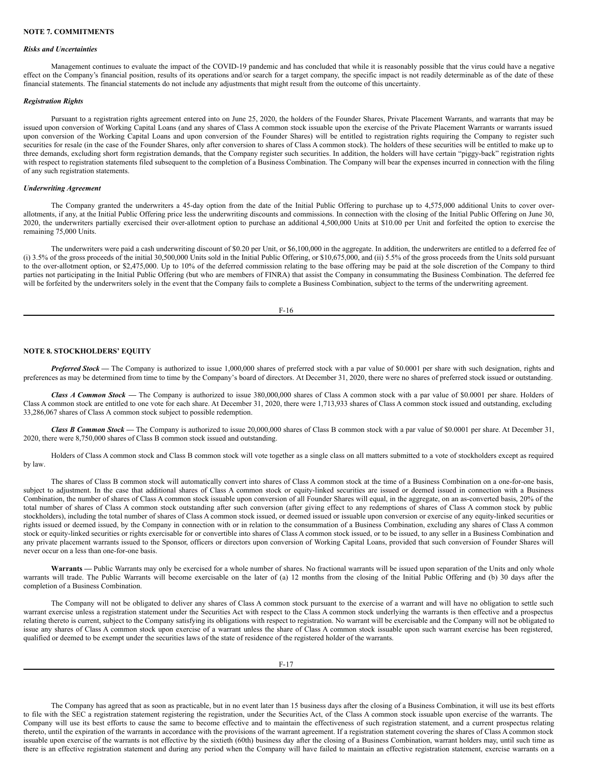**NOTE 7. COMMITMENTS**

***Risks and Uncertainties***

Management continues to evaluate the impact of the COVID-19 pandemic and has concluded that while it is reasonably possible that the virus could have a negative effect on the Company's financial position, results of its operations and/or search for a target company, the specific impact is not readily determinable as of the date of these financial statements. The financial statements do not include any adjustments that might result from the outcome of this uncertainty.

***Registration Rights***

Pursuant to a registration rights agreement entered into on June 25, 2020, the holders of the Founder Shares, Private Placement Warrants, and warrants that may be issued upon conversion of Working Capital Loans (and any shares of Class A common stock issuable upon the exercise of the Private Placement Warrants or warrants issued upon conversion of the Working Capital Loans and upon conversion of the Founder Shares) will be entitled to registration rights requiring the Company to register such securities for resale (in the case of the Founder Shares, only after conversion to shares of Class A common stock). The holders of these securities will be entitled to make up to three demands, excluding short form registration demands, that the Company register such securities. In addition, the holders will have certain "piggy-back" registration rights with respect to registration statements filed subsequent to the completion of a Business Combination. The Company will bear the expenses incurred in connection with the filing of any such registration statements.

***Underwriting Agreement***

The Company granted the underwriters a 45-day option from the date of the Initial Public Offering to purchase up to 4,575,000 additional Units to cover over-allotments, if any, at the Initial Public Offering price less the underwriting discounts and commissions. In connection with the closing of the Initial Public Offering on June 30, 2020, the underwriters partially exercised their over-allotment option to purchase an additional 4,500,000 Units at $10.00 per Unit and forfeited the option to exercise the remaining 75,000 Units.

The underwriters were paid a cash underwriting discount of $0.20 per Unit, or $6,100,000 in the aggregate. In addition, the underwriters are entitled to a deferred fee of (i) 3.5% of the gross proceeds of the initial 30,500,000 Units sold in the Initial Public Offering, or $10,675,000, and (ii) 5.5% of the gross proceeds from the Units sold pursuant to the over-allotment option, or $2,475,000. Up to 10% of the deferred commission relating to the base offering may be paid at the sole discretion of the Company to third parties not participating in the Initial Public Offering (but who are members of FINRA) that assist the Company in consummating the Business Combination. The deferred fee will be forfeited by the underwriters solely in the event that the Company fails to complete a Business Combination, subject to the terms of the underwriting agreement.

**NOTE 8. STOCKHOLDERS' EQUITY**

***Preferred Stock —*** The Company is authorized to issue 1,000,000 shares of preferred stock with a par value of $0.0001 per share with such designation, rights and preferences as may be determined from time to time by the Company's board of directors. At December 31, 2020, there were no shares of preferred stock issued or outstanding.

***Class A Common Stock —*** The Company is authorized to issue 380,000,000 shares of Class A common stock with a par value of $0.0001 per share. Holders of Class A common stock are entitled to one vote for each share. At December 31, 2020, there were 1,713,933 shares of Class A common stock issued and outstanding, excluding 33,286,067 shares of Class A common stock subject to possible redemption.

***Class B Common Stock —*** The Company is authorized to issue 20,000,000 shares of Class B common stock with a par value of $0.0001 per share. At December 31, 2020, there were 8,750,000 shares of Class B common stock issued and outstanding.

Holders of Class A common stock and Class B common stock will vote together as a single class on all matters submitted to a vote of stockholders except as required by law.

The shares of Class B common stock will automatically convert into shares of Class A common stock at the time of a Business Combination on a one-for-one basis, subject to adjustment. In the case that additional shares of Class A common stock or equity-linked securities are issued or deemed issued in connection with a Business Combination, the number of shares of Class A common stock issuable upon conversion of all Founder Shares will equal, in the aggregate, on an as-converted basis, 20% of the total number of shares of Class A common stock outstanding after such conversion (after giving effect to any redemptions of shares of Class A common stock by public stockholders), including the total number of shares of Class A common stock issued, or deemed issued or issuable upon conversion or exercise of any equity-linked securities or rights issued or deemed issued, by the Company in connection with or in relation to the consummation of a Business Combination, excluding any shares of Class A common stock or equity-linked securities or rights exercisable for or convertible into shares of Class A common stock issued, or to be issued, to any seller in a Business Combination and any private placement warrants issued to the Sponsor, officers or directors upon conversion of Working Capital Loans, provided that such conversion of Founder Shares will never occur on a less than one-for-one basis.

**Warrants —** Public Warrants may only be exercised for a whole number of shares. No fractional warrants will be issued upon separation of the Units and only whole warrants will trade. The Public Warrants will become exercisable on the later of (a) 12 months from the closing of the Initial Public Offering and (b) 30 days after the completion of a Business Combination.

The Company will not be obligated to deliver any shares of Class A common stock pursuant to the exercise of a warrant and will have no obligation to settle such warrant exercise unless a registration statement under the Securities Act with respect to the Class A common stock underlying the warrants is then effective and a prospectus relating thereto is current, subject to the Company satisfying its obligations with respect to registration. No warrant will be exercisable and the Company will not be obligated to issue any shares of Class A common stock upon exercise of a warrant unless the share of Class A common stock issuable upon such warrant exercise has been registered, qualified or deemed to be exempt under the securities laws of the state of residence of the registered holder of the warrants.

The Company has agreed that as soon as practicable, but in no event later than 15 business days after the closing of a Business Combination, it will use its best efforts to file with the SEC a registration statement registering the registration, under the Securities Act, of the Class A common stock issuable upon exercise of the warrants. The Company will use its best efforts to cause the same to become effective and to maintain the effectiveness of such registration statement, and a current prospectus relating thereto, until the expiration of the warrants in accordance with the provisions of the warrant agreement. If a registration statement covering the shares of Class A common stock issuable upon exercise of the warrants is not effective by the sixtieth (60th) business day after the closing of a Business Combination, warrant holders may, until such time as there is an effective registration statement and during any period when the Company will have failed to maintain an effective registration statement, exercise warrants on a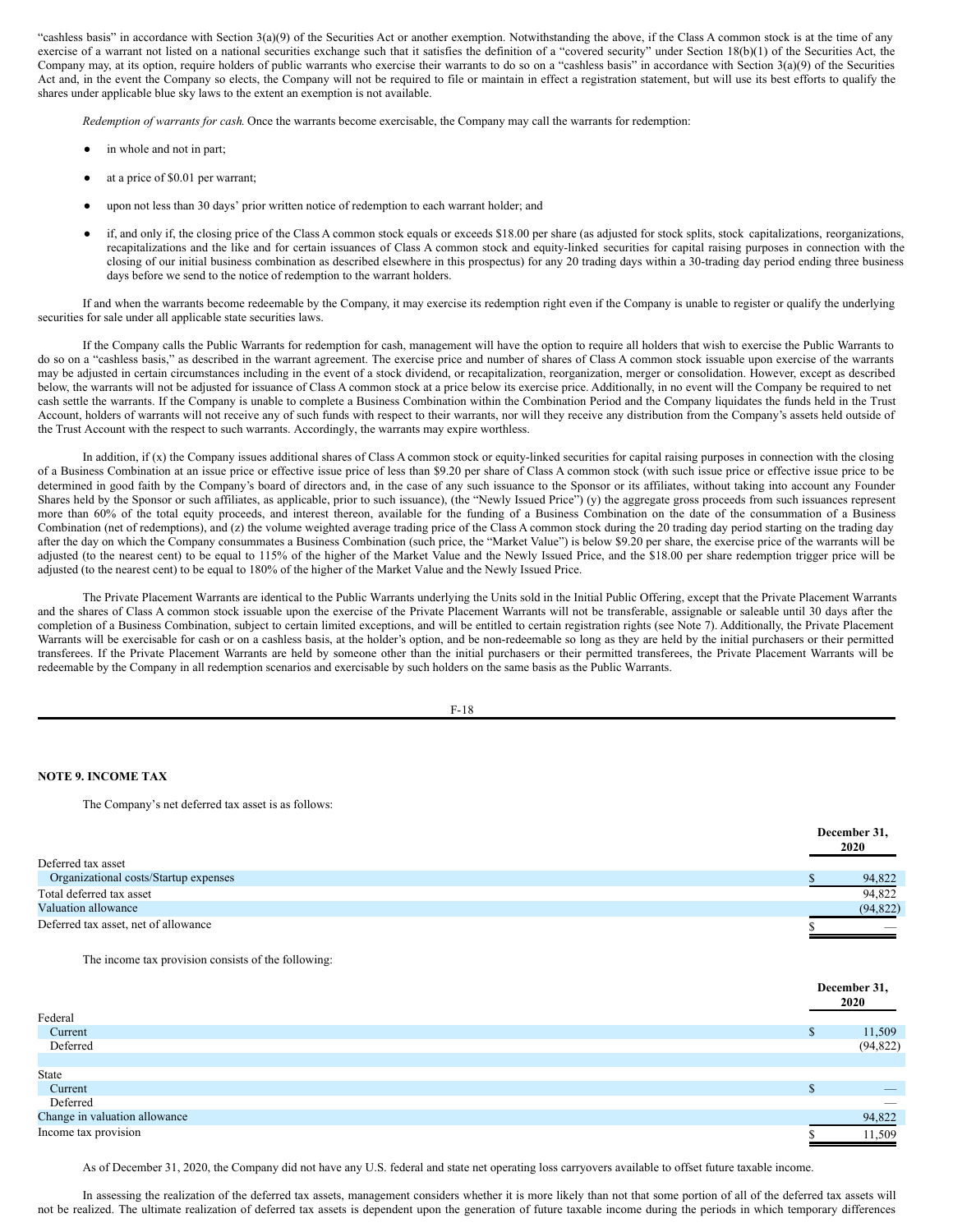"cashless basis" in accordance with Section 3(a)(9) of the Securities Act or another exemption. Notwithstanding the above, if the Class A common stock is at the time of any exercise of a warrant not listed on a national securities exchange such that it satisfies the definition of a "covered security" under Section 18(b)(1) of the Securities Act, the Company may, at its option, require holders of public warrants who exercise their warrants to do so on a "cashless basis" in accordance with Section 3(a)(9) of the Securities Act and, in the event the Company so elects, the Company will not be required to file or maintain in effect a registration statement, but will use its best efforts to qualify the shares under applicable blue sky laws to the extent an exemption is not available.

*Redemption of warrants for cash.* Once the warrants become exercisable, the Company may call the warrants for redemption:

- in whole and not in part;
- at a price of $0.01 per warrant;
- upon not less than 30 days' prior written notice of redemption to each warrant holder; and
- if, and only if, the closing price of the Class A common stock equals or exceeds $18.00 per share (as adjusted for stock splits, stock capitalizations, reorganizations, recapitalizations and the like and for certain issuances of Class A common stock and equity-linked securities for capital raising purposes in connection with the closing of our initial business combination as described elsewhere in this prospectus) for any 20 trading days within a 30-trading day period ending three business days before we send to the notice of redemption to the warrant holders.

If and when the warrants become redeemable by the Company, it may exercise its redemption right even if the Company is unable to register or qualify the underlying securities for sale under all applicable state securities laws.

If the Company calls the Public Warrants for redemption for cash, management will have the option to require all holders that wish to exercise the Public Warrants to do so on a "cashless basis," as described in the warrant agreement. The exercise price and number of shares of Class A common stock issuable upon exercise of the warrants may be adjusted in certain circumstances including in the event of a stock dividend, or recapitalization, reorganization, merger or consolidation. However, except as described below, the warrants will not be adjusted for issuance of Class A common stock at a price below its exercise price. Additionally, in no event will the Company be required to net cash settle the warrants. If the Company is unable to complete a Business Combination within the Combination Period and the Company liquidates the funds held in the Trust Account, holders of warrants will not receive any of such funds with respect to their warrants, nor will they receive any distribution from the Company's assets held outside of the Trust Account with the respect to such warrants. Accordingly, the warrants may expire worthless.

In addition, if (x) the Company issues additional shares of Class A common stock or equity-linked securities for capital raising purposes in connection with the closing of a Business Combination at an issue price or effective issue price of less than $9.20 per share of Class A common stock (with such issue price or effective issue price to be determined in good faith by the Company's board of directors and, in the case of any such issuance to the Sponsor or its affiliates, without taking into account any Founder Shares held by the Sponsor or such affiliates, as applicable, prior to such issuance), (the "Newly Issued Price") (y) the aggregate gross proceeds from such issuances represent more than 60% of the total equity proceeds, and interest thereon, available for the funding of a Business Combination on the date of the consummation of a Business Combination (net of redemptions), and (z) the volume weighted average trading price of the Class A common stock during the 20 trading day period starting on the trading day after the day on which the Company consummates a Business Combination (such price, the "Market Value") is below $9.20 per share, the exercise price of the warrants will be adjusted (to the nearest cent) to be equal to 115% of the higher of the Market Value and the Newly Issued Price, and the $18.00 per share redemption trigger price will be adjusted (to the nearest cent) to be equal to 180% of the higher of the Market Value and the Newly Issued Price.

The Private Placement Warrants are identical to the Public Warrants underlying the Units sold in the Initial Public Offering, except that the Private Placement Warrants and the shares of Class A common stock issuable upon the exercise of the Private Placement Warrants will not be transferable, assignable or saleable until 30 days after the completion of a Business Combination, subject to certain limited exceptions, and will be entitled to certain registration rights (see Note 7). Additionally, the Private Placement Warrants will be exercisable for cash or on a cashless basis, at the holder's option, and be non-redeemable so long as they are held by the initial purchasers or their permitted transferees. If the Private Placement Warrants are held by someone other than the initial purchasers or their permitted transferees, the Private Placement Warrants will be redeemable by the Company in all redemption scenarios and exercisable by such holders on the same basis as the Public Warrants.

**NOTE 9. INCOME TAX**

The Company's net deferred tax asset is as follows:

| | December 31, 2020 |
|---|---|
| Deferred tax asset | |
| Organizational costs/Startup expenses | $ 94,822 |
| Total deferred tax asset | 94,822 |
| Valuation allowance | (94,822) |
| Deferred tax asset, net of allowance | $ — |

The income tax provision consists of the following:

| | December 31, 2020 |
|---|---|
| Federal | |
| Current | $ 11,509 |
| Deferred | (94,822) |
| | |
| State | |
| Current | $ — |
| Deferred | — |
| Change in valuation allowance | 94,822 |
| Income tax provision | $ 11,509 |

As of December 31, 2020, the Company did not have any U.S. federal and state net operating loss carryovers available to offset future taxable income.

In assessing the realization of the deferred tax assets, management considers whether it is more likely than not that some portion of all of the deferred tax assets will not be realized. The ultimate realization of deferred tax assets is dependent upon the generation of future taxable income during the periods in which temporary differences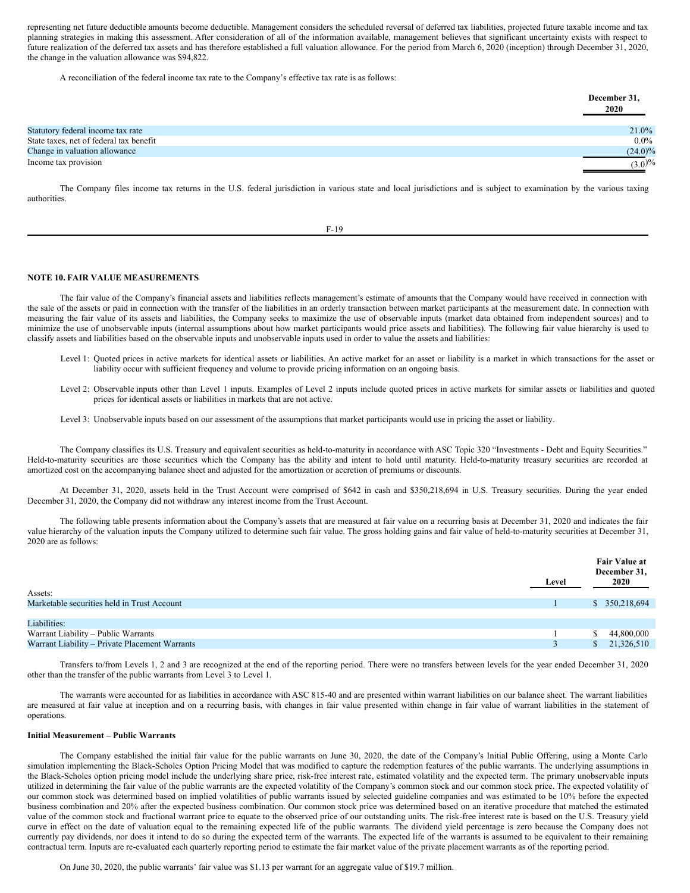representing net future deductible amounts become deductible. Management considers the scheduled reversal of deferred tax liabilities, projected future taxable income and tax planning strategies in making this assessment. After consideration of all of the information available, management believes that significant uncertainty exists with respect to future realization of the deferred tax assets and has therefore established a full valuation allowance. For the period from March 6, 2020 (inception) through December 31, 2020, the change in the valuation allowance was $94,822.

A reconciliation of the federal income tax rate to the Company's effective tax rate is as follows:

| | December 31, 2020 |
|---|---|
| Statutory federal income tax rate | 21.0% |
| State taxes, net of federal tax benefit | 0.0% |
| Change in valuation allowance | (24.0)% |
| Income tax provision | (3.0)% |

The Company files income tax returns in the U.S. federal jurisdiction in various state and local jurisdictions and is subject to examination by the various taxing authorities.

## NOTE 10. FAIR VALUE MEASUREMENTS

The fair value of the Company's financial assets and liabilities reflects management's estimate of amounts that the Company would have received in connection with the sale of the assets or paid in connection with the transfer of the liabilities in an orderly transaction between market participants at the measurement date. In connection with measuring the fair value of its assets and liabilities, the Company seeks to maximize the use of observable inputs (market data obtained from independent sources) and to minimize the use of unobservable inputs (internal assumptions about how market participants would price assets and liabilities). The following fair value hierarchy is used to classify assets and liabilities based on the observable inputs and unobservable inputs used in order to value the assets and liabilities:

Level 1: Quoted prices in active markets for identical assets or liabilities. An active market for an asset or liability is a market in which transactions for the asset or liability occur with sufficient frequency and volume to provide pricing information on an ongoing basis.

Level 2: Observable inputs other than Level 1 inputs. Examples of Level 2 inputs include quoted prices in active markets for similar assets or liabilities and quoted prices for identical assets or liabilities in markets that are not active.

Level 3: Unobservable inputs based on our assessment of the assumptions that market participants would use in pricing the asset or liability.

The Company classifies its U.S. Treasury and equivalent securities as held-to-maturity in accordance with ASC Topic 320 "Investments - Debt and Equity Securities." Held-to-maturity securities are those securities which the Company has the ability and intent to hold until maturity. Held-to-maturity treasury securities are recorded at amortized cost on the accompanying balance sheet and adjusted for the amortization or accretion of premiums or discounts.

At December 31, 2020, assets held in the Trust Account were comprised of $642 in cash and $350,218,694 in U.S. Treasury securities. During the year ended December 31, 2020, the Company did not withdraw any interest income from the Trust Account.

The following table presents information about the Company's assets that are measured at fair value on a recurring basis at December 31, 2020 and indicates the fair value hierarchy of the valuation inputs the Company utilized to determine such fair value. The gross holding gains and fair value of held-to-maturity securities at December 31, 2020 are as follows:

| | Level | Fair Value at December 31, 2020 |
|---|---|---|
| Assets: | | |
| Marketable securities held in Trust Account | 1 | $ 350,218,694 |
| | | |
| Liabilities: | | |
| Warrant Liability – Public Warrants | 1 | $ 44,800,000 |
| Warrant Liability – Private Placement Warrants | 3 | $ 21,326,510 |

Transfers to/from Levels 1, 2 and 3 are recognized at the end of the reporting period. There were no transfers between levels for the year ended December 31, 2020 other than the transfer of the public warrants from Level 3 to Level 1.

The warrants were accounted for as liabilities in accordance with ASC 815-40 and are presented within warrant liabilities on our balance sheet. The warrant liabilities are measured at fair value at inception and on a recurring basis, with changes in fair value presented within change in fair value of warrant liabilities in the statement of operations.

**Initial Measurement – Public Warrants**

The Company established the initial fair value for the public warrants on June 30, 2020, the date of the Company's Initial Public Offering, using a Monte Carlo simulation implementing the Black-Scholes Option Pricing Model that was modified to capture the redemption features of the public warrants. The underlying assumptions in the Black-Scholes option pricing model include the underlying share price, risk-free interest rate, estimated volatility and the expected term. The primary unobservable inputs utilized in determining the fair value of the public warrants are the expected volatility of the Company's common stock and our common stock price. The expected volatility of our common stock was determined based on implied volatilities of public warrants issued by selected guideline companies and was estimated to be 10% before the expected business combination and 20% after the expected business combination. Our common stock price was determined based on an iterative procedure that matched the estimated value of the common stock and fractional warrant price to equate to the observed price of our outstanding units. The risk-free interest rate is based on the U.S. Treasury yield curve in effect on the date of valuation equal to the remaining expected life of the public warrants. The dividend yield percentage is zero because the Company does not currently pay dividends, nor does it intend to do so during the expected term of the warrants. The expected life of the warrants is assumed to be equivalent to their remaining contractual term. Inputs are re-evaluated each quarterly reporting period to estimate the fair market value of the private placement warrants as of the reporting period.

On June 30, 2020, the public warrants' fair value was $1.13 per warrant for an aggregate value of $19.7 million.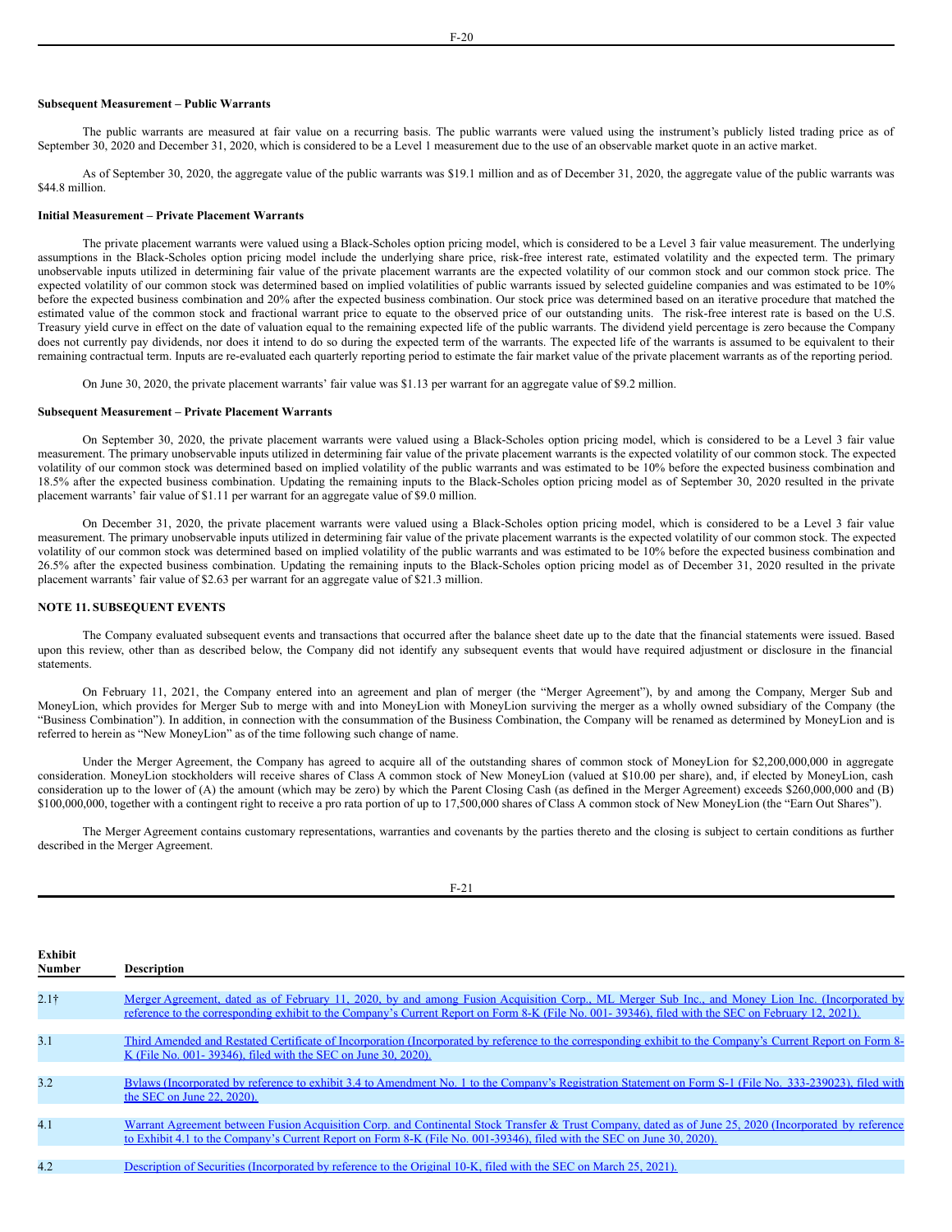**Subsequent Measurement – Public Warrants**

The public warrants are measured at fair value on a recurring basis. The public warrants were valued using the instrument's publicly listed trading price as of September 30, 2020 and December 31, 2020, which is considered to be a Level 1 measurement due to the use of an observable market quote in an active market.

As of September 30, 2020, the aggregate value of the public warrants was $19.1 million and as of December 31, 2020, the aggregate value of the public warrants was $44.8 million.

**Initial Measurement – Private Placement Warrants**

The private placement warrants were valued using a Black-Scholes option pricing model, which is considered to be a Level 3 fair value measurement. The underlying assumptions in the Black-Scholes option pricing model include the underlying share price, risk-free interest rate, estimated volatility and the expected term. The primary unobservable inputs utilized in determining fair value of the private placement warrants are the expected volatility of our common stock and our common stock price. The expected volatility of our common stock was determined based on implied volatilities of public warrants issued by selected guideline companies and was estimated to be 10% before the expected business combination and 20% after the expected business combination. Our stock price was determined based on an iterative procedure that matched the estimated value of the common stock and fractional warrant price to equate to the observed price of our outstanding units. The risk-free interest rate is based on the U.S. Treasury yield curve in effect on the date of valuation equal to the remaining expected life of the public warrants. The dividend yield percentage is zero because the Company does not currently pay dividends, nor does it intend to do so during the expected term of the warrants. The expected life of the warrants is assumed to be equivalent to their remaining contractual term. Inputs are re-evaluated each quarterly reporting period to estimate the fair market value of the private placement warrants as of the reporting period.

On June 30, 2020, the private placement warrants' fair value was $1.13 per warrant for an aggregate value of $9.2 million.

**Subsequent Measurement – Private Placement Warrants**

On September 30, 2020, the private placement warrants were valued using a Black-Scholes option pricing model, which is considered to be a Level 3 fair value measurement. The primary unobservable inputs utilized in determining fair value of the private placement warrants is the expected volatility of our common stock. The expected volatility of our common stock was determined based on implied volatility of the public warrants and was estimated to be 10% before the expected business combination and 18.5% after the expected business combination. Updating the remaining inputs to the Black-Scholes option pricing model as of September 30, 2020 resulted in the private placement warrants' fair value of $1.11 per warrant for an aggregate value of $9.0 million.

On December 31, 2020, the private placement warrants were valued using a Black-Scholes option pricing model, which is considered to be a Level 3 fair value measurement. The primary unobservable inputs utilized in determining fair value of the private placement warrants is the expected volatility of our common stock. The expected volatility of our common stock was determined based on implied volatility of the public warrants and was estimated to be 10% before the expected business combination and 26.5% after the expected business combination. Updating the remaining inputs to the Black-Scholes option pricing model as of December 31, 2020 resulted in the private placement warrants' fair value of $2.63 per warrant for an aggregate value of $21.3 million.

**NOTE 11. SUBSEQUENT EVENTS**

The Company evaluated subsequent events and transactions that occurred after the balance sheet date up to the date that the financial statements were issued. Based upon this review, other than as described below, the Company did not identify any subsequent events that would have required adjustment or disclosure in the financial statements.

On February 11, 2021, the Company entered into an agreement and plan of merger (the "Merger Agreement"), by and among the Company, Merger Sub and MoneyLion, which provides for Merger Sub to merge with and into MoneyLion with MoneyLion surviving the merger as a wholly owned subsidiary of the Company (the "Business Combination"). In addition, in connection with the consummation of the Business Combination, the Company will be renamed as determined by MoneyLion and is referred to herein as "New MoneyLion" as of the time following such change of name.

Under the Merger Agreement, the Company has agreed to acquire all of the outstanding shares of common stock of MoneyLion for $2,200,000,000 in aggregate consideration. MoneyLion stockholders will receive shares of Class A common stock of New MoneyLion (valued at $10.00 per share), and, if elected by MoneyLion, cash consideration up to the lower of (A) the amount (which may be zero) by which the Parent Closing Cash (as defined in the Merger Agreement) exceeds $260,000,000 and (B) $100,000,000, together with a contingent right to receive a pro rata portion of up to 17,500,000 shares of Class A common stock of New MoneyLion (the "Earn Out Shares").

The Merger Agreement contains customary representations, warranties and covenants by the parties thereto and the closing is subject to certain conditions as further described in the Merger Agreement.

| Exhibit Number | Description |
|---|---|
| 2.1† | Merger Agreement, dated as of February 11, 2020, by and among Fusion Acquisition Corp., ML Merger Sub Inc., and Money Lion Inc. (Incorporated by reference to the corresponding exhibit to the Company's Current Report on Form 8-K (File No. 001- 39346), filed with the SEC on February 12, 2021). |
| 3.1 | Third Amended and Restated Certificate of Incorporation (Incorporated by reference to the corresponding exhibit to the Company's Current Report on Form 8-K (File No. 001- 39346), filed with the SEC on June 30, 2020). |
| 3.2 | Bylaws (Incorporated by reference to exhibit 3.4 to Amendment No. 1 to the Company's Registration Statement on Form S-1 (File No. 333-239023), filed with the SEC on June 22, 2020). |
| 4.1 | Warrant Agreement between Fusion Acquisition Corp. and Continental Stock Transfer & Trust Company, dated as of June 25, 2020 (Incorporated by reference to Exhibit 4.1 to the Company's Current Report on Form 8-K (File No. 001-39346), filed with the SEC on June 30, 2020). |
| 4.2 | Description of Securities (Incorporated by reference to the Original 10-K, filed with the SEC on March 25, 2021). |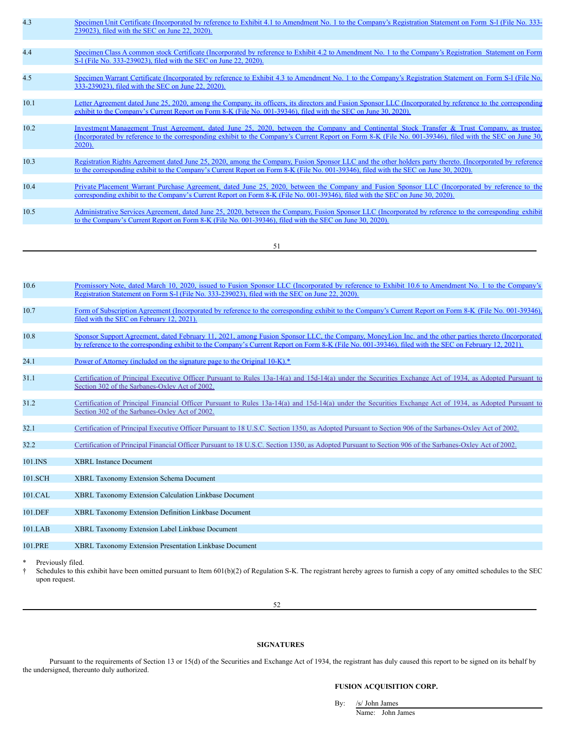| | |
|---|---|
| 4.3 | Specimen Unit Certificate (Incorporated by reference to Exhibit 4.1 to Amendment No. 1 to the Company's Registration Statement on Form S-l (File No. 333-239023), filed with the SEC on June 22, 2020). |
| 4.4 | Specimen Class A common stock Certificate (Incorporated by reference to Exhibit 4.2 to Amendment No. 1 to the Company's Registration Statement on Form S-l (File No. 333-239023), filed with the SEC on June 22, 2020). |
| 4.5 | Specimen Warrant Certificate (Incorporated by reference to Exhibit 4.3 to Amendment No. 1 to the Company's Registration Statement on Form S-l (File No. 333-239023), filed with the SEC on June 22, 2020). |
| 10.1 | Letter Agreement dated June 25, 2020, among the Company, its officers, its directors and Fusion Sponsor LLC (Incorporated by reference to the corresponding exhibit to the Company's Current Report on Form 8-K (File No. 001-39346), filed with the SEC on June 30, 2020). |
| 10.2 | Investment Management Trust Agreement, dated June 25, 2020, between the Company and Continental Stock Transfer & Trust Company, as trustee. (Incorporated by reference to the corresponding exhibit to the Company's Current Report on Form 8-K (File No. 001-39346), filed with the SEC on June 30, 2020). |
| 10.3 | Registration Rights Agreement dated June 25, 2020, among the Company, Fusion Sponsor LLC and the other holders party thereto. (Incorporated by reference to the corresponding exhibit to the Company's Current Report on Form 8-K (File No. 001-39346), filed with the SEC on June 30, 2020). |
| 10.4 | Private Placement Warrant Purchase Agreement, dated June 25, 2020, between the Company and Fusion Sponsor LLC (Incorporated by reference to the corresponding exhibit to the Company's Current Report on Form 8-K (File No. 001-39346), filed with the SEC on June 30, 2020). |
| 10.5 | Administrative Services Agreement, dated June 25, 2020, between the Company, Fusion Sponsor LLC (Incorporated by reference to the corresponding exhibit to the Company's Current Report on Form 8-K (File No. 001-39346), filed with the SEC on June 30, 2020). |
| 10.6 | Promissory Note, dated March 10, 2020, issued to Fusion Sponsor LLC (Incorporated by reference to Exhibit 10.6 to Amendment No. 1 to the Company's Registration Statement on Form S-l (File No. 333-239023), filed with the SEC on June 22, 2020). |
| 10.7 | Form of Subscription Agreement (Incorporated by reference to the corresponding exhibit to the Company's Current Report on Form 8-K (File No. 001-39346), filed with the SEC on February 12, 2021). |
| 10.8 | Sponsor Support Agreement, dated February 11, 2021, among Fusion Sponsor LLC, the Company, MoneyLion Inc. and the other parties thereto (Incorporated by reference to the corresponding exhibit to the Company's Current Report on Form 8-K (File No. 001-39346), filed with the SEC on February 12, 2021). |
| 24.1 | Power of Attorney (included on the signature page to the Original 10-K).* |
| 31.1 | Certification of Principal Executive Officer Pursuant to Rules 13a-14(a) and 15d-14(a) under the Securities Exchange Act of 1934, as Adopted Pursuant to Section 302 of the Sarbanes-Oxley Act of 2002. |
| 31.2 | Certification of Principal Financial Officer Pursuant to Rules 13a-14(a) and 15d-14(a) under the Securities Exchange Act of 1934, as Adopted Pursuant to Section 302 of the Sarbanes-Oxley Act of 2002. |
| 32.1 | Certification of Principal Executive Officer Pursuant to 18 U.S.C. Section 1350, as Adopted Pursuant to Section 906 of the Sarbanes-Oxley Act of 2002. |
| 32.2 | Certification of Principal Financial Officer Pursuant to 18 U.S.C. Section 1350, as Adopted Pursuant to Section 906 of the Sarbanes-Oxley Act of 2002. |
| 101.INS | XBRL Instance Document |
| 101.SCH | XBRL Taxonomy Extension Schema Document |
| 101.CAL | XBRL Taxonomy Extension Calculation Linkbase Document |
| 101.DEF | XBRL Taxonomy Extension Definition Linkbase Document |
| 101.LAB | XBRL Taxonomy Extension Label Linkbase Document |
| 101.PRE | XBRL Taxonomy Extension Presentation Linkbase Document |

\* Previously filed.

† Schedules to this exhibit have been omitted pursuant to Item 601(b)(2) of Regulation S-K. The registrant hereby agrees to furnish a copy of any omitted schedules to the SEC upon request.

## SIGNATURES

Pursuant to the requirements of Section 13 or 15(d) of the Securities and Exchange Act of 1934, the registrant has duly caused this report to be signed on its behalf by the undersigned, thereunto duly authorized.

**FUSION ACQUISITION CORP.**

By: /s/ John James
Name: John James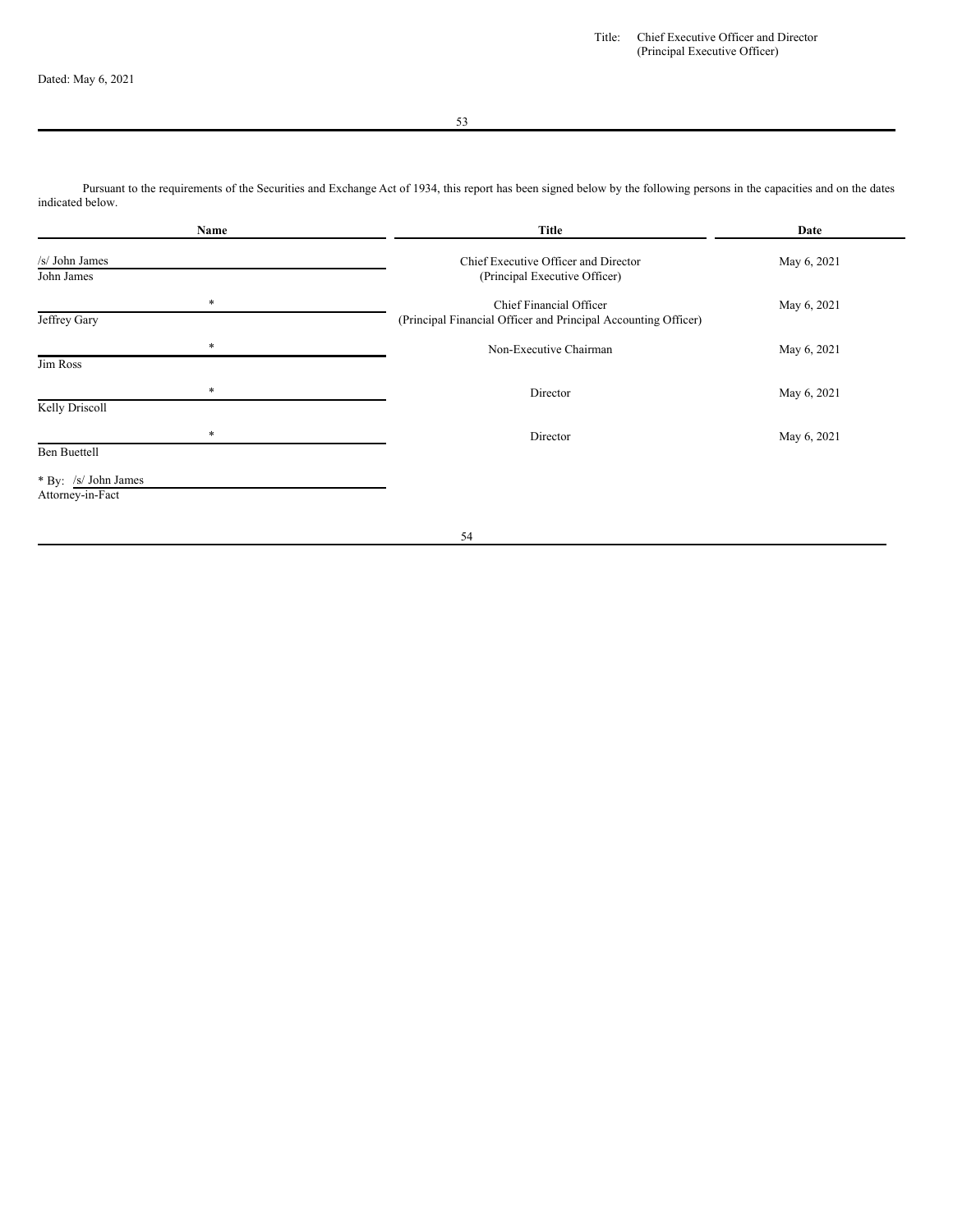Title: Chief Executive Officer and Director
(Principal Executive Officer)

Dated: May 6, 2021

Pursuant to the requirements of the Securities and Exchange Act of 1934, this report has been signed below by the following persons in the capacities and on the dates indicated below.

| Name | Title | Date |
|---|---|---|
| /s/ John James<br>John James | Chief Executive Officer and Director<br>(Principal Executive Officer) | May 6, 2021 |
| *<br>Jeffrey Gary | Chief Financial Officer<br>(Principal Financial Officer and Principal Accounting Officer) | May 6, 2021 |
| *<br>Jim Ross | Non-Executive Chairman | May 6, 2021 |
| *<br>Kelly Driscoll | Director | May 6, 2021 |
| *<br>Ben Buettell | Director | May 6, 2021 |

* By: /s/ John James
Attorney-in-Fact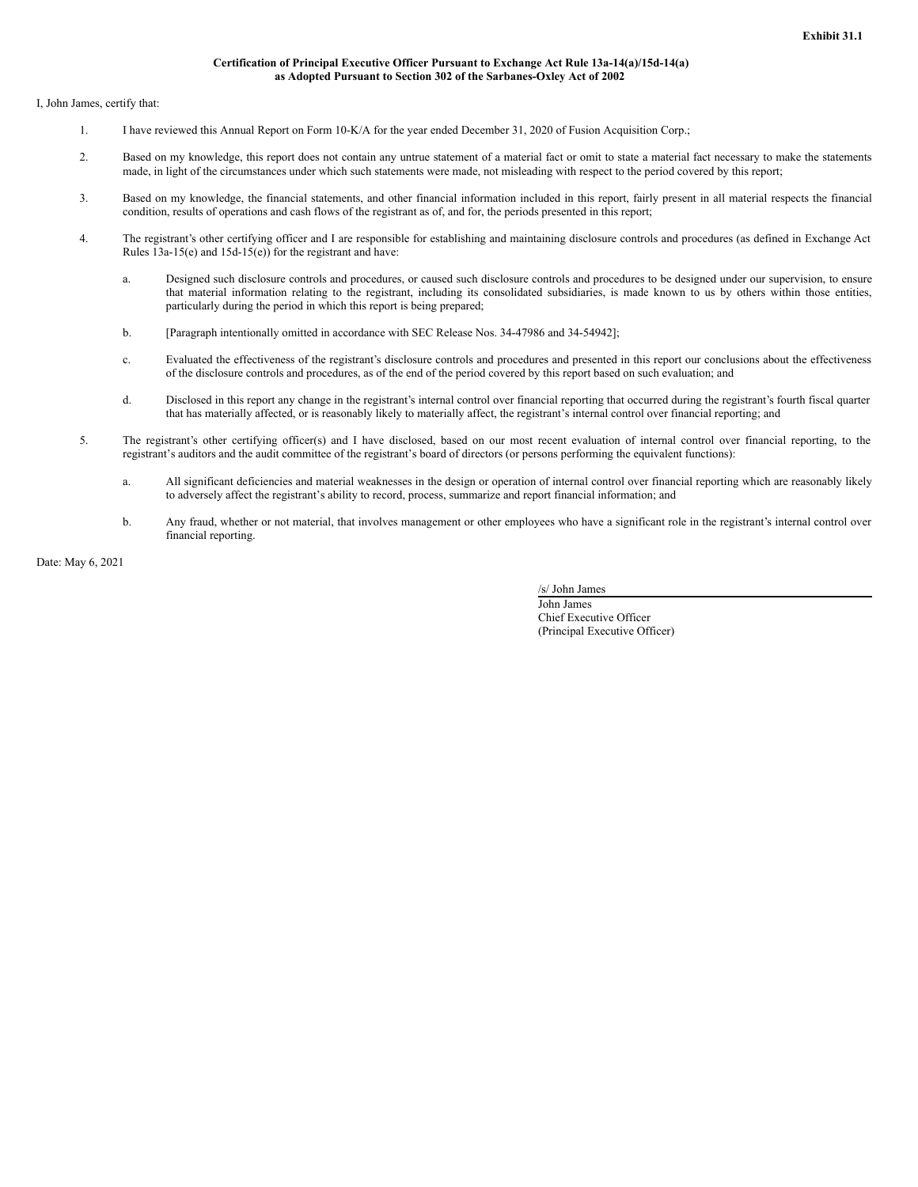**Exhibit 31.1**

**Certification of Principal Executive Officer Pursuant to Exchange Act Rule 13a-14(a)/15d-14(a) as Adopted Pursuant to Section 302 of the Sarbanes-Oxley Act of 2002**

I, John James, certify that:

1. I have reviewed this Annual Report on Form 10-K/A for the year ended December 31, 2020 of Fusion Acquisition Corp.;

2. Based on my knowledge, this report does not contain any untrue statement of a material fact or omit to state a material fact necessary to make the statements made, in light of the circumstances under which such statements were made, not misleading with respect to the period covered by this report;

3. Based on my knowledge, the financial statements, and other financial information included in this report, fairly present in all material respects the financial condition, results of operations and cash flows of the registrant as of, and for, the periods presented in this report;

4. The registrant's other certifying officer and I are responsible for establishing and maintaining disclosure controls and procedures (as defined in Exchange Act Rules 13a-15(e) and 15d-15(e)) for the registrant and have:

   a. Designed such disclosure controls and procedures, or caused such disclosure controls and procedures to be designed under our supervision, to ensure that material information relating to the registrant, including its consolidated subsidiaries, is made known to us by others within those entities, particularly during the period in which this report is being prepared;

   b. [Paragraph intentionally omitted in accordance with SEC Release Nos. 34-47986 and 34-54942];

   c. Evaluated the effectiveness of the registrant's disclosure controls and procedures and presented in this report our conclusions about the effectiveness of the disclosure controls and procedures, as of the end of the period covered by this report based on such evaluation; and

   d. Disclosed in this report any change in the registrant's internal control over financial reporting that occurred during the registrant's fourth fiscal quarter that has materially affected, or is reasonably likely to materially affect, the registrant's internal control over financial reporting; and

5. The registrant's other certifying officer(s) and I have disclosed, based on our most recent evaluation of internal control over financial reporting, to the registrant's auditors and the audit committee of the registrant's board of directors (or persons performing the equivalent functions):

   a. All significant deficiencies and material weaknesses in the design or operation of internal control over financial reporting which are reasonably likely to adversely affect the registrant's ability to record, process, summarize and report financial information; and

   b. Any fraud, whether or not material, that involves management or other employees who have a significant role in the registrant's internal control over financial reporting.

Date: May 6, 2021

/s/ John James
John James
Chief Executive Officer
(Principal Executive Officer)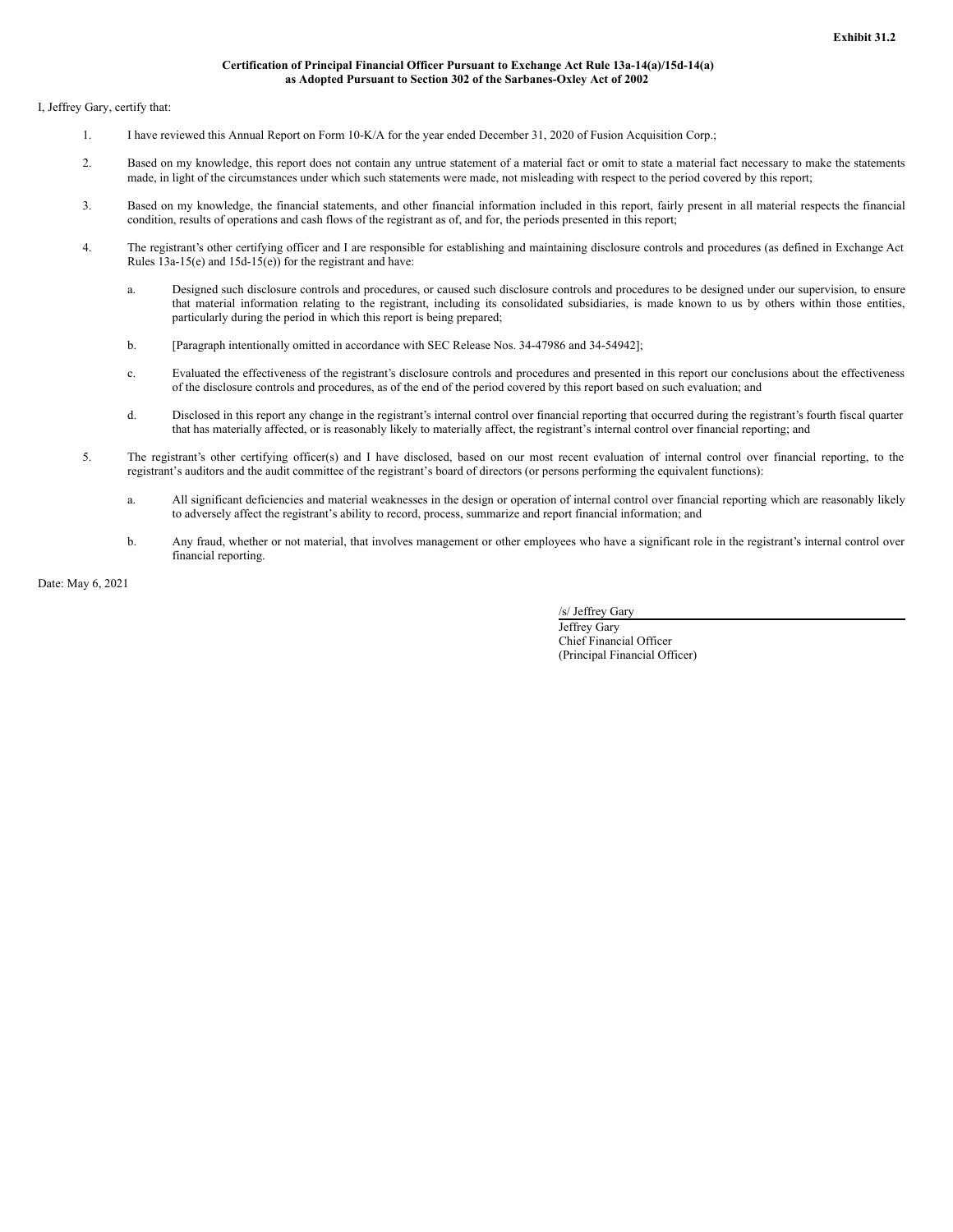**Exhibit 31.2**

**Certification of Principal Financial Officer Pursuant to Exchange Act Rule 13a-14(a)/15d-14(a) as Adopted Pursuant to Section 302 of the Sarbanes-Oxley Act of 2002**

I, Jeffrey Gary, certify that:

1. I have reviewed this Annual Report on Form 10-K/A for the year ended December 31, 2020 of Fusion Acquisition Corp.;

2. Based on my knowledge, this report does not contain any untrue statement of a material fact or omit to state a material fact necessary to make the statements made, in light of the circumstances under which such statements were made, not misleading with respect to the period covered by this report;

3. Based on my knowledge, the financial statements, and other financial information included in this report, fairly present in all material respects the financial condition, results of operations and cash flows of the registrant as of, and for, the periods presented in this report;

4. The registrant's other certifying officer and I are responsible for establishing and maintaining disclosure controls and procedures (as defined in Exchange Act Rules 13a-15(e) and 15d-15(e)) for the registrant and have:

   a. Designed such disclosure controls and procedures, or caused such disclosure controls and procedures to be designed under our supervision, to ensure that material information relating to the registrant, including its consolidated subsidiaries, is made known to us by others within those entities, particularly during the period in which this report is being prepared;

   b. [Paragraph intentionally omitted in accordance with SEC Release Nos. 34-47986 and 34-54942];

   c. Evaluated the effectiveness of the registrant's disclosure controls and procedures and presented in this report our conclusions about the effectiveness of the disclosure controls and procedures, as of the end of the period covered by this report based on such evaluation; and

   d. Disclosed in this report any change in the registrant's internal control over financial reporting that occurred during the registrant's fourth fiscal quarter that has materially affected, or is reasonably likely to materially affect, the registrant's internal control over financial reporting; and

5. The registrant's other certifying officer(s) and I have disclosed, based on our most recent evaluation of internal control over financial reporting, to the registrant's auditors and the audit committee of the registrant's board of directors (or persons performing the equivalent functions):

   a. All significant deficiencies and material weaknesses in the design or operation of internal control over financial reporting which are reasonably likely to adversely affect the registrant's ability to record, process, summarize and report financial information; and

   b. Any fraud, whether or not material, that involves management or other employees who have a significant role in the registrant's internal control over financial reporting.

Date: May 6, 2021

/s/ Jeffrey Gary
Jeffrey Gary
Chief Financial Officer
(Principal Financial Officer)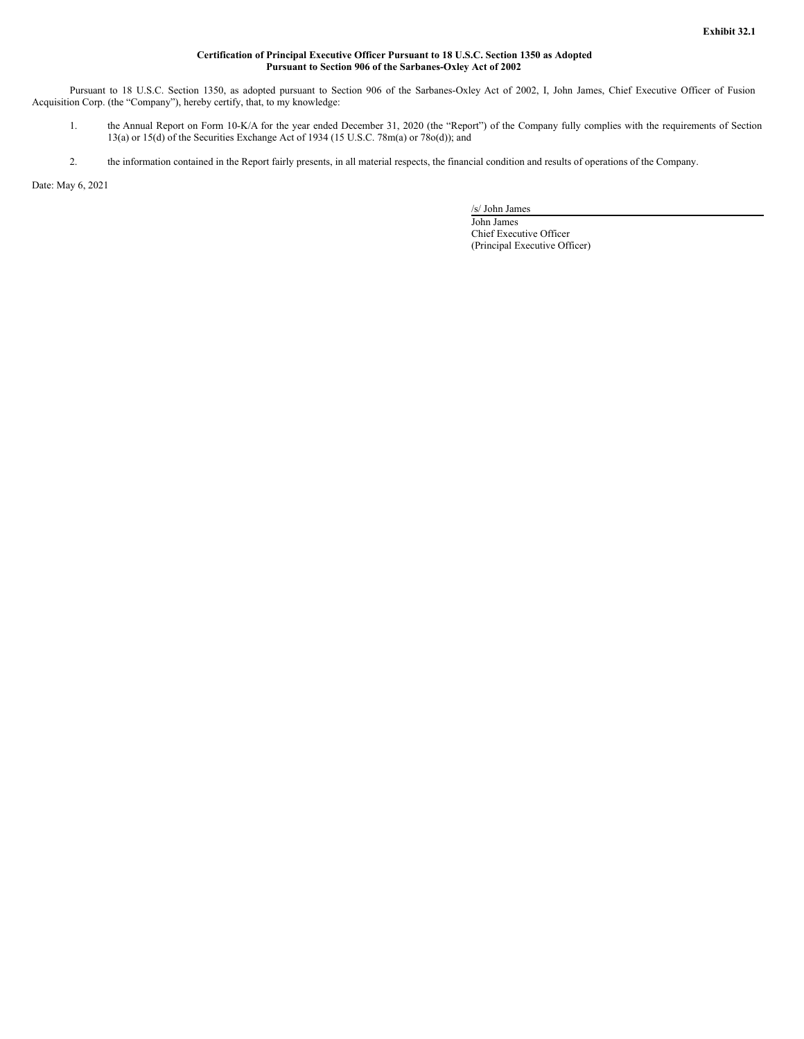**Exhibit 32.1**

**Certification of Principal Executive Officer Pursuant to 18 U.S.C. Section 1350 as Adopted Pursuant to Section 906 of the Sarbanes-Oxley Act of 2002**

Pursuant to 18 U.S.C. Section 1350, as adopted pursuant to Section 906 of the Sarbanes-Oxley Act of 2002, I, John James, Chief Executive Officer of Fusion Acquisition Corp. (the "Company"), hereby certify, that, to my knowledge:

1. the Annual Report on Form 10-K/A for the year ended December 31, 2020 (the "Report") of the Company fully complies with the requirements of Section 13(a) or 15(d) of the Securities Exchange Act of 1934 (15 U.S.C. 78m(a) or 78o(d)); and

2. the information contained in the Report fairly presents, in all material respects, the financial condition and results of operations of the Company.

Date: May 6, 2021

/s/ John James
John James
Chief Executive Officer
(Principal Executive Officer)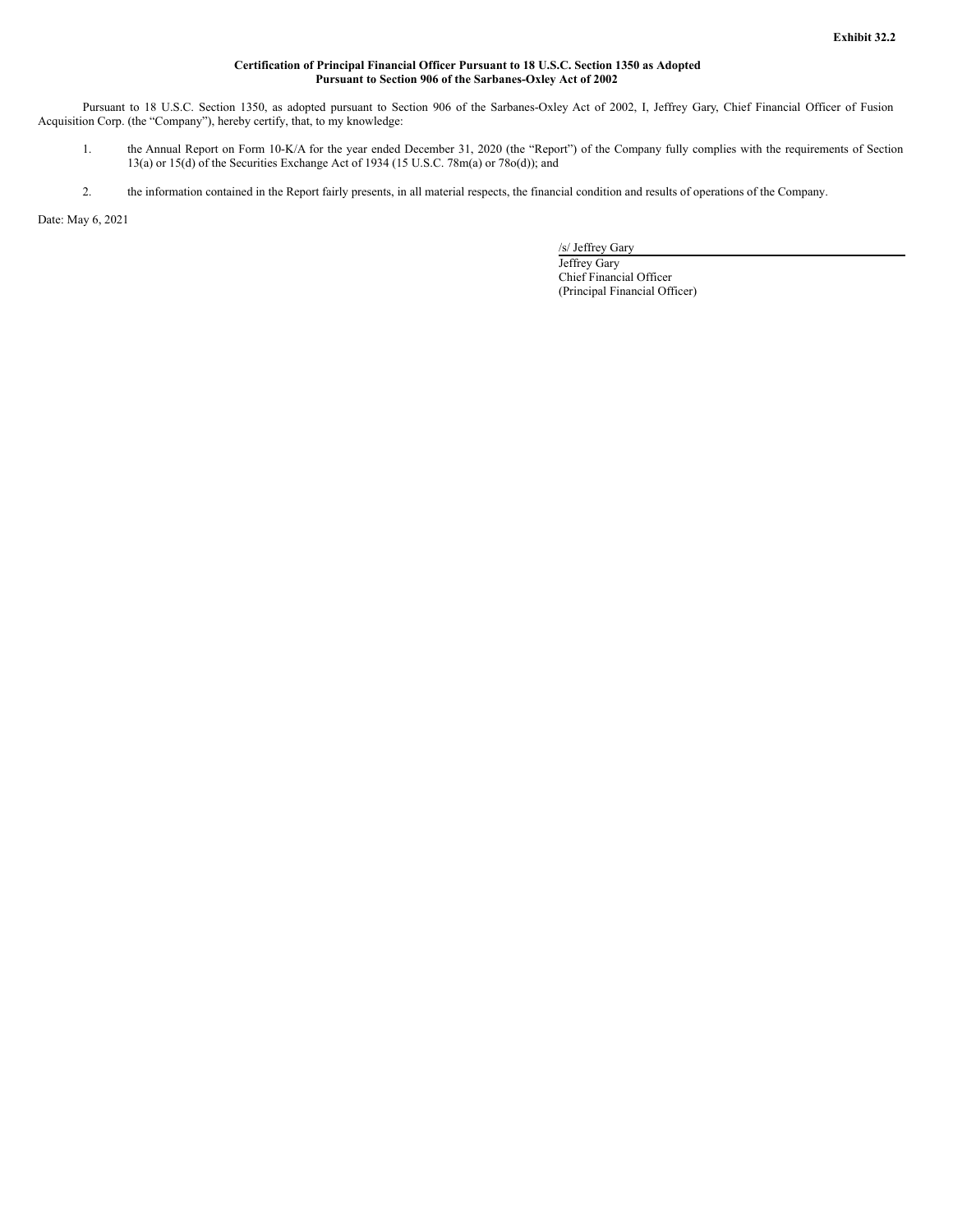**Exhibit 32.2**

**Certification of Principal Financial Officer Pursuant to 18 U.S.C. Section 1350 as Adopted Pursuant to Section 906 of the Sarbanes-Oxley Act of 2002**

Pursuant to 18 U.S.C. Section 1350, as adopted pursuant to Section 906 of the Sarbanes-Oxley Act of 2002, I, Jeffrey Gary, Chief Financial Officer of Fusion Acquisition Corp. (the "Company"), hereby certify, that, to my knowledge:

1. the Annual Report on Form 10-K/A for the year ended December 31, 2020 (the "Report") of the Company fully complies with the requirements of Section 13(a) or 15(d) of the Securities Exchange Act of 1934 (15 U.S.C. 78m(a) or 78o(d)); and

2. the information contained in the Report fairly presents, in all material respects, the financial condition and results of operations of the Company.

Date: May 6, 2021

/s/ Jeffrey Gary
Jeffrey Gary
Chief Financial Officer
(Principal Financial Officer)